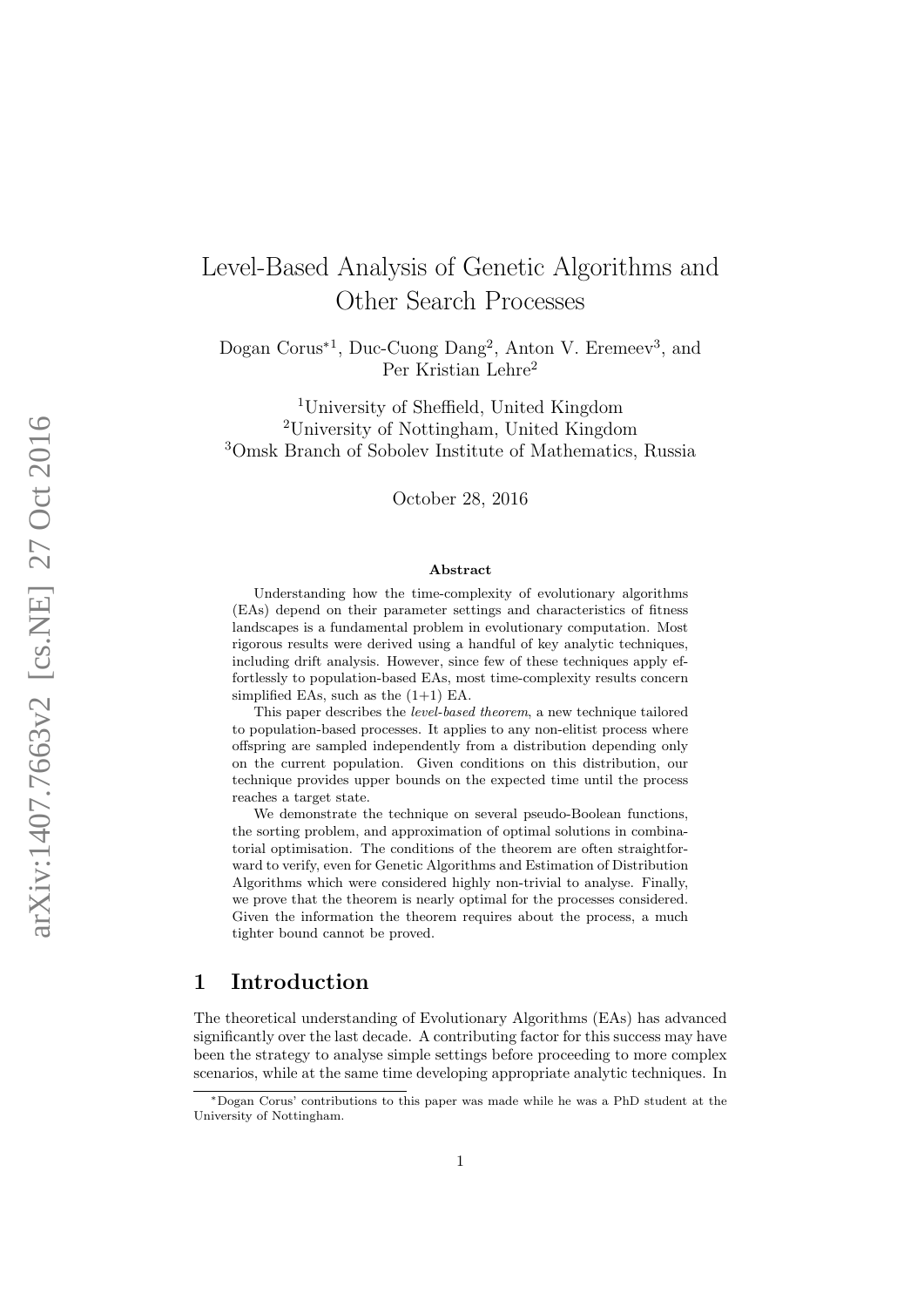# Level-Based Analysis of Genetic Algorithms and Other Search Processes

Dogan Corus*[1], Duc-Cuong Dang[2], Anton V. Eremeev[3], and Per Kristian Lehre[2]

[1]University of Sheffield, United Kingdom
[2]University of Nottingham, United Kingdom
[3]Omsk Branch of Sobolev Institute of Mathematics, Russia

October 28, 2016

### Abstract

Understanding how the time-complexity of evolutionary algorithms (EAs) depend on their parameter settings and characteristics of fitness landscapes is a fundamental problem in evolutionary computation. Most rigorous results were derived using a handful of key analytic techniques, including drift analysis. However, since few of these techniques apply effortlessly to population-based EAs, most time-complexity results concern simplified EAs, such as the (1+1) EA.

This paper describes the *level-based theorem*, a new technique tailored to population-based processes. It applies to any non-elitist process where offspring are sampled independently from a distribution depending only on the current population. Given conditions on this distribution, our technique provides upper bounds on the expected time until the process reaches a target state.

We demonstrate the technique on several pseudo-Boolean functions, the sorting problem, and approximation of optimal solutions in combinatorial optimisation. The conditions of the theorem are often straightforward to verify, even for Genetic Algorithms and Estimation of Distribution Algorithms which were considered highly non-trivial to analyse. Finally, we prove that the theorem is nearly optimal for the processes considered. Given the information the theorem requires about the process, a much tighter bound cannot be proved.

## 1 Introduction

The theoretical understanding of Evolutionary Algorithms (EAs) has advanced significantly over the last decade. A contributing factor for this success may have been the strategy to analyse simple settings before proceeding to more complex scenarios, while at the same time developing appropriate analytic techniques. In

*Dogan Corus' contributions to this paper was made while he was a PhD student at the University of Nottingham.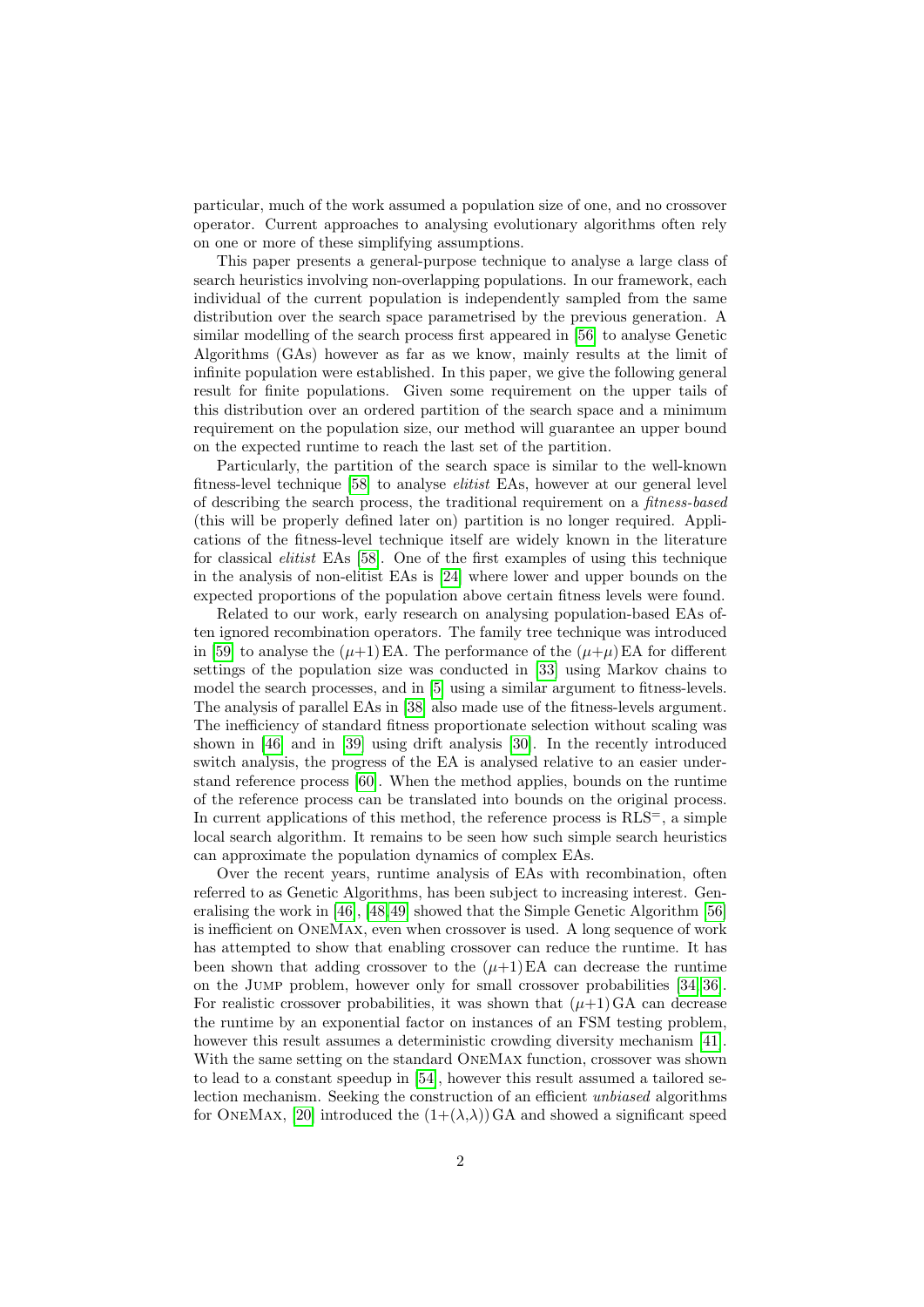particular, much of the work assumed a population size of one, and no crossover operator. Current approaches to analysing evolutionary algorithms often rely on one or more of these simplifying assumptions.

This paper presents a general-purpose technique to analyse a large class of search heuristics involving non-overlapping populations. In our framework, each individual of the current population is independently sampled from the same distribution over the search space parametrised by the previous generation. A similar modelling of the search process first appeared in [56] to analyse Genetic Algorithms (GAs) however as far as we know, mainly results at the limit of infinite population were established. In this paper, we give the following general result for finite populations. Given some requirement on the upper tails of this distribution over an ordered partition of the search space and a minimum requirement on the population size, our method will guarantee an upper bound on the expected runtime to reach the last set of the partition.

Particularly, the partition of the search space is similar to the well-known fitness-level technique [58] to analyse *elitist* EAs, however at our general level of describing the search process, the traditional requirement on a *fitness-based* (this will be properly defined later on) partition is no longer required. Applications of the fitness-level technique itself are widely known in the literature for classical *elitist* EAs [58]. One of the first examples of using this technique in the analysis of non-elitist EAs is [24] where lower and upper bounds on the expected proportions of the population above certain fitness levels were found.

Related to our work, early research on analysing population-based EAs often ignored recombination operators. The family tree technique was introduced in [59] to analyse the $(\mu{+}1)$ EA. The performance of the $(\mu{+}\mu)$ EA for different settings of the population size was conducted in [33] using Markov chains to model the search processes, and in [5] using a similar argument to fitness-levels. The analysis of parallel EAs in [38] also made use of the fitness-levels argument. The inefficiency of standard fitness proportionate selection without scaling was shown in [46] and in [39] using drift analysis [30]. In the recently introduced switch analysis, the progress of the EA is analysed relative to an easier understand reference process [60]. When the method applies, bounds on the runtime of the reference process can be translated into bounds on the original process. In current applications of this method, the reference process is $\text{RLS}^{=}$, a simple local search algorithm. It remains to be seen how such simple search heuristics can approximate the population dynamics of complex EAs.

Over the recent years, runtime analysis of EAs with recombination, often referred to as Genetic Algorithms, has been subject to increasing interest. Generalising the work in [46], [48,49] showed that the Simple Genetic Algorithm [56] is inefficient on OneMax, even when crossover is used. A long sequence of work has attempted to show that enabling crossover can reduce the runtime. It has been shown that adding crossover to the $(\mu{+}1)$ EA can decrease the runtime on the Jump problem, however only for small crossover probabilities [34,36]. For realistic crossover probabilities, it was shown that $(\mu{+}1)$ GA can decrease the runtime by an exponential factor on instances of an FSM testing problem, however this result assumes a deterministic crowding diversity mechanism [41]. With the same setting on the standard OneMax function, crossover was shown to lead to a constant speedup in [54], however this result assumed a tailored selection mechanism. Seeking the construction of an efficient *unbiased* algorithms for OneMax, [20] introduced the $(1{+}(\lambda,\lambda))$ GA and showed a significant speed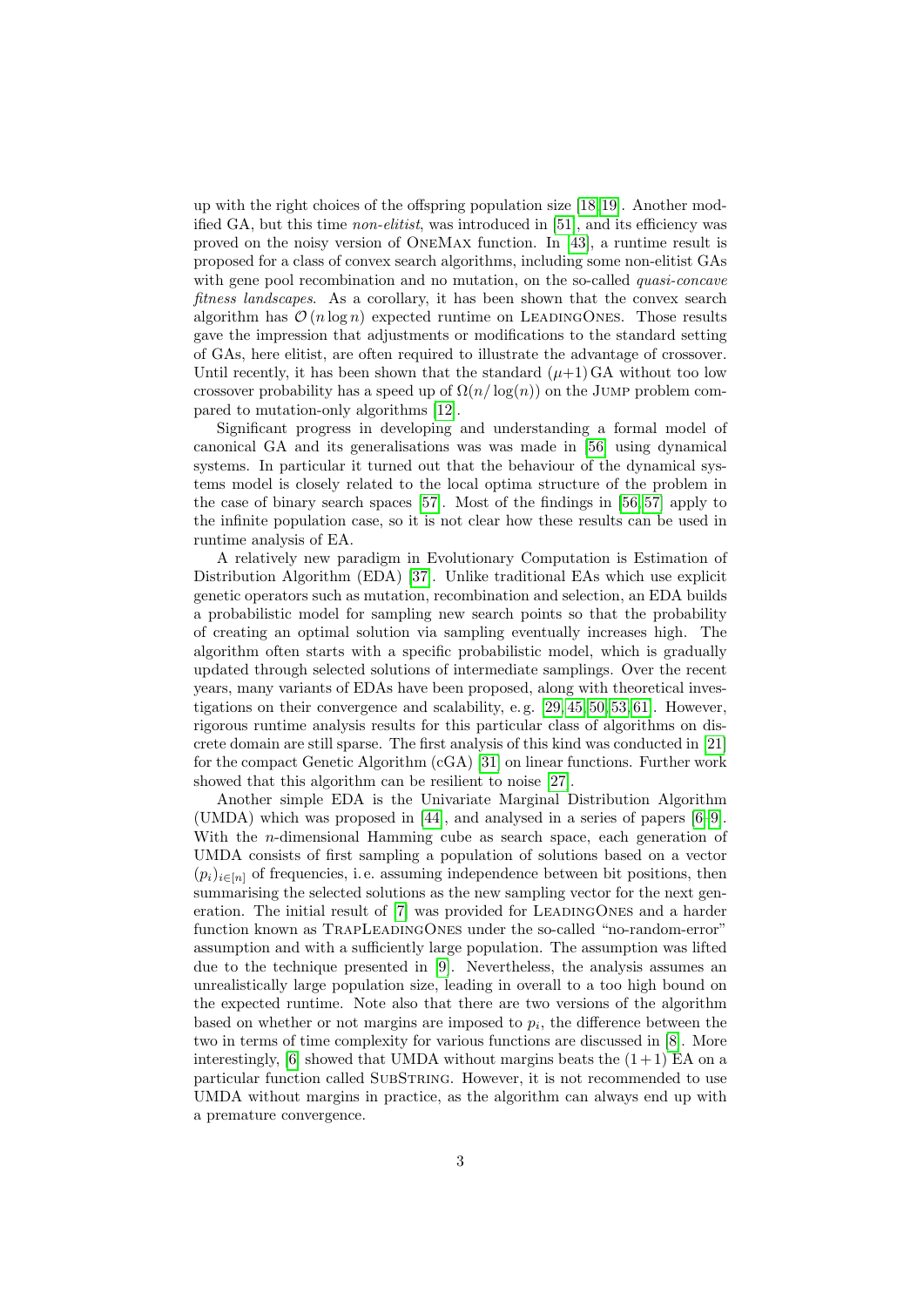up with the right choices of the offspring population size [18,19]. Another modified GA, but this time *non-elitist*, was introduced in [51], and its efficiency was proved on the noisy version of OneMax function. In [43], a runtime result is proposed for a class of convex search algorithms, including some non-elitist GAs with gene pool recombination and no mutation, on the so-called *quasi-concave fitness landscapes*. As a corollary, it has been shown that the convex search algorithm has $\mathcal{O}(n \log n)$ expected runtime on LeadingOnes. Those results gave the impression that adjustments or modifications to the standard setting of GAs, here elitist, are often required to illustrate the advantage of crossover. Until recently, it has been shown that the standard $(\mu+1)$ GA without too low crossover probability has a speed up of $\Omega(n/\log(n))$ on the Jump problem compared to mutation-only algorithms [12].

Significant progress in developing and understanding a formal model of canonical GA and its generalisations was was made in [56] using dynamical systems. In particular it turned out that the behaviour of the dynamical systems model is closely related to the local optima structure of the problem in the case of binary search spaces [57]. Most of the findings in [56,57] apply to the infinite population case, so it is not clear how these results can be used in runtime analysis of EA.

A relatively new paradigm in Evolutionary Computation is Estimation of Distribution Algorithm (EDA) [37]. Unlike traditional EAs which use explicit genetic operators such as mutation, recombination and selection, an EDA builds a probabilistic model for sampling new search points so that the probability of creating an optimal solution via sampling eventually increases high. The algorithm often starts with a specific probabilistic model, which is gradually updated through selected solutions of intermediate samplings. Over the recent years, many variants of EDAs have been proposed, along with theoretical investigations on their convergence and scalability, e. g. [29,45,50,53,61]. However, rigorous runtime analysis results for this particular class of algorithms on discrete domain are still sparse. The first analysis of this kind was conducted in [21] for the compact Genetic Algorithm (cGA) [31] on linear functions. Further work showed that this algorithm can be resilient to noise [27].

Another simple EDA is the Univariate Marginal Distribution Algorithm (UMDA) which was proposed in [44], and analysed in a series of papers [6–9]. With the $n$-dimensional Hamming cube as search space, each generation of UMDA consists of first sampling a population of solutions based on a vector $(p_i)_{i\in[n]}$ of frequencies, i. e. assuming independence between bit positions, then summarising the selected solutions as the new sampling vector for the next generation. The initial result of [7] was provided for LeadingOnes and a harder function known as TrapLeadingOnes under the so-called "no-random-error" assumption and with a sufficiently large population. The assumption was lifted due to the technique presented in [9]. Nevertheless, the analysis assumes an unrealistically large population size, leading in overall to a too high bound on the expected runtime. Note also that there are two versions of the algorithm based on whether or not margins are imposed to $p_i$, the difference between the two in terms of time complexity for various functions are discussed in [8]. More interestingly, [6] showed that UMDA without margins beats the $(1+1)$ EA on a particular function called SubString. However, it is not recommended to use UMDA without margins in practice, as the algorithm can always end up with a premature convergence.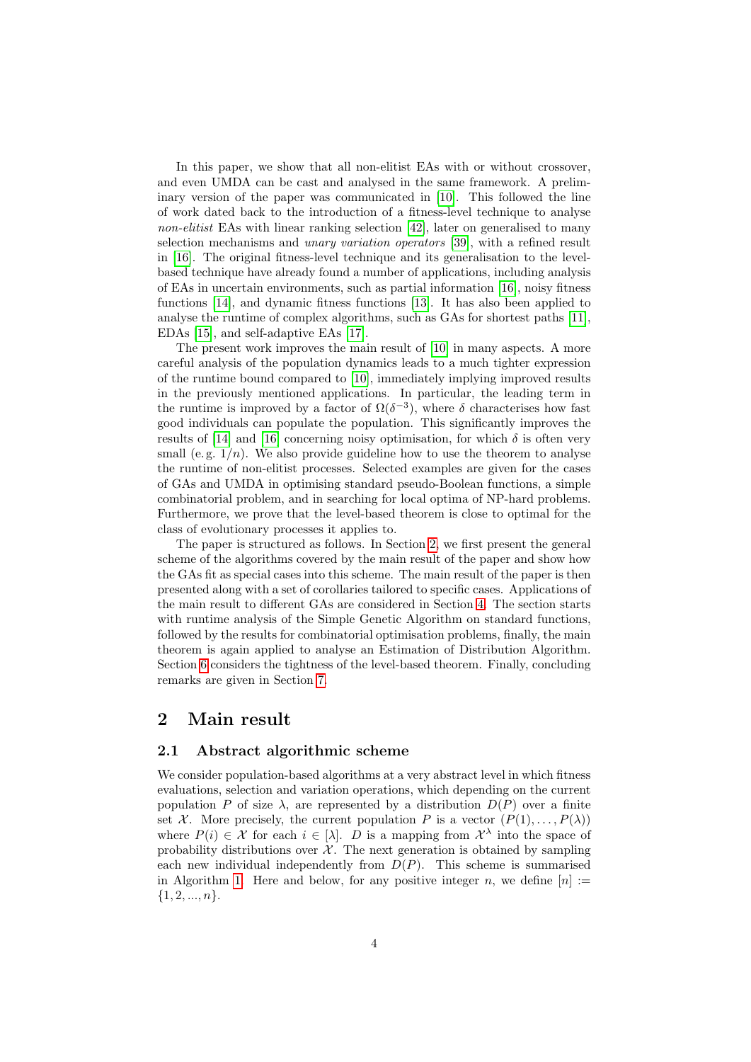In this paper, we show that all non-elitist EAs with or without crossover, and even UMDA can be cast and analysed in the same framework. A preliminary version of the paper was communicated in [10]. This followed the line of work dated back to the introduction of a fitness-level technique to analyse *non-elitist* EAs with linear ranking selection [42], later on generalised to many selection mechanisms and *unary variation operators* [39], with a refined result in [16]. The original fitness-level technique and its generalisation to the level-based technique have already found a number of applications, including analysis of EAs in uncertain environments, such as partial information [16], noisy fitness functions [14], and dynamic fitness functions [13]. It has also been applied to analyse the runtime of complex algorithms, such as GAs for shortest paths [11], EDAs [15], and self-adaptive EAs [17].

The present work improves the main result of [10] in many aspects. A more careful analysis of the population dynamics leads to a much tighter expression of the runtime bound compared to [10], immediately implying improved results in the previously mentioned applications. In particular, the leading term in the runtime is improved by a factor of $\Omega(\delta^{-3})$, where $\delta$ characterises how fast good individuals can populate the population. This significantly improves the results of [14] and [16] concerning noisy optimisation, for which $\delta$ is often very small (e. g. $1/n$). We also provide guideline how to use the theorem to analyse the runtime of non-elitist processes. Selected examples are given for the cases of GAs and UMDA in optimising standard pseudo-Boolean functions, a simple combinatorial problem, and in searching for local optima of NP-hard problems. Furthermore, we prove that the level-based theorem is close to optimal for the class of evolutionary processes it applies to.

The paper is structured as follows. In Section 2, we first present the general scheme of the algorithms covered by the main result of the paper and show how the GAs fit as special cases into this scheme. The main result of the paper is then presented along with a set of corollaries tailored to specific cases. Applications of the main result to different GAs are considered in Section 4. The section starts with runtime analysis of the Simple Genetic Algorithm on standard functions, followed by the results for combinatorial optimisation problems, finally, the main theorem is again applied to analyse an Estimation of Distribution Algorithm. Section 6 considers the tightness of the level-based theorem. Finally, concluding remarks are given in Section 7.

# 2 Main result

## 2.1 Abstract algorithmic scheme

We consider population-based algorithms at a very abstract level in which fitness evaluations, selection and variation operations, which depending on the current population $P$ of size $\lambda$, are represented by a distribution $D(P)$ over a finite set $\mathcal{X}$. More precisely, the current population $P$ is a vector $(P(1), \ldots, P(\lambda))$ where $P(i) \in \mathcal{X}$ for each $i \in [\lambda]$. $D$ is a mapping from $\mathcal{X}^\lambda$ into the space of probability distributions over $\mathcal{X}$. The next generation is obtained by sampling each new individual independently from $D(P)$. This scheme is summarised in Algorithm 1. Here and below, for any positive integer $n$, we define $[n] := \{1, 2, ..., n\}$.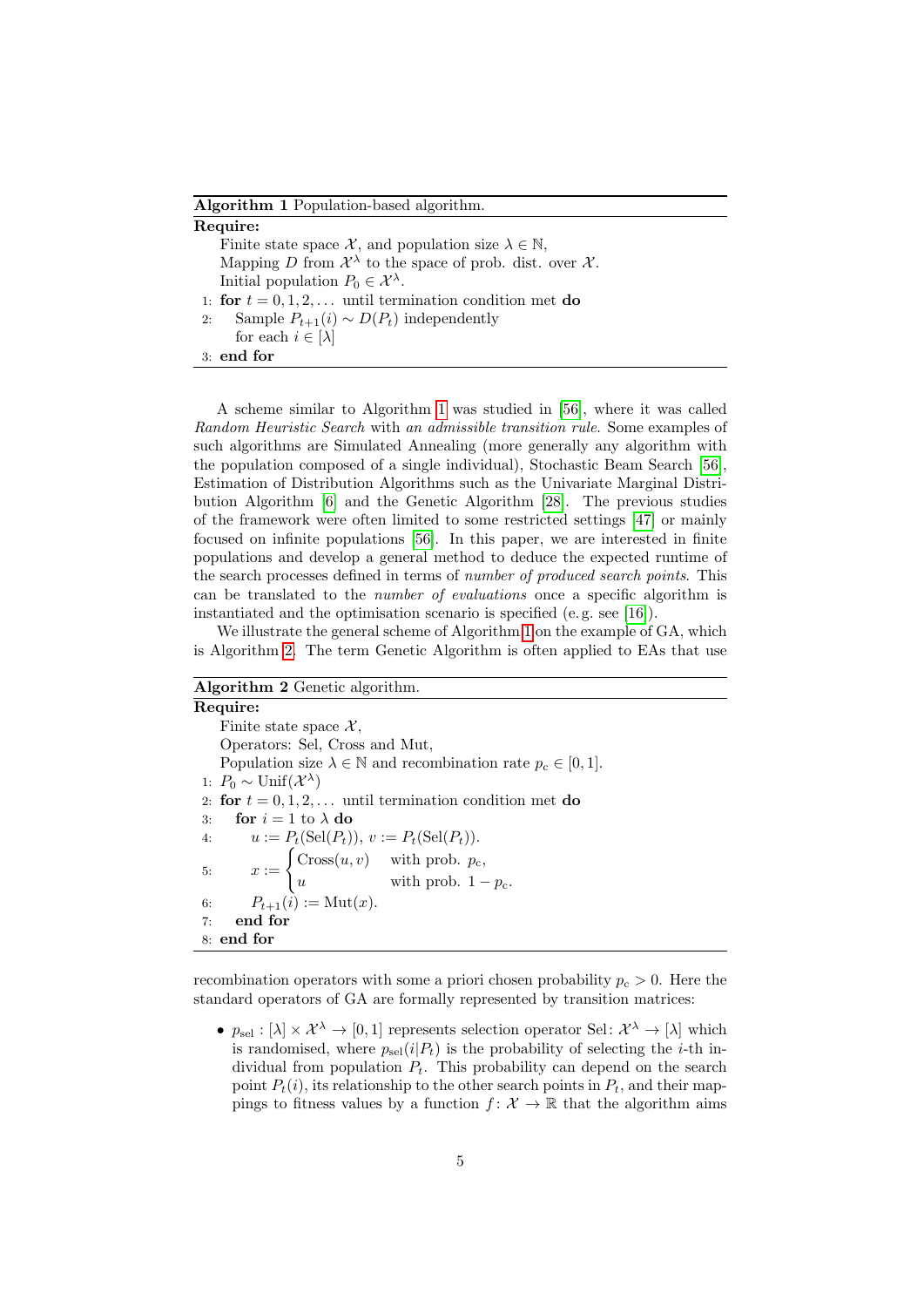---

**Algorithm 1** Population-based algorithm.

---

**Require:**

Finite state space $\mathcal{X}$, and population size $\lambda \in \mathbb{N}$,
Mapping $D$ from $\mathcal{X}^\lambda$ to the space of prob. dist. over $\mathcal{X}$.
Initial population $P_0 \in \mathcal{X}^\lambda$.

1: **for** $t = 0, 1, 2, \ldots$ until termination condition met **do**
2: Sample $P_{t+1}(i) \sim D(P_t)$ independently for each $i \in [\lambda]$
3: **end for**

---

A scheme similar to Algorithm 1 was studied in [56], where it was called *Random Heuristic Search* with *an admissible transition rule*. Some examples of such algorithms are Simulated Annealing (more generally any algorithm with the population composed of a single individual), Stochastic Beam Search [56], Estimation of Distribution Algorithms such as the Univariate Marginal Distribution Algorithm [6] and the Genetic Algorithm [28]. The previous studies of the framework were often limited to some restricted settings [47] or mainly focused on infinite populations [56]. In this paper, we are interested in finite populations and develop a general method to deduce the expected runtime of the search processes defined in terms of *number of produced search points*. This can be translated to the *number of evaluations* once a specific algorithm is instantiated and the optimisation scenario is specified (e. g. see [16]).

We illustrate the general scheme of Algorithm 1 on the example of GA, which is Algorithm 2. The term Genetic Algorithm is often applied to EAs that use

---

**Algorithm 2** Genetic algorithm.

---

**Require:**

Finite state space $\mathcal{X}$,
Operators: Sel, Cross and Mut,
Population size $\lambda \in \mathbb{N}$ and recombination rate $p_c \in [0, 1]$.

1: $P_0 \sim \mathrm{Unif}(\mathcal{X}^\lambda)$
2: **for** $t = 0, 1, 2, \ldots$ until termination condition met **do**
3: **for** $i = 1$ to $\lambda$ **do**
4: $u := P_t(\mathrm{Sel}(P_t))$, $v := P_t(\mathrm{Sel}(P_t))$.
5: $x := \begin{cases} \mathrm{Cross}(u, v) & \text{with prob. } p_c, \\ u & \text{with prob. } 1 - p_c. \end{cases}$
6: $P_{t+1}(i) := \mathrm{Mut}(x)$.
7: **end for**
8: **end for**

---

recombination operators with some a priori chosen probability $p_c > 0$. Here the standard operators of GA are formally represented by transition matrices:

- $p_{\mathrm{sel}} : [\lambda] \times \mathcal{X}^\lambda \to [0, 1]$ represents selection operator $\mathrm{Sel}\colon \mathcal{X}^\lambda \to [\lambda]$ which is randomised, where $p_{\mathrm{sel}}(i|P_t)$ is the probability of selecting the $i$-th individual from population $P_t$. This probability can depend on the search point $P_t(i)$, its relationship to the other search points in $P_t$, and their mappings to fitness values by a function $f\colon \mathcal{X} \to \mathbb{R}$ that the algorithm aims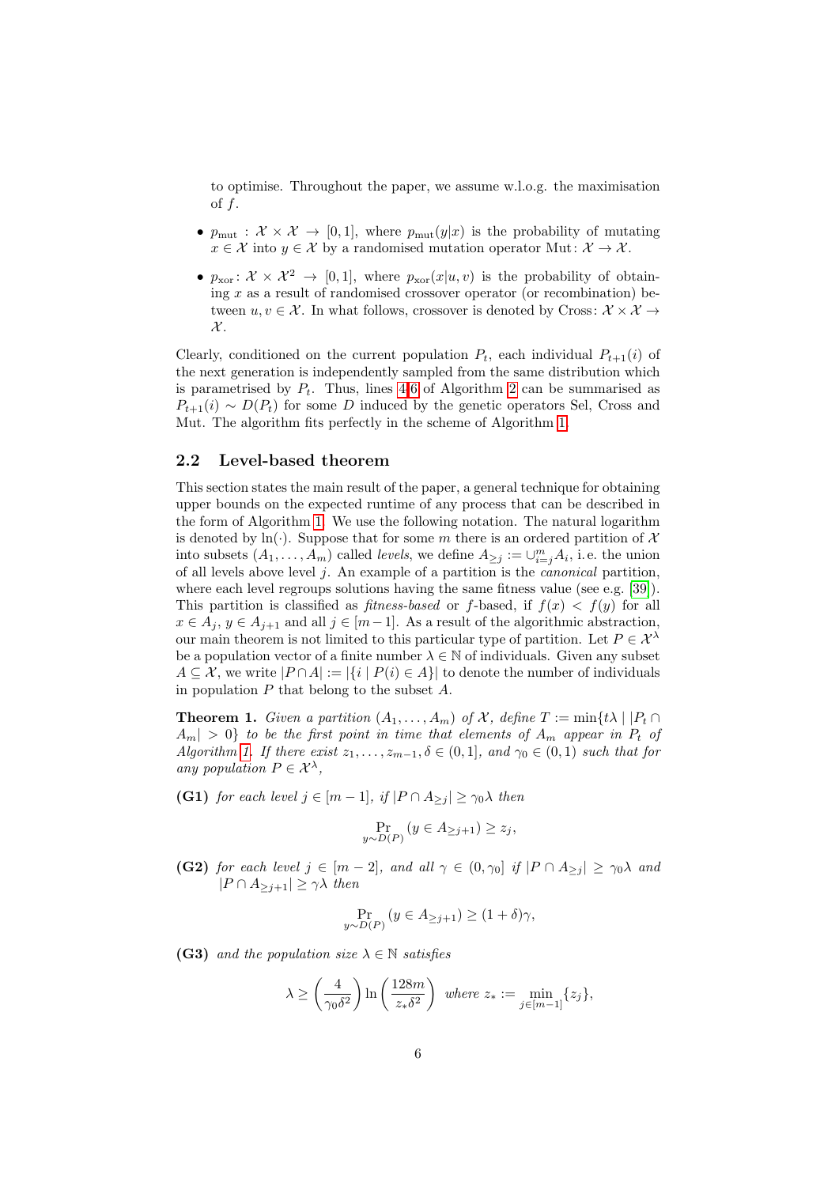to optimise. Throughout the paper, we assume w.l.o.g. the maximisation of $f$.

- $p_{\text{mut}} : \mathcal{X} \times \mathcal{X} \to [0,1]$, where $p_{\text{mut}}(y|x)$ is the probability of mutating $x \in \mathcal{X}$ into $y \in \mathcal{X}$ by a randomised mutation operator $\text{Mut}\colon \mathcal{X} \to \mathcal{X}$.
- $p_{\text{xor}}\colon \mathcal{X} \times \mathcal{X}^2 \to [0,1]$, where $p_{\text{xor}}(x|u,v)$ is the probability of obtaining $x$ as a result of randomised crossover operator (or recombination) between $u, v \in \mathcal{X}$. In what follows, crossover is denoted by $\text{Cross}\colon \mathcal{X} \times \mathcal{X} \to \mathcal{X}$.

Clearly, conditioned on the current population $P_t$, each individual $P_{t+1}(i)$ of the next generation is independently sampled from the same distribution which is parametrised by $P_t$. Thus, lines 4-6 of Algorithm 2 can be summarised as $P_{t+1}(i) \sim D(P_t)$ for some $D$ induced by the genetic operators Sel, Cross and Mut. The algorithm fits perfectly in the scheme of Algorithm 1.

## 2.2 Level-based theorem

This section states the main result of the paper, a general technique for obtaining upper bounds on the expected runtime of any process that can be described in the form of Algorithm 1. We use the following notation. The natural logarithm is denoted by $\ln(\cdot)$. Suppose that for some $m$ there is an ordered partition of $\mathcal{X}$ into subsets $(A_1, \ldots, A_m)$ called *levels*, we define $A_{\geq j} := \cup_{i=j}^{m} A_i$, i.e. the union of all levels above level $j$. An example of a partition is the *canonical* partition, where each level regroups solutions having the same fitness value (see e.g. [39]). This partition is classified as *fitness-based* or $f$-based, if $f(x) < f(y)$ for all $x \in A_j$, $y \in A_{j+1}$ and all $j \in [m-1]$. As a result of the algorithmic abstraction, our main theorem is not limited to this particular type of partition. Let $P \in \mathcal{X}^\lambda$ be a population vector of a finite number $\lambda \in \mathbb{N}$ of individuals. Given any subset $A \subseteq \mathcal{X}$, we write $|P \cap A| := |\{i \mid P(i) \in A\}|$ to denote the number of individuals in population $P$ that belong to the subset $A$.

**Theorem 1.** *Given a partition $(A_1, \ldots, A_m)$ of $\mathcal{X}$, define $T := \min\{t\lambda \mid |P_t \cap A_m| > 0\}$ to be the first point in time that elements of $A_m$ appear in $P_t$ of Algorithm 1. If there exist $z_1, \ldots, z_{m-1}, \delta \in (0,1]$, and $\gamma_0 \in (0,1)$ such that for any population $P \in \mathcal{X}^\lambda$,*

**(G1)** *for each level $j \in [m-1]$, if $|P \cap A_{\geq j}| \geq \gamma_0 \lambda$ then*

$$\Pr_{y \sim D(P)}(y \in A_{\geq j+1}) \geq z_j,$$

**(G2)** *for each level $j \in [m-2]$, and all $\gamma \in (0, \gamma_0]$ if $|P \cap A_{\geq j}| \geq \gamma_0 \lambda$ and $|P \cap A_{\geq j+1}| \geq \gamma \lambda$ then*

$$\Pr_{y \sim D(P)}(y \in A_{\geq j+1}) \geq (1+\delta)\gamma,$$

**(G3)** *and the population size $\lambda \in \mathbb{N}$ satisfies*

$$\lambda \geq \left(\frac{4}{\gamma_0 \delta^2}\right) \ln\left(\frac{128m}{z_* \delta^2}\right) \text{ where } z_* := \min_{j \in [m-1]}\{z_j\},$$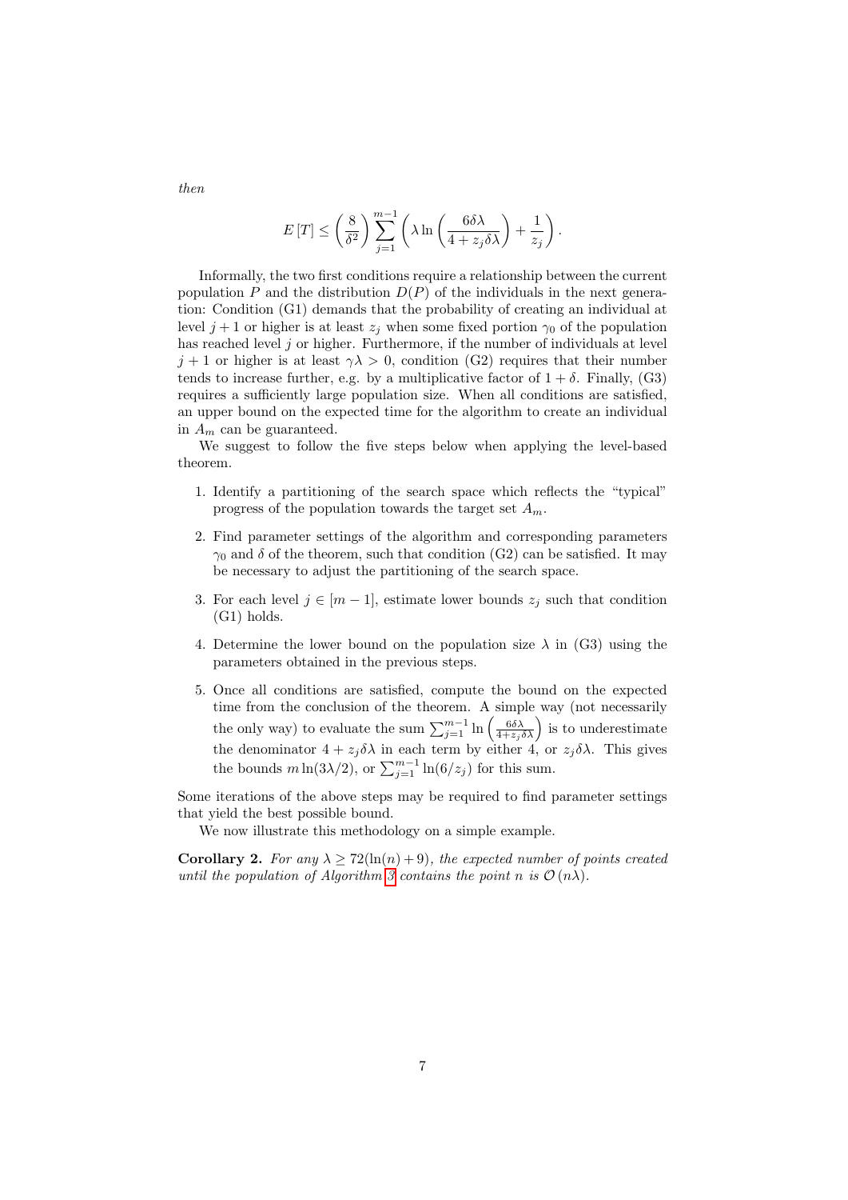*then*

$$E[T] \leq \left(\frac{8}{\delta^2}\right) \sum_{j=1}^{m-1} \left(\lambda \ln\left(\frac{6\delta\lambda}{4 + z_j\delta\lambda}\right) + \frac{1}{z_j}\right).$$

Informally, the two first conditions require a relationship between the current population $P$ and the distribution $D(P)$ of the individuals in the next generation: Condition (G1) demands that the probability of creating an individual at level $j+1$ or higher is at least $z_j$ when some fixed portion $\gamma_0$ of the population has reached level $j$ or higher. Furthermore, if the number of individuals at level $j+1$ or higher is at least $\gamma\lambda > 0$, condition (G2) requires that their number tends to increase further, e.g. by a multiplicative factor of $1+\delta$. Finally, (G3) requires a sufficiently large population size. When all conditions are satisfied, an upper bound on the expected time for the algorithm to create an individual in $A_m$ can be guaranteed.

We suggest to follow the five steps below when applying the level-based theorem.

1. Identify a partitioning of the search space which reflects the "typical" progress of the population towards the target set $A_m$.
2. Find parameter settings of the algorithm and corresponding parameters $\gamma_0$ and $\delta$ of the theorem, such that condition (G2) can be satisfied. It may be necessary to adjust the partitioning of the search space.
3. For each level $j \in [m-1]$, estimate lower bounds $z_j$ such that condition (G1) holds.
4. Determine the lower bound on the population size $\lambda$ in (G3) using the parameters obtained in the previous steps.
5. Once all conditions are satisfied, compute the bound on the expected time from the conclusion of the theorem. A simple way (not necessarily the only way) to evaluate the sum $\sum_{j=1}^{m-1} \ln\left(\frac{6\delta\lambda}{4+z_j\delta\lambda}\right)$ is to underestimate the denominator $4 + z_j\delta\lambda$ in each term by either 4, or $z_j\delta\lambda$. This gives the bounds $m\ln(3\lambda/2)$, or $\sum_{j=1}^{m-1} \ln(6/z_j)$ for this sum.

Some iterations of the above steps may be required to find parameter settings that yield the best possible bound.

We now illustrate this methodology on a simple example.

**Corollary 2.** *For any $\lambda \geq 72(\ln(n) + 9)$, the expected number of points created until the population of Algorithm 3 contains the point $n$ is $\mathcal{O}(n\lambda)$.*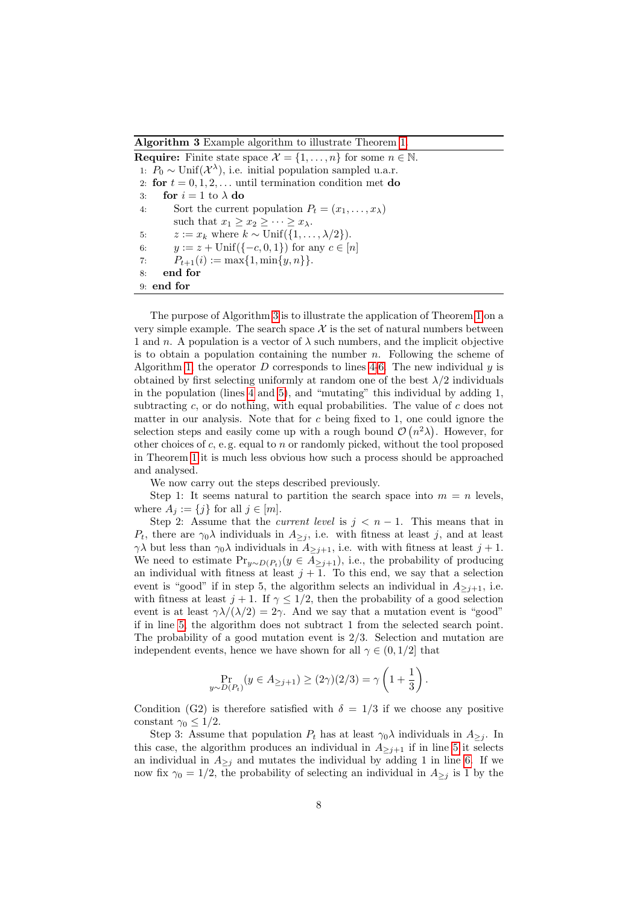**Algorithm 3** Example algorithm to illustrate Theorem 1

**Require:** Finite state space $\mathcal{X} = \{1, \ldots, n\}$ for some $n \in \mathbb{N}$.

1: $P_0 \sim \text{Unif}(\mathcal{X}^\lambda)$, i.e. initial population sampled u.a.r.
2: **for** $t = 0, 1, 2, \ldots$ until termination condition met **do**
3: &nbsp;&nbsp;**for** $i = 1$ to $\lambda$ **do**
4: &nbsp;&nbsp;&nbsp;&nbsp;Sort the current population $P_t = (x_1, \ldots, x_\lambda)$ such that $x_1 \geq x_2 \geq \cdots \geq x_\lambda$.
5: &nbsp;&nbsp;&nbsp;&nbsp;$z := x_k$ where $k \sim \text{Unif}(\{1, \ldots, \lambda/2\})$.
6: &nbsp;&nbsp;&nbsp;&nbsp;$y := z + \text{Unif}(\{-c, 0, 1\})$ for any $c \in [n]$
7: &nbsp;&nbsp;&nbsp;&nbsp;$P_{t+1}(i) := \max\{1, \min\{y, n\}\}$.
8: &nbsp;&nbsp;**end for**
9: **end for**

The purpose of Algorithm 3 is to illustrate the application of Theorem 1 on a very simple example. The search space $\mathcal{X}$ is the set of natural numbers between 1 and $n$. A population is a vector of $\lambda$ such numbers, and the implicit objective is to obtain a population containing the number $n$. Following the scheme of Algorithm 1, the operator $D$ corresponds to lines 4-6. The new individual $y$ is obtained by first selecting uniformly at random one of the best $\lambda/2$ individuals in the population (lines 4 and 5), and "mutating" this individual by adding 1, subtracting $c$, or do nothing, with equal probabilities. The value of $c$ does not matter in our analysis. Note that for $c$ being fixed to 1, one could ignore the selection steps and easily come up with a rough bound $\mathcal{O}\left(n^2\lambda\right)$. However, for other choices of $c$, e. g. equal to $n$ or randomly picked, without the tool proposed in Theorem 1 it is much less obvious how such a process should be approached and analysed.

We now carry out the steps described previously.

Step 1: It seems natural to partition the search space into $m = n$ levels, where $A_j := \{j\}$ for all $j \in [m]$.

Step 2: Assume that the *current level* is $j < n - 1$. This means that in $P_t$, there are $\gamma_0\lambda$ individuals in $A_{\geq j}$, i.e. with fitness at least $j$, and at least $\gamma\lambda$ but less than $\gamma_0\lambda$ individuals in $A_{\geq j+1}$, i.e. with with fitness at least $j + 1$. We need to estimate $\Pr_{y \sim D(P_t)}(y \in A_{\geq j+1})$, i.e., the probability of producing an individual with fitness at least $j + 1$. To this end, we say that a selection event is "good" if in step 5, the algorithm selects an individual in $A_{\geq j+1}$, i.e. with fitness at least $j + 1$. If $\gamma \leq 1/2$, then the probability of a good selection event is at least $\gamma\lambda/(\lambda/2) = 2\gamma$. And we say that a mutation event is "good" if in line 5, the algorithm does not subtract 1 from the selected search point. The probability of a good mutation event is $2/3$. Selection and mutation are independent events, hence we have shown for all $\gamma \in (0, 1/2]$ that

$$\Pr_{y \sim D(P_t)}(y \in A_{\geq j+1}) \geq (2\gamma)(2/3) = \gamma\left(1 + \frac{1}{3}\right).$$

Condition (G2) is therefore satisfied with $\delta = 1/3$ if we choose any positive constant $\gamma_0 \leq 1/2$.

Step 3: Assume that population $P_t$ has at least $\gamma_0\lambda$ individuals in $A_{\geq j}$. In this case, the algorithm produces an individual in $A_{\geq j+1}$ if in line 5 it selects an individual in $A_{\geq j}$ and mutates the individual by adding 1 in line 6. If we now fix $\gamma_0 = 1/2$, the probability of selecting an individual in $A_{\geq j}$ is 1 by the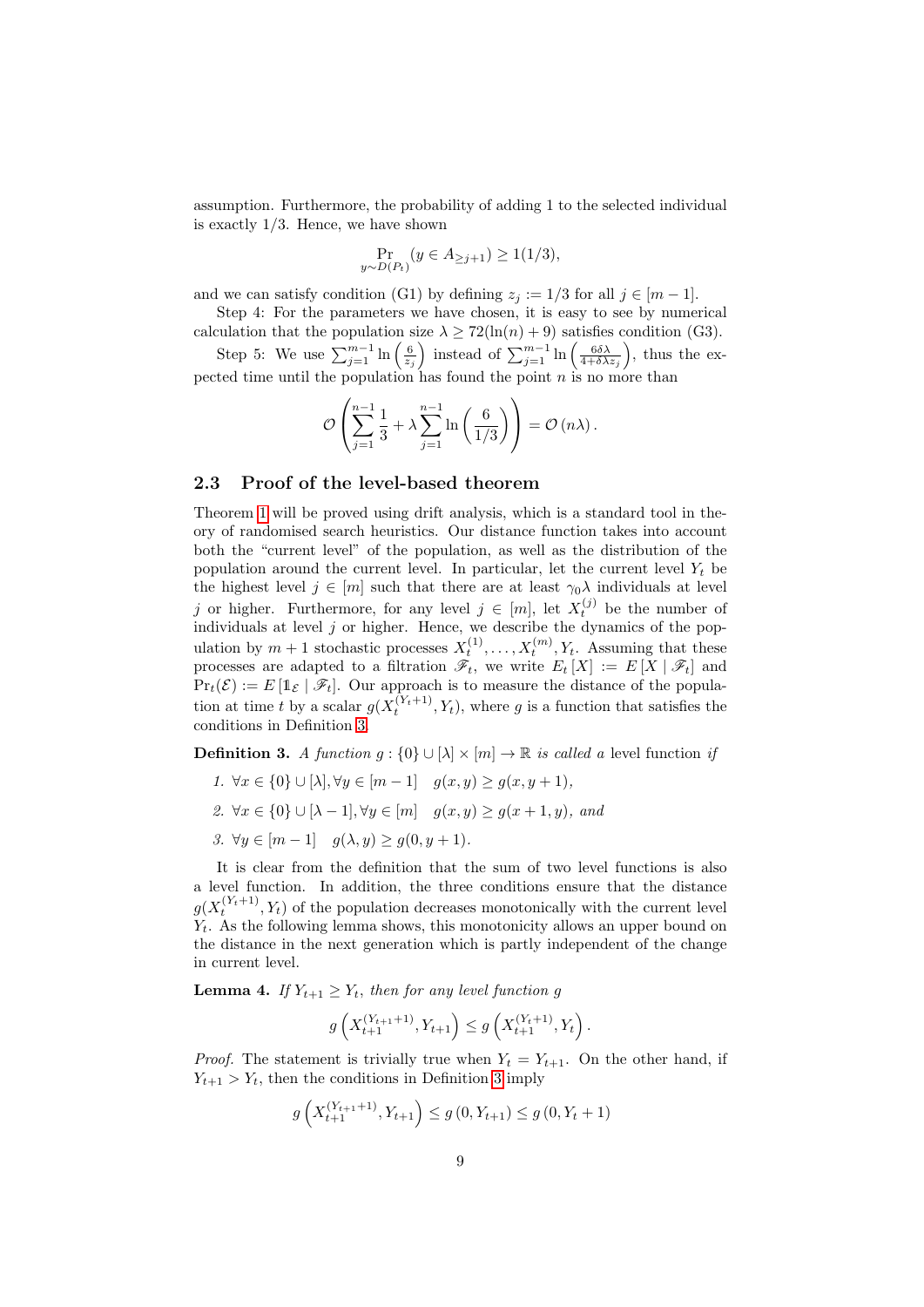assumption. Furthermore, the probability of adding 1 to the selected individual is exactly 1/3. Hence, we have shown

$$\Pr_{y \sim D(P_t)}(y \in A_{\geq j+1}) \geq 1(1/3),$$

and we can satisfy condition (G1) by defining $z_j := 1/3$ for all $j \in [m-1]$.

Step 4: For the parameters we have chosen, it is easy to see by numerical calculation that the population size $\lambda \geq 72(\ln(n) + 9)$ satisfies condition (G3).

Step 5: We use $\sum_{j=1}^{m-1} \ln\left(\frac{6}{z_j}\right)$ instead of $\sum_{j=1}^{m-1} \ln\left(\frac{6\delta\lambda}{4+\delta\lambda z_j}\right)$, thus the expected time until the population has found the point $n$ is no more than

$$\mathcal{O}\left(\sum_{j=1}^{n-1} \frac{1}{3} + \lambda \sum_{j=1}^{n-1} \ln\left(\frac{6}{1/3}\right)\right) = \mathcal{O}(n\lambda).$$

## 2.3 Proof of the level-based theorem

Theorem 1 will be proved using drift analysis, which is a standard tool in theory of randomised search heuristics. Our distance function takes into account both the "current level" of the population, as well as the distribution of the population around the current level. In particular, let the current level $Y_t$ be the highest level $j \in [m]$ such that there are at least $\gamma_0\lambda$ individuals at level $j$ or higher. Furthermore, for any level $j \in [m]$, let $X_t^{(j)}$ be the number of individuals at level $j$ or higher. Hence, we describe the dynamics of the population by $m+1$ stochastic processes $X_t^{(1)}, \ldots, X_t^{(m)}, Y_t$. Assuming that these processes are adapted to a filtration $\mathscr{F}_t$, we write $E_t[X] := E[X \mid \mathscr{F}_t]$ and $\Pr_t(\mathcal{E}) := E[\mathbb{1}_{\mathcal{E}} \mid \mathscr{F}_t]$. Our approach is to measure the distance of the population at time $t$ by a scalar $g(X_t^{(Y_t+1)}, Y_t)$, where $g$ is a function that satisfies the conditions in Definition 3.

**Definition 3.** *A function $g : \{0\} \cup [\lambda] \times [m] \to \mathbb{R}$ is called a* level function *if*

1. $\forall x \in \{0\} \cup [\lambda], \forall y \in [m-1] \quad g(x, y) \geq g(x, y+1)$,
2. $\forall x \in \{0\} \cup [\lambda - 1], \forall y \in [m] \quad g(x, y) \geq g(x+1, y)$, *and*
3. $\forall y \in [m-1] \quad g(\lambda, y) \geq g(0, y+1)$.

It is clear from the definition that the sum of two level functions is also a level function. In addition, the three conditions ensure that the distance $g(X_t^{(Y_t+1)}, Y_t)$ of the population decreases monotonically with the current level $Y_t$. As the following lemma shows, this monotonicity allows an upper bound on the distance in the next generation which is partly independent of the change in current level.

**Lemma 4.** *If $Y_{t+1} \geq Y_t$, then for any level function $g$*

$$g\left(X_{t+1}^{(Y_{t+1}+1)}, Y_{t+1}\right) \leq g\left(X_{t+1}^{(Y_t+1)}, Y_t\right).$$

*Proof.* The statement is trivially true when $Y_t = Y_{t+1}$. On the other hand, if $Y_{t+1} > Y_t$, then the conditions in Definition 3 imply

$$g\left(X_{t+1}^{(Y_{t+1}+1)}, Y_{t+1}\right) \leq g(0, Y_{t+1}) \leq g(0, Y_t + 1)$$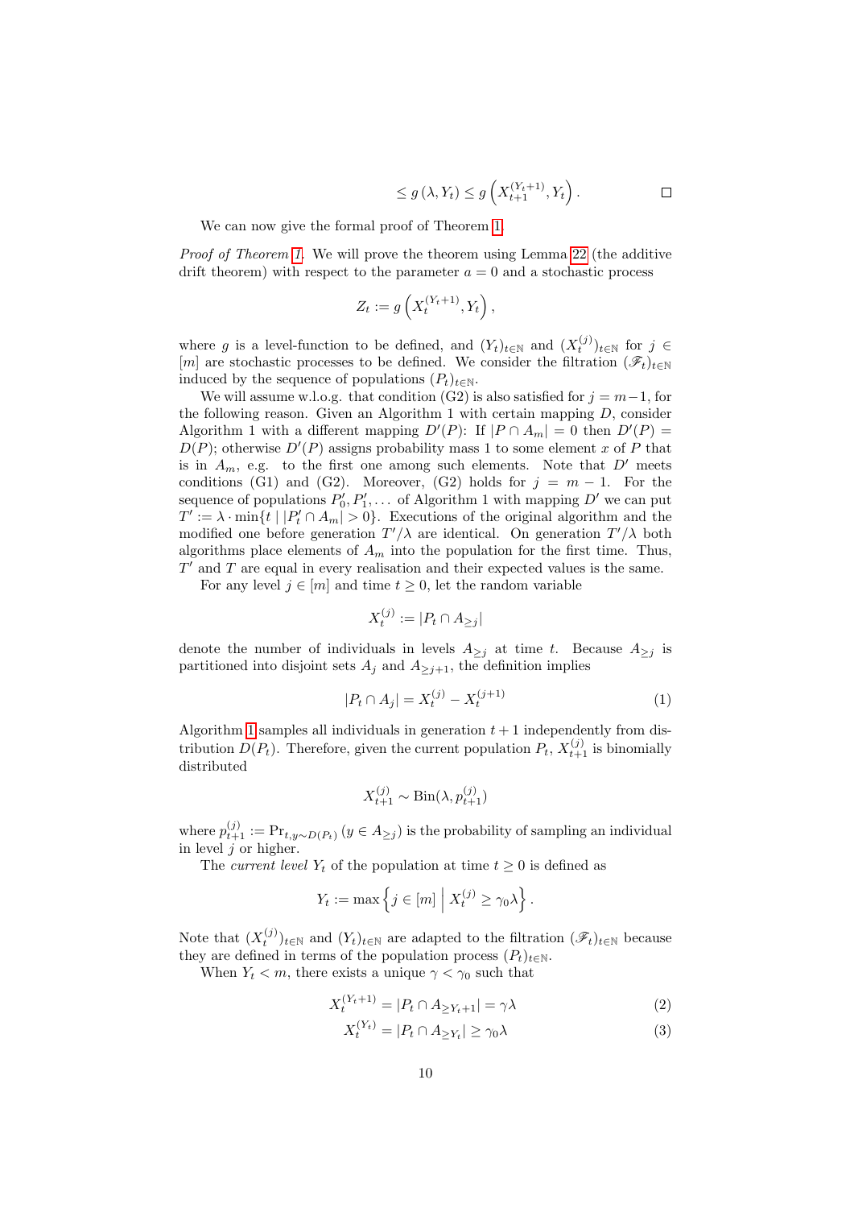$$\leq g\left(\lambda, Y_t\right) \leq g\left(X_{t+1}^{(Y_t+1)}, Y_t\right). \qquad \square$$

We can now give the formal proof of Theorem 1.

*Proof of Theorem 1.* We will prove the theorem using Lemma 22 (the additive drift theorem) with respect to the parameter $a = 0$ and a stochastic process

$$Z_t := g\left(X_t^{(Y_t+1)}, Y_t\right),$$

where $g$ is a level-function to be defined, and $(Y_t)_{t\in\mathbb{N}}$ and $(X_t^{(j)})_{t\in\mathbb{N}}$ for $j \in [m]$ are stochastic processes to be defined. We consider the filtration $(\mathscr{F}_t)_{t\in\mathbb{N}}$ induced by the sequence of populations $(P_t)_{t\in\mathbb{N}}$.

We will assume w.l.o.g. that condition (G2) is also satisfied for $j = m-1$, for the following reason. Given an Algorithm 1 with certain mapping $D$, consider Algorithm 1 with a different mapping $D'(P)$: If $|P \cap A_m| = 0$ then $D'(P) = D(P)$; otherwise $D'(P)$ assigns probability mass 1 to some element $x$ of $P$ that is in $A_m$, e.g. to the first one among such elements. Note that $D'$ meets conditions (G1) and (G2). Moreover, (G2) holds for $j = m-1$. For the sequence of populations $P'_0, P'_1, \ldots$ of Algorithm 1 with mapping $D'$ we can put $T' := \lambda \cdot \min\{t \mid |P'_t \cap A_m| > 0\}$. Executions of the original algorithm and the modified one before generation $T'/\lambda$ are identical. On generation $T'/\lambda$ both algorithms place elements of $A_m$ into the population for the first time. Thus, $T'$ and $T$ are equal in every realisation and their expected values is the same.

For any level $j \in [m]$ and time $t \geq 0$, let the random variable

$$X_t^{(j)} := |P_t \cap A_{\geq j}|$$

denote the number of individuals in levels $A_{\geq j}$ at time $t$. Because $A_{\geq j}$ is partitioned into disjoint sets $A_j$ and $A_{\geq j+1}$, the definition implies

$$|P_t \cap A_j| = X_t^{(j)} - X_t^{(j+1)} \tag{1}$$

Algorithm 1 samples all individuals in generation $t+1$ independently from distribution $D(P_t)$. Therefore, given the current population $P_t$, $X_{t+1}^{(j)}$ is binomially distributed

$$X_{t+1}^{(j)} \sim \mathrm{Bin}(\lambda, p_{t+1}^{(j)})$$

where $p_{t+1}^{(j)} := \Pr_{t, y\sim D(P_t)}\left(y \in A_{\geq j}\right)$ is the probability of sampling an individual in level $j$ or higher.

The *current level* $Y_t$ of the population at time $t \geq 0$ is defined as

$$Y_t := \max\left\{ j \in [m] \;\middle|\; X_t^{(j)} \geq \gamma_0 \lambda \right\}.$$

Note that $(X_t^{(j)})_{t\in\mathbb{N}}$ and $(Y_t)_{t\in\mathbb{N}}$ are adapted to the filtration $(\mathscr{F}_t)_{t\in\mathbb{N}}$ because they are defined in terms of the population process $(P_t)_{t\in\mathbb{N}}$.

When $Y_t < m$, there exists a unique $\gamma < \gamma_0$ such that

$$X_t^{(Y_t+1)} = |P_t \cap A_{\geq Y_t+1}| = \gamma\lambda \tag{2}$$

$$X_t^{(Y_t)} = |P_t \cap A_{\geq Y_t}| \geq \gamma_0\lambda \tag{3}$$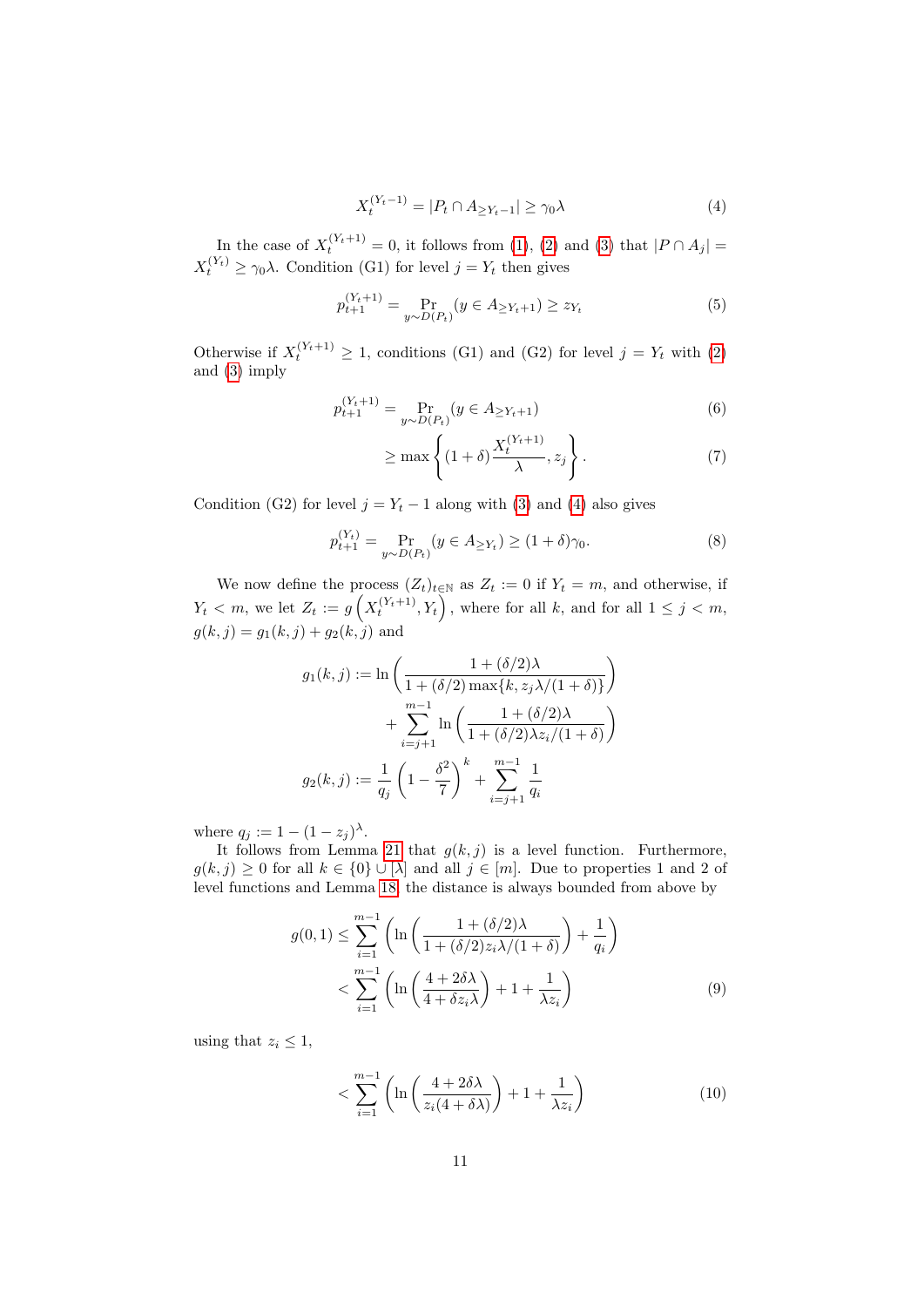$$X_t^{(Y_t-1)} = |P_t \cap A_{\geq Y_t - 1}| \geq \gamma_0 \lambda \tag{4}$$

In the case of $X_t^{(Y_t+1)} = 0$, it follows from (1), (2) and (3) that $|P \cap A_j| = X_t^{(Y_t)} \geq \gamma_0 \lambda$. Condition (G1) for level $j = Y_t$ then gives

$$p_{t+1}^{(Y_t+1)} = \Pr_{y \sim D(P_t)}(y \in A_{\geq Y_t+1}) \geq z_{Y_t} \tag{5}$$

Otherwise if $X_t^{(Y_t+1)} \geq 1$, conditions (G1) and (G2) for level $j = Y_t$ with (2) and (3) imply

$$p_{t+1}^{(Y_t+1)} = \Pr_{y \sim D(P_t)}(y \in A_{\geq Y_t+1}) \tag{6}$$

$$\geq \max\left\{(1+\delta)\frac{X_t^{(Y_t+1)}}{\lambda}, z_j\right\}. \tag{7}$$

Condition (G2) for level $j = Y_t - 1$ along with (3) and (4) also gives

$$p_{t+1}^{(Y_t)} = \Pr_{y \sim D(P_t)}(y \in A_{\geq Y_t}) \geq (1+\delta)\gamma_0. \tag{8}$$

We now define the process $(Z_t)_{t \in \mathbb{N}}$ as $Z_t := 0$ if $Y_t = m$, and otherwise, if $Y_t < m$, we let $Z_t := g\left(X_t^{(Y_t+1)}, Y_t\right)$, where for all $k$, and for all $1 \leq j < m$, $g(k,j) = g_1(k,j) + g_2(k,j)$ and

$$g_1(k,j) := \ln\left(\frac{1 + (\delta/2)\lambda}{1 + (\delta/2)\max\{k, z_j\lambda/(1+\delta)\}}\right) + \sum_{i=j+1}^{m-1} \ln\left(\frac{1 + (\delta/2)\lambda}{1 + (\delta/2)\lambda z_i/(1+\delta)}\right)$$

$$g_2(k,j) := \frac{1}{q_j}\left(1 - \frac{\delta^2}{7}\right)^k + \sum_{i=j+1}^{m-1} \frac{1}{q_i}$$

where $q_j := 1 - (1 - z_j)^\lambda$.

It follows from Lemma 21 that $g(k,j)$ is a level function. Furthermore, $g(k,j) \geq 0$ for all $k \in \{0\} \cup [\lambda]$ and all $j \in [m]$. Due to properties 1 and 2 of level functions and Lemma 18, the distance is always bounded from above by

$$g(0,1) \leq \sum_{i=1}^{m-1}\left(\ln\left(\frac{1 + (\delta/2)\lambda}{1 + (\delta/2)z_i\lambda/(1+\delta)}\right) + \frac{1}{q_i}\right)$$

$$< \sum_{i=1}^{m-1}\left(\ln\left(\frac{4 + 2\delta\lambda}{4 + \delta z_i \lambda}\right) + 1 + \frac{1}{\lambda z_i}\right) \tag{9}$$

using that $z_i \leq 1$,

$$< \sum_{i=1}^{m-1}\left(\ln\left(\frac{4 + 2\delta\lambda}{z_i(4 + \delta\lambda)}\right) + 1 + \frac{1}{\lambda z_i}\right) \tag{10}$$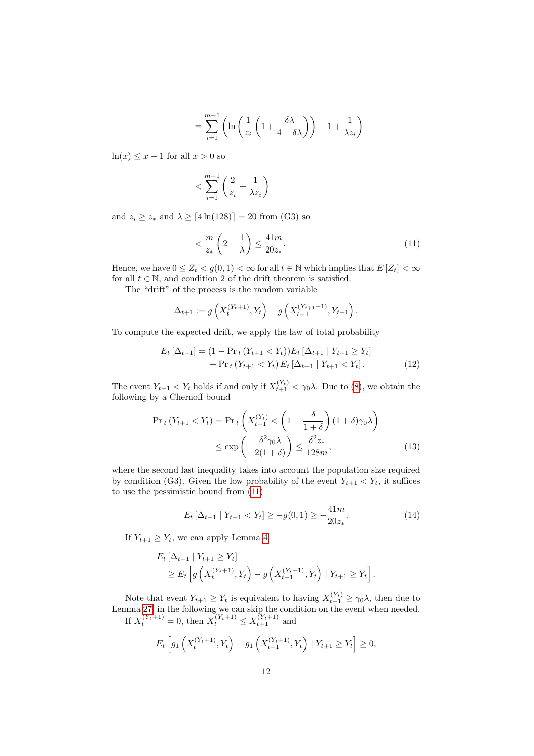$$= \sum_{i=1}^{m-1} \left( \ln \left( \frac{1}{z_i} \left( 1 + \frac{\delta\lambda}{4 + \delta\lambda} \right) \right) + 1 + \frac{1}{\lambda z_i} \right)$$

$\ln(x) \leq x - 1$ for all $x > 0$ so

$$< \sum_{i=1}^{m-1} \left( \frac{2}{z_i} + \frac{1}{\lambda z_i} \right)$$

and $z_i \geq z_*$ and $\lambda \geq \lceil 4 \ln(128) \rceil = 20$ from (G3) so

$$< \frac{m}{z_*} \left( 2 + \frac{1}{\lambda} \right) \leq \frac{41m}{20z_*}. \tag{11}$$

Hence, we have $0 \leq Z_t < g(0,1) < \infty$ for all $t \in \mathbb{N}$ which implies that $E[Z_t] < \infty$ for all $t \in \mathbb{N}$, and condition 2 of the drift theorem is satisfied.

The "drift" of the process is the random variable

$$\Delta_{t+1} := g\left(X_t^{(Y_t+1)}, Y_t\right) - g\left(X_{t+1}^{(Y_{t+1}+1)}, Y_{t+1}\right).$$

To compute the expected drift, we apply the law of total probability

$$\begin{aligned} E_t[\Delta_{t+1}] = (1 - \Pr{}_t(Y_{t+1} < Y_t)) E_t[\Delta_{t+1} \mid Y_{t+1} \geq Y_t] \\ + \Pr{}_t(Y_{t+1} < Y_t) E_t[\Delta_{t+1} \mid Y_{t+1} < Y_t]. \end{aligned} \tag{12}$$

The event $Y_{t+1} < Y_t$ holds if and only if $X_{t+1}^{(Y_t)} < \gamma_0 \lambda$. Due to (8), we obtain the following by a Chernoff bound

$$\begin{aligned} \Pr{}_t(Y_{t+1} < Y_t) = \Pr{}_t\left(X_{t+1}^{(Y_t)} < \left(1 - \frac{\delta}{1+\delta}\right)(1+\delta)\gamma_0\lambda\right) \\ \leq \exp\left(-\frac{\delta^2 \gamma_0 \lambda}{2(1+\delta)}\right) \leq \frac{\delta^2 z_*}{128m}, \end{aligned} \tag{13}$$

where the second last inequality takes into account the population size required by condition (G3). Given the low probability of the event $Y_{t+1} < Y_t$, it suffices to use the pessimistic bound from (11)

$$E_t[\Delta_{t+1} \mid Y_{t+1} < Y_t] \geq -g(0,1) \geq -\frac{41m}{20z_*}. \tag{14}$$

If $Y_{t+1} \geq Y_t$, we can apply Lemma 4

$$\begin{aligned} & E_t[\Delta_{t+1} \mid Y_{t+1} \geq Y_t] \\ & \quad \geq E_t\left[g\left(X_t^{(Y_t+1)}, Y_t\right) - g\left(X_{t+1}^{(Y_t+1)}, Y_t\right) \mid Y_{t+1} \geq Y_t\right]. \end{aligned}$$

Note that event $Y_{t+1} \geq Y_t$ is equivalent to having $X_{t+1}^{(Y_t)} \geq \gamma_0\lambda$, then due to Lemma 27, in the following we can skip the condition on the event when needed.

If $X_t^{(Y_t+1)} = 0$, then $X_t^{(Y_t+1)} \leq X_{t+1}^{(Y_t+1)}$ and

$$E_t\left[g_1\left(X_t^{(Y_t+1)}, Y_t\right) - g_1\left(X_{t+1}^{(Y_t+1)}, Y_t\right) \mid Y_{t+1} \geq Y_t\right] \geq 0,$$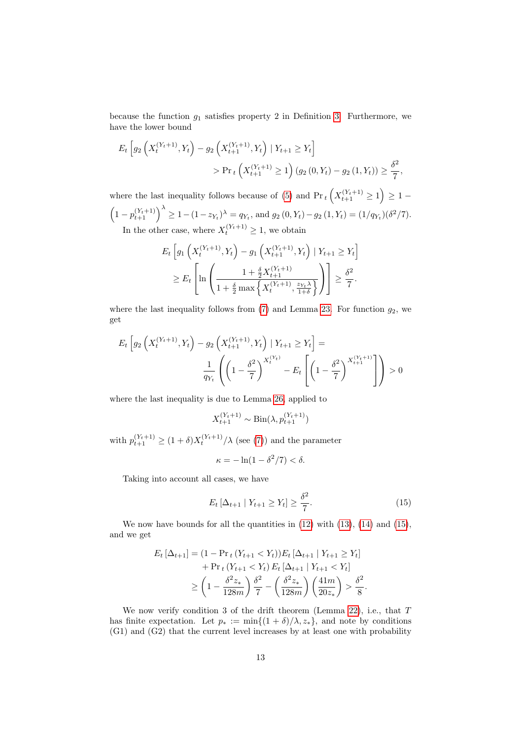because the function $g_1$ satisfies property 2 in Definition 3. Furthermore, we have the lower bound

$$
\begin{aligned}
E_t\left[g_2\left(X_t^{(Y_t+1)}, Y_t\right) - g_2\left(X_{t+1}^{(Y_t+1)}, Y_t\right) \mid Y_{t+1} \geq Y_t\right] \\
> \Pr{}_t\left(X_{t+1}^{(Y_t+1)} \geq 1\right)\left(g_2\left(0, Y_t\right) - g_2\left(1, Y_t\right)\right) \geq \frac{\delta^2}{7},
\end{aligned}
$$

where the last inequality follows because of (5) and $\Pr_t\left(X_{t+1}^{(Y_t+1)} \geq 1\right) \geq 1 - \left(1 - p_{t+1}^{(Y_t+1)}\right)^\lambda \geq 1 - (1 - z_{Y_t})^\lambda = q_{Y_t}$, and $g_2\left(0, Y_t\right) - g_2\left(1, Y_t\right) = (1/q_{Y_t})(\delta^2/7)$.

In the other case, where $X_t^{(Y_t+1)} \geq 1$, we obtain

$$
\begin{aligned}
&E_t\left[g_1\left(X_t^{(Y_t+1)}, Y_t\right) - g_1\left(X_{t+1}^{(Y_t+1)}, Y_t\right) \mid Y_{t+1} \geq Y_t\right] \\
&\geq E_t\left[\ln\left(\frac{1 + \frac{\delta}{2} X_{t+1}^{(Y_t+1)}}{1 + \frac{\delta}{2}\max\left\{X_t^{(Y_t+1)}, \frac{z_{Y_t}\lambda}{1+\delta}\right\}}\right)\right] \geq \frac{\delta^2}{7}.
\end{aligned}
$$

where the last inequality follows from (7) and Lemma 23. For function $g_2$, we get

$$
\begin{aligned}
&E_t\left[g_2\left(X_t^{(Y_t+1)}, Y_t\right) - g_2\left(X_{t+1}^{(Y_t+1)}, Y_t\right) \mid Y_{t+1} \geq Y_t\right] = \\
&\qquad \frac{1}{q_{Y_t}}\left(\left(1 - \frac{\delta^2}{7}\right)^{X_t^{(Y_t)}} - E_t\left[\left(1 - \frac{\delta^2}{7}\right)^{X_{t+1}^{(Y_t+1)}}\right]\right) > 0
\end{aligned}
$$

where the last inequality is due to Lemma 26, applied to

$$
X_{t+1}^{(Y_t+1)} \sim \mathrm{Bin}(\lambda, p_{t+1}^{(Y_t+1)})
$$

with $p_{t+1}^{(Y_t+1)} \geq (1+\delta)X_t^{(Y_t+1)}/\lambda$ (see (7)) and the parameter

$$
\kappa = -\ln(1 - \delta^2/7) < \delta.
$$

Taking into account all cases, we have

$$
E_t\left[\Delta_{t+1} \mid Y_{t+1} \geq Y_t\right] \geq \frac{\delta^2}{7}. \tag{15}
$$

We now have bounds for all the quantities in (12) with (13), (14) and (15), and we get

$$
\begin{aligned}
E_t\left[\Delta_{t+1}\right] &= (1 - \Pr{}_t\left(Y_{t+1} < Y_t\right))E_t\left[\Delta_{t+1} \mid Y_{t+1} \geq Y_t\right] \\
&\quad + \Pr{}_t\left(Y_{t+1} < Y_t\right)E_t\left[\Delta_{t+1} \mid Y_{t+1} < Y_t\right] \\
&\geq \left(1 - \frac{\delta^2 z_*}{128m}\right)\frac{\delta^2}{7} - \left(\frac{\delta^2 z_*}{128m}\right)\left(\frac{41m}{20z_*}\right) > \frac{\delta^2}{8}.
\end{aligned}
$$

We now verify condition 3 of the drift theorem (Lemma 22), i.e., that $T$ has finite expectation. Let $p_* := \min\{(1+\delta)/\lambda, z_*\}$, and note by conditions (G1) and (G2) that the current level increases by at least one with probability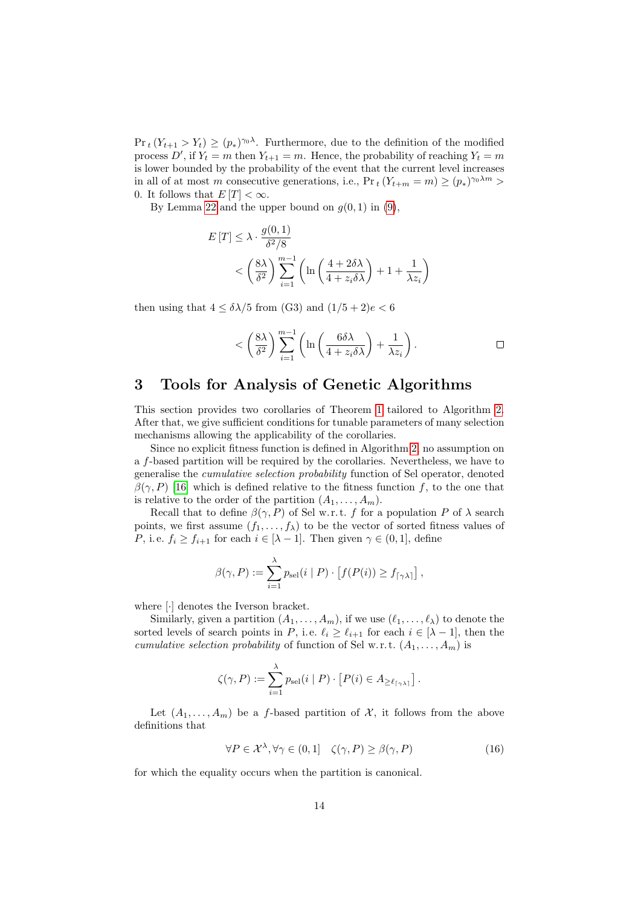$\Pr_t(Y_{t+1} > Y_t) \geq (p_*)^{\gamma_0 \lambda}$. Furthermore, due to the definition of the modified process $D'$, if $Y_t = m$ then $Y_{t+1} = m$. Hence, the probability of reaching $Y_t = m$ is lower bounded by the probability of the event that the current level increases in all of at most $m$ consecutive generations, i.e., $\Pr_t(Y_{t+m} = m) \geq (p_*)^{\gamma_0 \lambda m} > 0$. It follows that $E[T] < \infty$.

By Lemma 22 and the upper bound on $g(0,1)$ in (9),

$$
\begin{aligned}
E[T] &\leq \lambda \cdot \frac{g(0,1)}{\delta^2/8} \\
&< \left(\frac{8\lambda}{\delta^2}\right) \sum_{i=1}^{m-1} \left( \ln\left(\frac{4 + 2\delta\lambda}{4 + z_i \delta\lambda}\right) + 1 + \frac{1}{\lambda z_i} \right)
\end{aligned}
$$

then using that $4 \leq \delta\lambda/5$ from (G3) and $(1/5 + 2)e < 6$

$$
< \left(\frac{8\lambda}{\delta^2}\right) \sum_{i=1}^{m-1} \left( \ln\left(\frac{6\delta\lambda}{4 + z_i \delta\lambda}\right) + \frac{1}{\lambda z_i} \right). \qquad \square
$$

## 3 Tools for Analysis of Genetic Algorithms

This section provides two corollaries of Theorem 1 tailored to Algorithm 2. After that, we give sufficient conditions for tunable parameters of many selection mechanisms allowing the applicability of the corollaries.

Since no explicit fitness function is defined in Algorithm 2, no assumption on a $f$-based partition will be required by the corollaries. Nevertheless, we have to generalise the *cumulative selection probability* function of Sel operator, denoted $\beta(\gamma, P)$ [16] which is defined relative to the fitness function $f$, to the one that is relative to the order of the partition $(A_1, \ldots, A_m)$.

Recall that to define $\beta(\gamma, P)$ of Sel w.r.t. $f$ for a population $P$ of $\lambda$ search points, we first assume $(f_1, \ldots, f_\lambda)$ to be the vector of sorted fitness values of $P$, i.e. $f_i \geq f_{i+1}$ for each $i \in [\lambda - 1]$. Then given $\gamma \in (0,1]$, define

$$
\beta(\gamma, P) := \sum_{i=1}^{\lambda} p_{\mathrm{sel}}(i \mid P) \cdot \left[ f(P(i)) \geq f_{\lceil \gamma\lambda \rceil} \right],
$$

where $[\cdot]$ denotes the Iverson bracket.

Similarly, given a partition $(A_1, \ldots, A_m)$, if we use $(\ell_1, \ldots, \ell_\lambda)$ to denote the sorted levels of search points in $P$, i.e. $\ell_i \geq \ell_{i+1}$ for each $i \in [\lambda - 1]$, then the *cumulative selection probability* of function of Sel w.r.t. $(A_1, \ldots, A_m)$ is

$$
\zeta(\gamma, P) := \sum_{i=1}^{\lambda} p_{\mathrm{sel}}(i \mid P) \cdot \left[ P(i) \in A_{\geq \ell_{\lceil \gamma\lambda \rceil}} \right].
$$

Let $(A_1, \ldots, A_m)$ be a $f$-based partition of $\mathcal{X}$, it follows from the above definitions that

$$
\forall P \in \mathcal{X}^\lambda, \forall \gamma \in (0,1] \quad \zeta(\gamma, P) \geq \beta(\gamma, P) \tag{16}
$$

for which the equality occurs when the partition is canonical.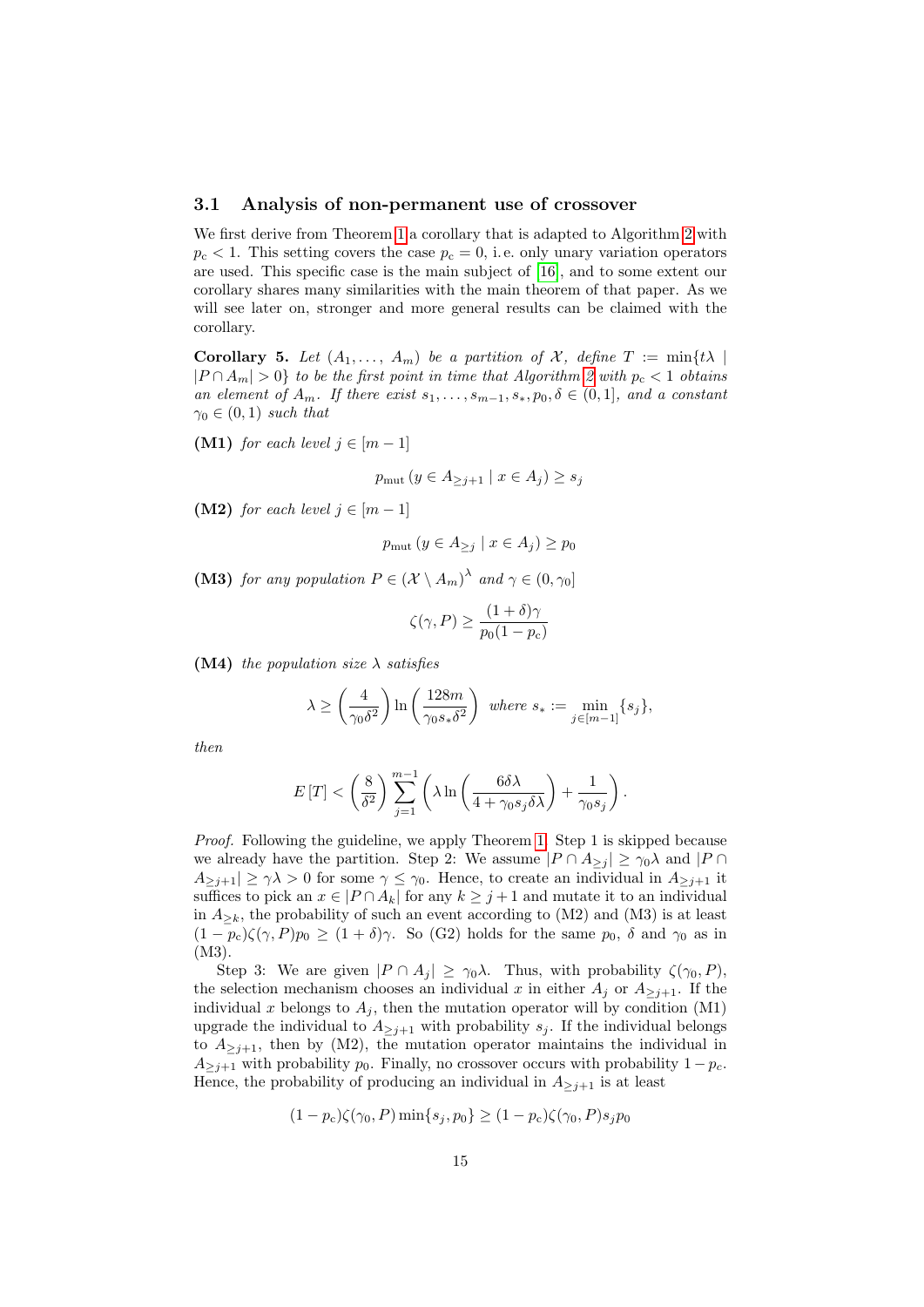### 3.1 Analysis of non-permanent use of crossover

We first derive from Theorem 1 a corollary that is adapted to Algorithm 2 with $p_c < 1$. This setting covers the case $p_c = 0$, i.e. only unary variation operators are used. This specific case is the main subject of [16], and to some extent our corollary shares many similarities with the main theorem of that paper. As we will see later on, stronger and more general results can be claimed with the corollary.

**Corollary 5.** *Let $(A_1, \ldots, A_m)$ be a partition of $\mathcal{X}$, define $T := \min\{t\lambda \mid |P \cap A_m| > 0\}$ to be the first point in time that Algorithm 2 with $p_c < 1$ obtains an element of $A_m$. If there exist $s_1, \ldots, s_{m-1}, s_*, p_0, \delta \in (0, 1]$, and a constant $\gamma_0 \in (0, 1)$ such that*

**(M1)** *for each level $j \in [m-1]$*

$$p_{\text{mut}}\left(y \in A_{\geq j+1} \mid x \in A_j\right) \geq s_j$$

**(M2)** *for each level $j \in [m-1]$*

$$p_{\text{mut}}\left(y \in A_{\geq j} \mid x \in A_j\right) \geq p_0$$

**(M3)** *for any population $P \in (\mathcal{X} \setminus A_m)^\lambda$ and $\gamma \in (0, \gamma_0]$*

$$\zeta(\gamma, P) \geq \frac{(1+\delta)\gamma}{p_0(1-p_c)}$$

**(M4)** *the population size $\lambda$ satisfies*

$$\lambda \geq \left(\frac{4}{\gamma_0 \delta^2}\right) \ln\left(\frac{128m}{\gamma_0 s_* \delta^2}\right) \;\; \text{where } s_* := \min_{j \in [m-1]}\{s_j\},$$

*then*

$$E[T] < \left(\frac{8}{\delta^2}\right) \sum_{j=1}^{m-1} \left(\lambda \ln\left(\frac{6\delta\lambda}{4 + \gamma_0 s_j \delta \lambda}\right) + \frac{1}{\gamma_0 s_j}\right).$$

*Proof.* Following the guideline, we apply Theorem 1. Step 1 is skipped because we already have the partition. Step 2: We assume $|P \cap A_{\geq j}| \geq \gamma_0 \lambda$ and $|P \cap A_{\geq j+1}| \geq \gamma\lambda > 0$ for some $\gamma \leq \gamma_0$. Hence, to create an individual in $A_{\geq j+1}$ it suffices to pick an $x \in |P \cap A_k|$ for any $k \geq j+1$ and mutate it to an individual in $A_{\geq k}$, the probability of such an event according to (M2) and (M3) is at least $(1-p_c)\zeta(\gamma, P)p_0 \geq (1+\delta)\gamma$. So (G2) holds for the same $p_0$, $\delta$ and $\gamma_0$ as in (M3).

Step 3: We are given $|P \cap A_j| \geq \gamma_0 \lambda$. Thus, with probability $\zeta(\gamma_0, P)$, the selection mechanism chooses an individual $x$ in either $A_j$ or $A_{\geq j+1}$. If the individual $x$ belongs to $A_j$, then the mutation operator will by condition (M1) upgrade the individual to $A_{\geq j+1}$ with probability $s_j$. If the individual belongs to $A_{\geq j+1}$, then by (M2), the mutation operator maintains the individual in $A_{\geq j+1}$ with probability $p_0$. Finally, no crossover occurs with probability $1 - p_c$. Hence, the probability of producing an individual in $A_{\geq j+1}$ is at least

$$(1-p_c)\zeta(\gamma_0, P)\min\{s_j, p_0\} \geq (1-p_c)\zeta(\gamma_0, P)s_j p_0$$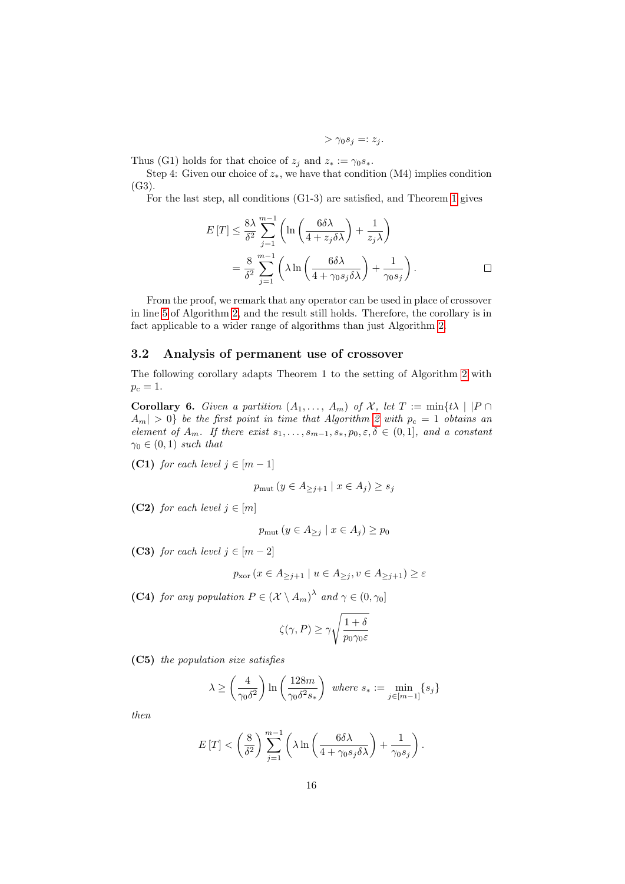$$> \gamma_0 s_j =: z_j.$$

Thus (G1) holds for that choice of $z_j$ and $z_* := \gamma_0 s_*$.

Step 4: Given our choice of $z_*$, we have that condition (M4) implies condition (G3).

For the last step, all conditions (G1-3) are satisfied, and Theorem 1 gives

$$\begin{aligned}
E[T] &\leq \frac{8\lambda}{\delta^2} \sum_{j=1}^{m-1} \left( \ln\left( \frac{6\delta\lambda}{4 + z_j \delta\lambda} \right) + \frac{1}{z_j \lambda} \right) \\
&= \frac{8}{\delta^2} \sum_{j=1}^{m-1} \left( \lambda \ln\left( \frac{6\delta\lambda}{4 + \gamma_0 s_j \delta\lambda} \right) + \frac{1}{\gamma_0 s_j} \right). \qquad \square
\end{aligned}$$

From the proof, we remark that any operator can be used in place of crossover in line 5 of Algorithm 2, and the result still holds. Therefore, the corollary is in fact applicable to a wider range of algorithms than just Algorithm 2.

## 3.2 Analysis of permanent use of crossover

The following corollary adapts Theorem 1 to the setting of Algorithm 2 with $p_c = 1$.

**Corollary 6.** *Given a partition* $(A_1, \ldots, A_m)$ *of* $\mathcal{X}$*, let* $T := \min\{t\lambda \mid |P \cap A_m| > 0\}$ *be the first point in time that Algorithm 2 with* $p_c = 1$ *obtains an element of* $A_m$*. If there exist* $s_1, \ldots, s_{m-1}, s_*, p_0, \varepsilon, \delta \in (0, 1]$*, and a constant* $\gamma_0 \in (0, 1)$ *such that*

**(C1)** *for each level* $j \in [m-1]$

$$p_{\mathrm{mut}}(y \in A_{\geq j+1} \mid x \in A_j) \geq s_j$$

**(C2)** *for each level* $j \in [m]$

$$p_{\mathrm{mut}}(y \in A_{\geq j} \mid x \in A_j) \geq p_0$$

**(C3)** *for each level* $j \in [m-2]$

$$p_{\mathrm{xor}}(x \in A_{\geq j+1} \mid u \in A_{\geq j}, v \in A_{\geq j+1}) \geq \varepsilon$$

**(C4)** *for any population* $P \in (\mathcal{X} \setminus A_m)^\lambda$ *and* $\gamma \in (0, \gamma_0]$

$$\zeta(\gamma, P) \geq \gamma \sqrt{\frac{1+\delta}{p_0 \gamma_0 \varepsilon}}$$

**(C5)** *the population size satisfies*

$$\lambda \geq \left( \frac{4}{\gamma_0 \delta^2} \right) \ln\left( \frac{128m}{\gamma_0 \delta^2 s_*} \right) \quad \text{where } s_* := \min_{j \in [m-1]} \{s_j\}$$

*then*

$$E[T] < \left( \frac{8}{\delta^2} \right) \sum_{j=1}^{m-1} \left( \lambda \ln\left( \frac{6\delta\lambda}{4 + \gamma_0 s_j \delta\lambda} \right) + \frac{1}{\gamma_0 s_j} \right).$$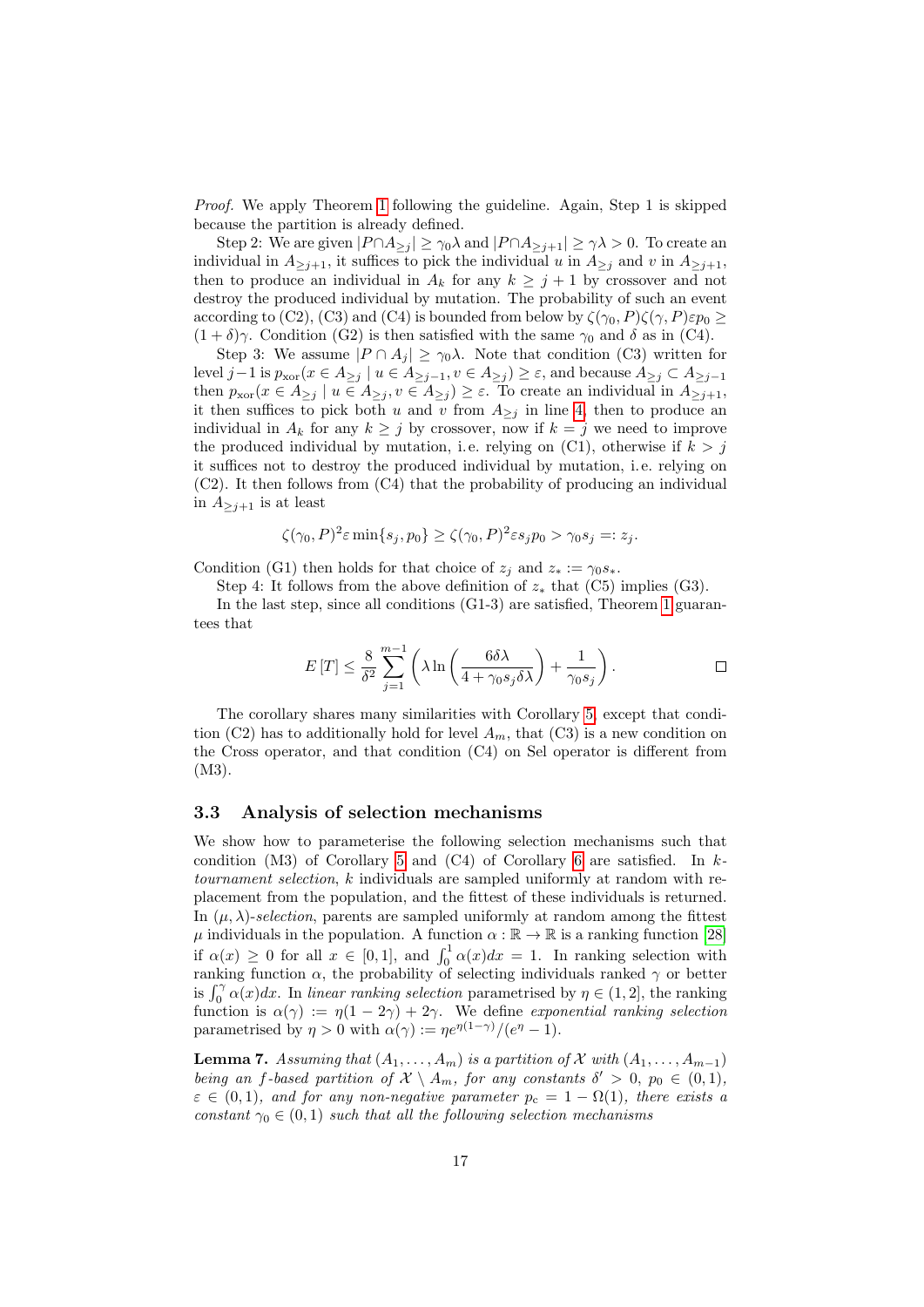*Proof.* We apply Theorem 1 following the guideline. Again, Step 1 is skipped because the partition is already defined.

Step 2: We are given $|P \cap A_{\geq j}| \geq \gamma_0 \lambda$ and $|P \cap A_{\geq j+1}| \geq \gamma\lambda > 0$. To create an individual in $A_{\geq j+1}$, it suffices to pick the individual $u$ in $A_{\geq j}$ and $v$ in $A_{\geq j+1}$, then to produce an individual in $A_k$ for any $k \geq j+1$ by crossover and not destroy the produced individual by mutation. The probability of such an event according to (C2), (C3) and (C4) is bounded from below by $\zeta(\gamma_0, P)\zeta(\gamma, P)\varepsilon p_0 \geq (1+\delta)\gamma$. Condition (G2) is then satisfied with the same $\gamma_0$ and $\delta$ as in (C4).

Step 3: We assume $|P \cap A_j| \geq \gamma_0\lambda$. Note that condition (C3) written for level $j-1$ is $p_{\text{xor}}(x \in A_{\geq j} \mid u \in A_{\geq j-1}, v \in A_{\geq j}) \geq \varepsilon$, and because $A_{\geq j} \subset A_{\geq j-1}$ then $p_{\text{xor}}(x \in A_{\geq j} \mid u \in A_{\geq j}, v \in A_{\geq j}) \geq \varepsilon$. To create an individual in $A_{\geq j+1}$, it then suffices to pick both $u$ and $v$ from $A_{\geq j}$ in line 4, then to produce an individual in $A_k$ for any $k \geq j$ by crossover, now if $k = j$ we need to improve the produced individual by mutation, i.e. relying on (C1), otherwise if $k > j$ it suffices not to destroy the produced individual by mutation, i.e. relying on (C2). It then follows from (C4) that the probability of producing an individual in $A_{\geq j+1}$ is at least

$$\zeta(\gamma_0, P)^2 \varepsilon \min\{s_j, p_0\} \geq \zeta(\gamma_0, P)^2 \varepsilon s_j p_0 > \gamma_0 s_j =: z_j.$$

Condition (G1) then holds for that choice of $z_j$ and $z_* := \gamma_0 s_*$.

Step 4: It follows from the above definition of $z_*$ that (C5) implies (G3).

In the last step, since all conditions (G1-3) are satisfied, Theorem 1 guarantees that

$$E[T] \leq \frac{8}{\delta^2} \sum_{j=1}^{m-1} \left( \lambda \ln \left( \frac{6\delta\lambda}{4 + \gamma_0 s_j \delta\lambda} \right) + \frac{1}{\gamma_0 s_j} \right). \qquad \square$$

The corollary shares many similarities with Corollary 5, except that condition (C2) has to additionally hold for level $A_m$, that (C3) is a new condition on the Cross operator, and that condition (C4) on Sel operator is different from (M3).

### 3.3 Analysis of selection mechanisms

We show how to parameterise the following selection mechanisms such that condition (M3) of Corollary 5 and (C4) of Corollary 6 are satisfied. In *k-tournament selection*, $k$ individuals are sampled uniformly at random with replacement from the population, and the fittest of these individuals is returned. In *$(\mu, \lambda)$-selection*, parents are sampled uniformly at random among the fittest $\mu$ individuals in the population. A function $\alpha : \mathbb{R} \to \mathbb{R}$ is a ranking function [28] if $\alpha(x) \geq 0$ for all $x \in [0, 1]$, and $\int_0^1 \alpha(x)dx = 1$. In ranking selection with ranking function $\alpha$, the probability of selecting individuals ranked $\gamma$ or better is $\int_0^\gamma \alpha(x)dx$. In *linear ranking selection* parametrised by $\eta \in (1, 2]$, the ranking function is $\alpha(\gamma) := \eta(1 - 2\gamma) + 2\gamma$. We define *exponential ranking selection* parametrised by $\eta > 0$ with $\alpha(\gamma) := \eta e^{\eta(1-\gamma)}/(e^\eta - 1)$.

**Lemma 7.** *Assuming that $(A_1, \ldots, A_m)$ is a partition of $\mathcal{X}$ with $(A_1, \ldots, A_{m-1})$ being an $f$-based partition of $\mathcal{X} \setminus A_m$, for any constants $\delta' > 0$, $p_0 \in (0, 1)$, $\varepsilon \in (0, 1)$, and for any non-negative parameter $p_c = 1 - \Omega(1)$, there exists a constant $\gamma_0 \in (0, 1)$ such that all the following selection mechanisms*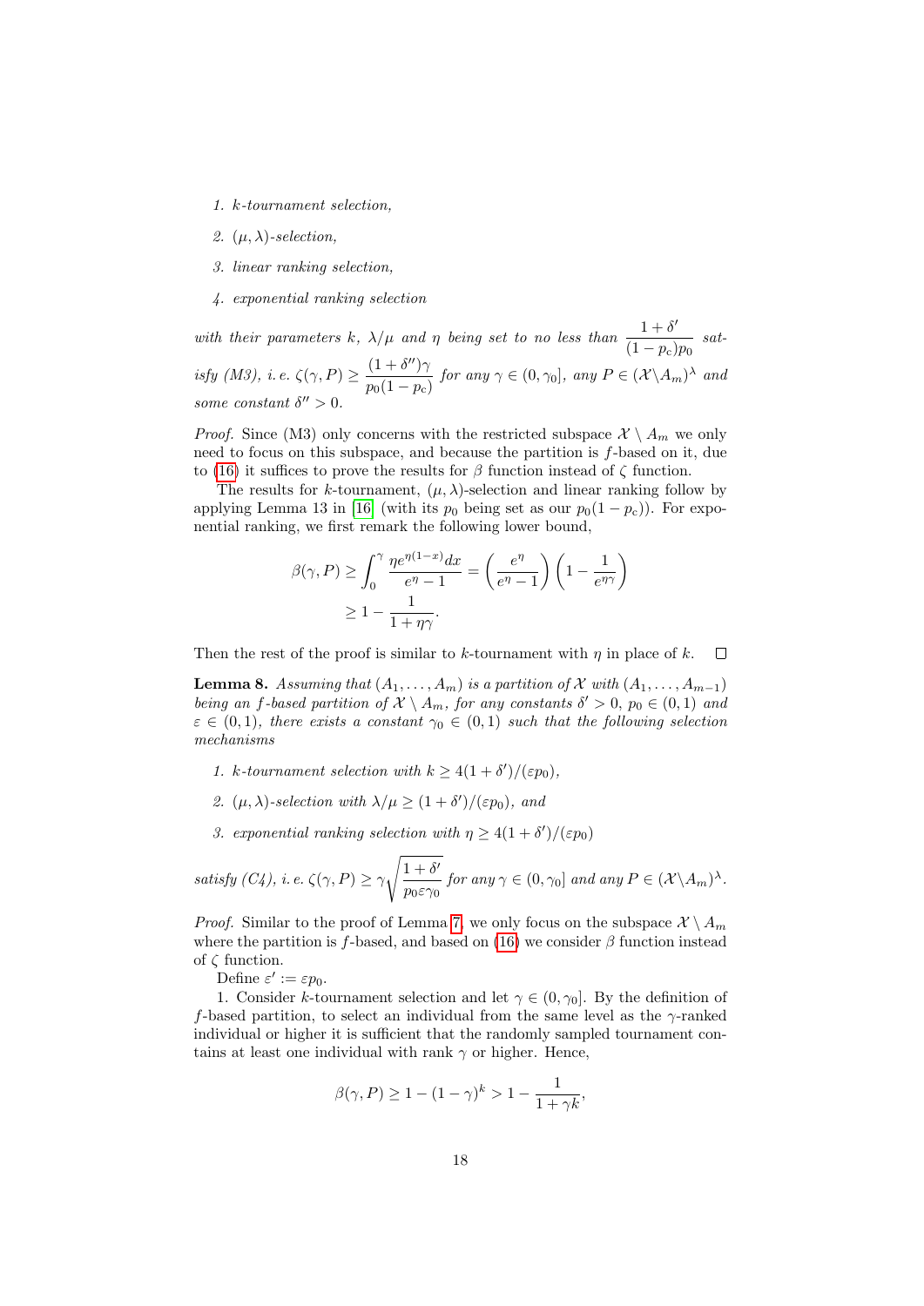1. *k-tournament selection,*
2. *$(\mu, \lambda)$-selection,*
3. *linear ranking selection,*
4. *exponential ranking selection*

*with their parameters $k$, $\lambda/\mu$ and $\eta$ being set to no less than $\dfrac{1+\delta'}{(1-p_{\rm c})p_0}$ satisfy (M3), i. e. $\zeta(\gamma, P) \geq \dfrac{(1+\delta'')\gamma}{p_0(1-p_{\rm c})}$ for any $\gamma \in (0, \gamma_0]$, any $P \in (\mathcal{X} \backslash A_m)^\lambda$ and some constant $\delta'' > 0$.*

*Proof.* Since (M3) only concerns with the restricted subspace $\mathcal{X} \setminus A_m$ we only need to focus on this subspace, and because the partition is $f$-based on it, due to (16) it suffices to prove the results for $\beta$ function instead of $\zeta$ function.

The results for $k$-tournament, $(\mu, \lambda)$-selection and linear ranking follow by applying Lemma 13 in [16] (with its $p_0$ being set as our $p_0(1-p_{\rm c})$). For exponential ranking, we first remark the following lower bound,

$$
\begin{aligned}
\beta(\gamma, P) &\geq \int_0^\gamma \frac{\eta e^{\eta(1-x)} dx}{e^\eta - 1} = \left(\frac{e^\eta}{e^\eta - 1}\right)\left(1 - \frac{1}{e^{\eta\gamma}}\right) \\
&\geq 1 - \frac{1}{1+\eta\gamma}.
\end{aligned}
$$

Then the rest of the proof is similar to $k$-tournament with $\eta$ in place of $k$. $\square$

**Lemma 8.** *Assuming that $(A_1, \ldots, A_m)$ is a partition of $\mathcal{X}$ with $(A_1, \ldots, A_{m-1})$ being an $f$-based partition of $\mathcal{X} \setminus A_m$, for any constants $\delta' > 0$, $p_0 \in (0,1)$ and $\varepsilon \in (0,1)$, there exists a constant $\gamma_0 \in (0,1)$ such that the following selection mechanisms*

1. *$k$-tournament selection with $k \geq 4(1+\delta')/(\varepsilon p_0)$,*
2. *$(\mu, \lambda)$-selection with $\lambda/\mu \geq (1+\delta')/(\varepsilon p_0)$, and*
3. *exponential ranking selection with $\eta \geq 4(1+\delta')/(\varepsilon p_0)$*

*satisfy (C4), i. e. $\zeta(\gamma, P) \geq \gamma\sqrt{\dfrac{1+\delta'}{p_0 \varepsilon \gamma_0}}$ for any $\gamma \in (0, \gamma_0]$ and any $P \in (\mathcal{X} \backslash A_m)^\lambda$.*

*Proof.* Similar to the proof of Lemma 7, we only focus on the subspace $\mathcal{X} \setminus A_m$ where the partition is $f$-based, and based on (16) we consider $\beta$ function instead of $\zeta$ function.

Define $\varepsilon' := \varepsilon p_0$.

1. Consider $k$-tournament selection and let $\gamma \in (0, \gamma_0]$. By the definition of $f$-based partition, to select an individual from the same level as the $\gamma$-ranked individual or higher it is sufficient that the randomly sampled tournament contains at least one individual with rank $\gamma$ or higher. Hence,

$$
\beta(\gamma, P) \geq 1 - (1-\gamma)^k > 1 - \frac{1}{1+\gamma k},
$$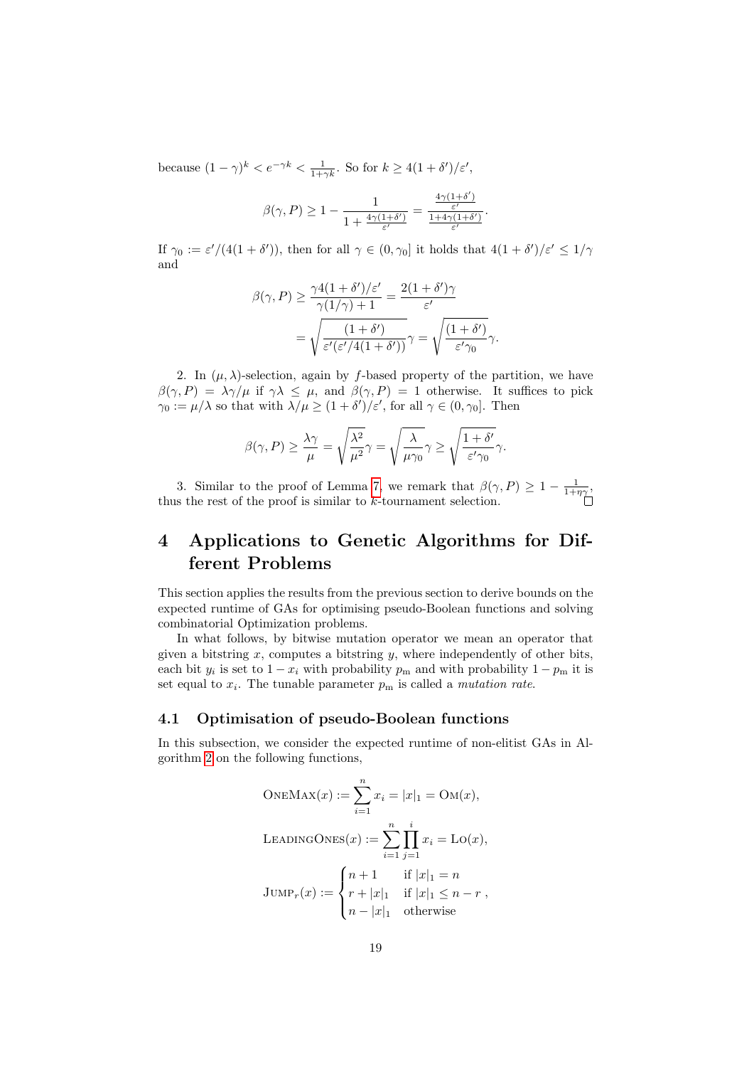because $(1-\gamma)^k < e^{-\gamma k} < \frac{1}{1+\gamma k}$. So for $k \geq 4(1+\delta')/\varepsilon'$,

$$\beta(\gamma, P) \geq 1 - \frac{1}{1 + \frac{4\gamma(1+\delta')}{\varepsilon'}} = \frac{\frac{4\gamma(1+\delta')}{\varepsilon'}}{\frac{1+4\gamma(1+\delta')}{\varepsilon'}}.$$

If $\gamma_0 := \varepsilon'/(4(1+\delta'))$, then for all $\gamma \in (0, \gamma_0]$ it holds that $4(1+\delta')/\varepsilon' \leq 1/\gamma$ and

$$\begin{aligned}
\beta(\gamma, P) &\geq \frac{\gamma 4(1+\delta')/\varepsilon'}{\gamma(1/\gamma)+1} = \frac{2(1+\delta')\gamma}{\varepsilon'} \\
&= \sqrt{\frac{(1+\delta')}{\varepsilon'(\varepsilon'/4(1+\delta'))}}\gamma = \sqrt{\frac{(1+\delta')}{\varepsilon'\gamma_0}}\gamma.
\end{aligned}$$

2. In $(\mu, \lambda)$-selection, again by $f$-based property of the partition, we have $\beta(\gamma, P) = \lambda\gamma/\mu$ if $\gamma\lambda \leq \mu$, and $\beta(\gamma, P) = 1$ otherwise. It suffices to pick $\gamma_0 := \mu/\lambda$ so that with $\lambda/\mu \geq (1+\delta')/\varepsilon'$, for all $\gamma \in (0, \gamma_0]$. Then

$$\beta(\gamma, P) \geq \frac{\lambda\gamma}{\mu} = \sqrt{\frac{\lambda^2}{\mu^2}}\gamma = \sqrt{\frac{\lambda}{\mu\gamma_0}}\gamma \geq \sqrt{\frac{1+\delta'}{\varepsilon'\gamma_0}}\gamma.$$

3. Similar to the proof of Lemma 7, we remark that $\beta(\gamma, P) \geq 1 - \frac{1}{1+\eta\gamma}$, thus the rest of the proof is similar to $k$-tournament selection. □

# 4 Applications to Genetic Algorithms for Different Problems

This section applies the results from the previous section to derive bounds on the expected runtime of GAs for optimising pseudo-Boolean functions and solving combinatorial Optimization problems.

In what follows, by bitwise mutation operator we mean an operator that given a bitstring $x$, computes a bitstring $y$, where independently of other bits, each bit $y_i$ is set to $1 - x_i$ with probability $p_{\mathrm{m}}$ and with probability $1 - p_{\mathrm{m}}$ it is set equal to $x_i$. The tunable parameter $p_{\mathrm{m}}$ is called a *mutation rate*.

## 4.1 Optimisation of pseudo-Boolean functions

In this subsection, we consider the expected runtime of non-elitist GAs in Algorithm 2 on the following functions,

$$\textsc{OneMax}(x) := \sum_{i=1}^{n} x_i = |x|_1 = \textsc{Om}(x),$$

$$\textsc{LeadingOnes}(x) := \sum_{i=1}^{n} \prod_{j=1}^{i} x_i = \textsc{Lo}(x),$$

$$\textsc{Jump}_r(x) := \begin{cases} n+1 & \text{if } |x|_1 = n \\ r + |x|_1 & \text{if } |x|_1 \leq n - r \\ n - |x|_1 & \text{otherwise} \end{cases},$$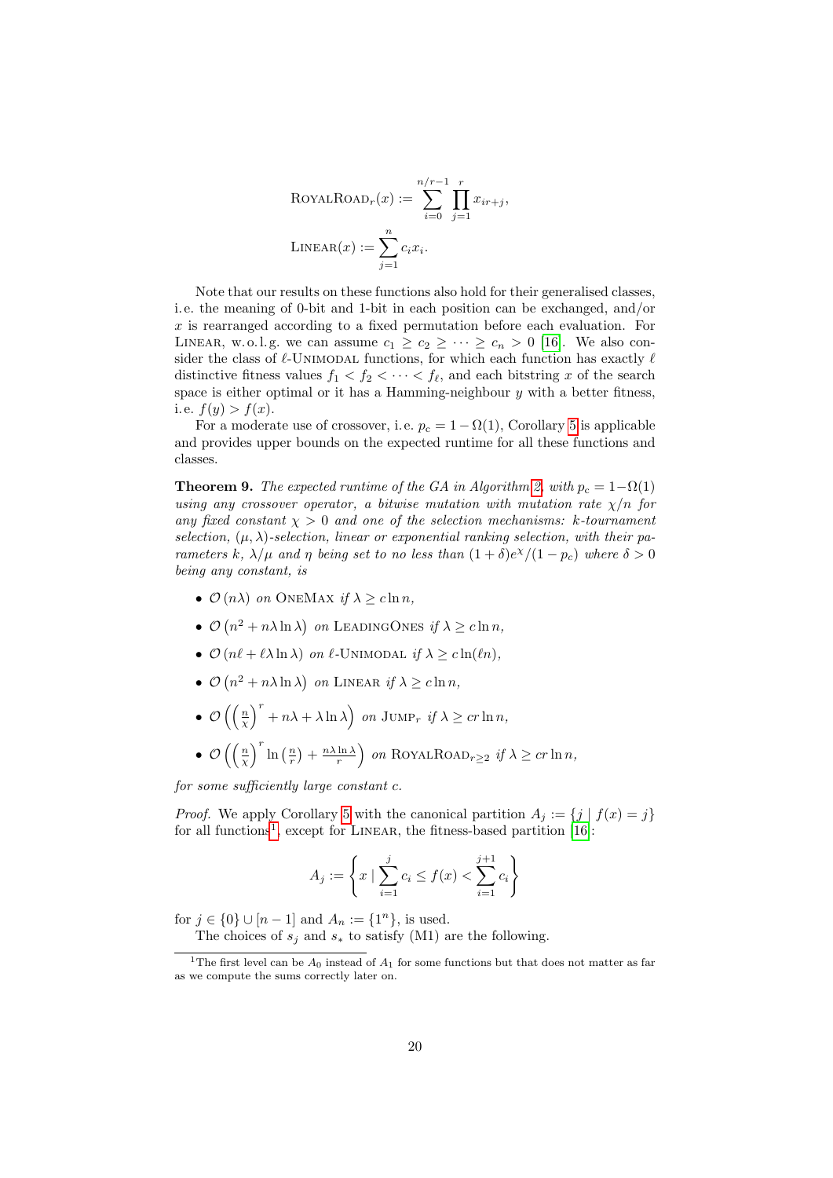$$\text{RoyalRoad}_r(x) := \sum_{i=0}^{n/r-1} \prod_{j=1}^{r} x_{ir+j},$$

$$\text{Linear}(x) := \sum_{j=1}^{n} c_i x_i.$$

Note that our results on these functions also hold for their generalised classes, i. e. the meaning of 0-bit and 1-bit in each position can be exchanged, and/or $x$ is rearranged according to a fixed permutation before each evaluation. For Linear, w. o. l. g. we can assume $c_1 \geq c_2 \geq \cdots \geq c_n > 0$ [16]. We also consider the class of $\ell$-Unimodal functions, for which each function has exactly $\ell$ distinctive fitness values $f_1 < f_2 < \cdots < f_\ell$, and each bitstring $x$ of the search space is either optimal or it has a Hamming-neighbour $y$ with a better fitness, i. e. $f(y) > f(x)$.

For a moderate use of crossover, i. e. $p_c = 1 - \Omega(1)$, Corollary 5 is applicable and provides upper bounds on the expected runtime for all these functions and classes.

**Theorem 9.** *The expected runtime of the GA in Algorithm 2, with $p_c = 1 - \Omega(1)$ using any crossover operator, a bitwise mutation with mutation rate $\chi/n$ for any fixed constant $\chi > 0$ and one of the selection mechanisms: $k$-tournament selection, $(\mu, \lambda)$-selection, linear or exponential ranking selection, with their parameters $k$, $\lambda/\mu$ and $\eta$ being set to no less than $(1+\delta)e^\chi/(1-p_c)$ where $\delta > 0$ being any constant, is*

- $\mathcal{O}(n\lambda)$ *on* OneMax *if* $\lambda \geq c \ln n$,
- $\mathcal{O}\left(n^2 + n\lambda \ln \lambda\right)$ *on* LeadingOnes *if* $\lambda \geq c \ln n$,
- $\mathcal{O}(n\ell + \ell\lambda \ln \lambda)$ *on* $\ell$-Unimodal *if* $\lambda \geq c \ln(\ell n)$,
- $\mathcal{O}\left(n^2 + n\lambda \ln \lambda\right)$ *on* Linear *if* $\lambda \geq c \ln n$,
- $\mathcal{O}\left(\left(\frac{n}{\chi}\right)^r + n\lambda + \lambda \ln \lambda\right)$ *on* $\text{Jump}_r$ *if* $\lambda \geq cr \ln n$,
- $\mathcal{O}\left(\left(\frac{n}{\chi}\right)^r \ln\left(\frac{n}{r}\right) + \frac{n\lambda \ln \lambda}{r}\right)$ *on* $\text{RoyalRoad}_{r \geq 2}$ *if* $\lambda \geq cr \ln n$,

*for some sufficiently large constant $c$.*

*Proof.* We apply Corollary 5 with the canonical partition $A_j := \{j \mid f(x) = j\}$ for all functions[1], except for Linear, the fitness-based partition [16]:

$$A_j := \left\{ x \mid \sum_{i=1}^{j} c_i \leq f(x) < \sum_{i=1}^{j+1} c_i \right\}$$

for $j \in \{0\} \cup [n-1]$ and $A_n := \{1^n\}$, is used.

The choices of $s_j$ and $s_*$ to satisfy (M1) are the following.

[1] The first level can be $A_0$ instead of $A_1$ for some functions but that does not matter as far as we compute the sums correctly later on.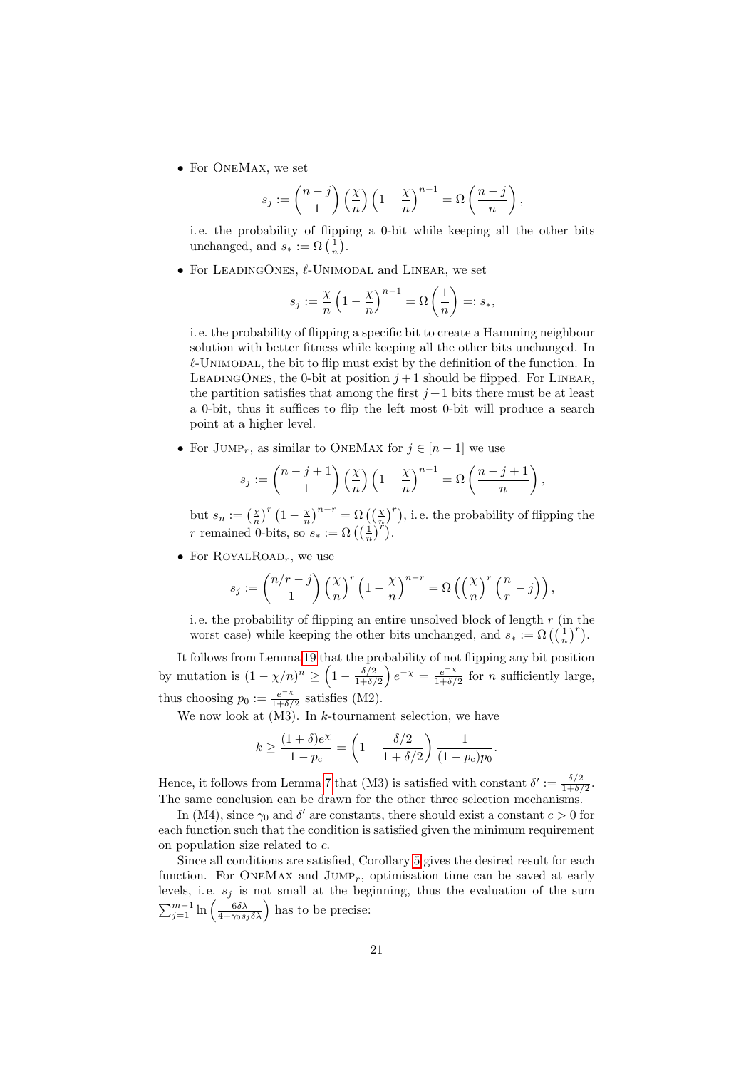- For OneMax, we set

$$s_j := \binom{n-j}{1}\left(\frac{\chi}{n}\right)\left(1-\frac{\chi}{n}\right)^{n-1} = \Omega\left(\frac{n-j}{n}\right),$$

i.e. the probability of flipping a 0-bit while keeping all the other bits unchanged, and $s_* := \Omega\left(\frac{1}{n}\right)$.

- For LeadingOnes, $\ell$-Unimodal and Linear, we set

$$s_j := \frac{\chi}{n}\left(1-\frac{\chi}{n}\right)^{n-1} = \Omega\left(\frac{1}{n}\right) =: s_*,$$

i.e. the probability of flipping a specific bit to create a Hamming neighbour solution with better fitness while keeping all the other bits unchanged. In $\ell$-Unimodal, the bit to flip must exist by the definition of the function. In LeadingOnes, the 0-bit at position $j+1$ should be flipped. For Linear, the partition satisfies that among the first $j+1$ bits there must be at least a 0-bit, thus it suffices to flip the left most 0-bit will produce a search point at a higher level.

- For Jump$_r$, as similar to OneMax for $j \in [n-1]$ we use

$$s_j := \binom{n-j+1}{1}\left(\frac{\chi}{n}\right)\left(1-\frac{\chi}{n}\right)^{n-1} = \Omega\left(\frac{n-j+1}{n}\right),$$

but $s_n := \left(\frac{\chi}{n}\right)^r\left(1-\frac{\chi}{n}\right)^{n-r} = \Omega\left(\left(\frac{\chi}{n}\right)^r\right)$, i.e. the probability of flipping the $r$ remained 0-bits, so $s_* := \Omega\left(\left(\frac{1}{n}\right)^r\right)$.

- For RoyalRoad$_r$, we use

$$s_j := \binom{n/r-j}{1}\left(\frac{\chi}{n}\right)^r\left(1-\frac{\chi}{n}\right)^{n-r} = \Omega\left(\left(\frac{\chi}{n}\right)^r\left(\frac{n}{r}-j\right)\right),$$

i.e. the probability of flipping an entire unsolved block of length $r$ (in the worst case) while keeping the other bits unchanged, and $s_* := \Omega\left(\left(\frac{1}{n}\right)^r\right)$.

It follows from Lemma 19 that the probability of not flipping any bit position by mutation is $(1-\chi/n)^n \geq \left(1-\frac{\delta/2}{1+\delta/2}\right)e^{-\chi} = \frac{e^{-\chi}}{1+\delta/2}$ for $n$ sufficiently large, thus choosing $p_0 := \frac{e^{-\chi}}{1+\delta/2}$ satisfies (M2).

We now look at (M3). In $k$-tournament selection, we have

$$k \geq \frac{(1+\delta)e^{\chi}}{1-p_c} = \left(1+\frac{\delta/2}{1+\delta/2}\right)\frac{1}{(1-p_c)p_0}.$$

Hence, it follows from Lemma 7 that (M3) is satisfied with constant $\delta' := \frac{\delta/2}{1+\delta/2}$. The same conclusion can be drawn for the other three selection mechanisms.

In (M4), since $\gamma_0$ and $\delta'$ are constants, there should exist a constant $c > 0$ for each function such that the condition is satisfied given the minimum requirement on population size related to $c$.

Since all conditions are satisfied, Corollary 5 gives the desired result for each function. For OneMax and Jump$_r$, optimisation time can be saved at early levels, i.e. $s_j$ is not small at the beginning, thus the evaluation of the sum $\sum_{j=1}^{m-1}\ln\left(\frac{6\delta\lambda}{4+\gamma_0 s_j\delta\lambda}\right)$ has to be precise: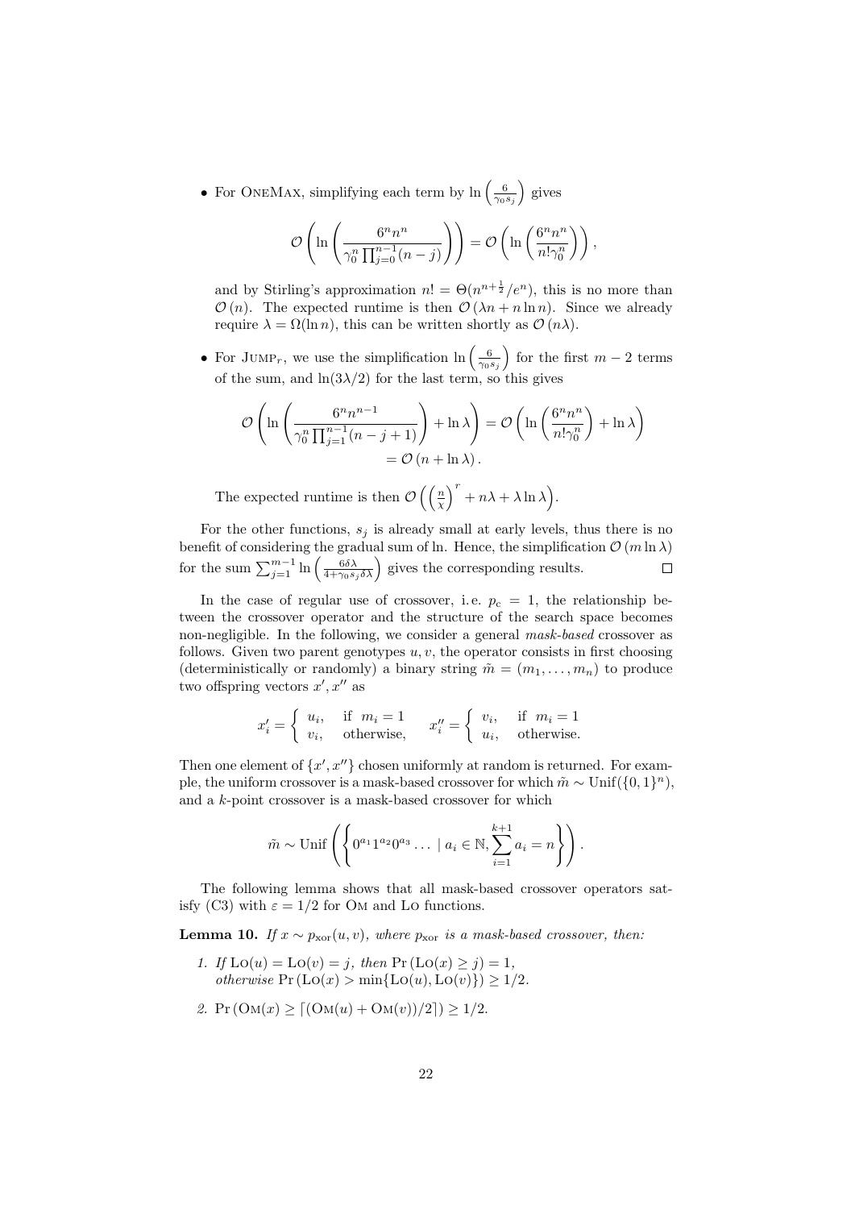- For OneMax, simplifying each term by $\ln\left(\frac{6}{\gamma_0 s_j}\right)$ gives

  $$\mathcal{O}\left(\ln\left(\frac{6^n n^n}{\gamma_0^n \prod_{j=0}^{n-1}(n-j)}\right)\right) = \mathcal{O}\left(\ln\left(\frac{6^n n^n}{n!\gamma_0^n}\right)\right),$$

  and by Stirling's approximation $n! = \Theta(n^{n+\frac{1}{2}}/e^n)$, this is no more than $\mathcal{O}(n)$. The expected runtime is then $\mathcal{O}(\lambda n + n \ln n)$. Since we already require $\lambda = \Omega(\ln n)$, this can be written shortly as $\mathcal{O}(n\lambda)$.

- For $\text{Jump}_r$, we use the simplification $\ln\left(\frac{6}{\gamma_0 s_j}\right)$ for the first $m-2$ terms of the sum, and $\ln(3\lambda/2)$ for the last term, so this gives

  $$\mathcal{O}\left(\ln\left(\frac{6^n n^{n-1}}{\gamma_0^n \prod_{j=1}^{n-1}(n-j+1)}\right) + \ln\lambda\right) = \mathcal{O}\left(\ln\left(\frac{6^n n^n}{n!\gamma_0^n}\right) + \ln\lambda\right)$$
  $$= \mathcal{O}(n + \ln\lambda).$$

  The expected runtime is then $\mathcal{O}\left(\left(\frac{n}{\chi}\right)^r + n\lambda + \lambda\ln\lambda\right)$.

For the other functions, $s_j$ is already small at early levels, thus there is no benefit of considering the gradual sum of ln. Hence, the simplification $\mathcal{O}(m\ln\lambda)$ for the sum $\sum_{j=1}^{m-1}\ln\left(\frac{6\delta\lambda}{4+\gamma_0 s_j \delta\lambda}\right)$ gives the corresponding results. □

In the case of regular use of crossover, i.e. $p_c = 1$, the relationship between the crossover operator and the structure of the search space becomes non-negligible. In the following, we consider a general *mask-based* crossover as follows. Given two parent genotypes $u, v$, the operator consists in first choosing (deterministically or randomly) a binary string $\tilde{m} = (m_1, \ldots, m_n)$ to produce two offspring vectors $x', x''$ as

$$x'_i = \begin{cases} u_i, & \text{if } m_i = 1 \\ v_i, & \text{otherwise,} \end{cases} \qquad x''_i = \begin{cases} v_i, & \text{if } m_i = 1 \\ u_i, & \text{otherwise.} \end{cases}$$

Then one element of $\{x', x''\}$ chosen uniformly at random is returned. For example, the uniform crossover is a mask-based crossover for which $\tilde{m} \sim \text{Unif}(\{0,1\}^n)$, and a $k$-point crossover is a mask-based crossover for which

$$\tilde{m} \sim \text{Unif}\left(\left\{0^{a_1}1^{a_2}0^{a_3}\ldots \mid a_i \in \mathbb{N}, \sum_{i=1}^{k+1} a_i = n\right\}\right).$$

The following lemma shows that all mask-based crossover operators satisfy (C3) with $\varepsilon = 1/2$ for Om and Lo functions.

**Lemma 10.** *If $x \sim p_{\text{xor}}(u, v)$, where $p_{\text{xor}}$ is a mask-based crossover, then:*

1. *If $\text{Lo}(u) = \text{Lo}(v) = j$, then $\Pr(\text{Lo}(x) \geq j) = 1$, otherwise $\Pr(\text{Lo}(x) > \min\{\text{Lo}(u), \text{Lo}(v)\}) \geq 1/2$.*
2. *$\Pr(\text{Om}(x) \geq \lceil(\text{Om}(u) + \text{Om}(v))/2\rceil) \geq 1/2$.*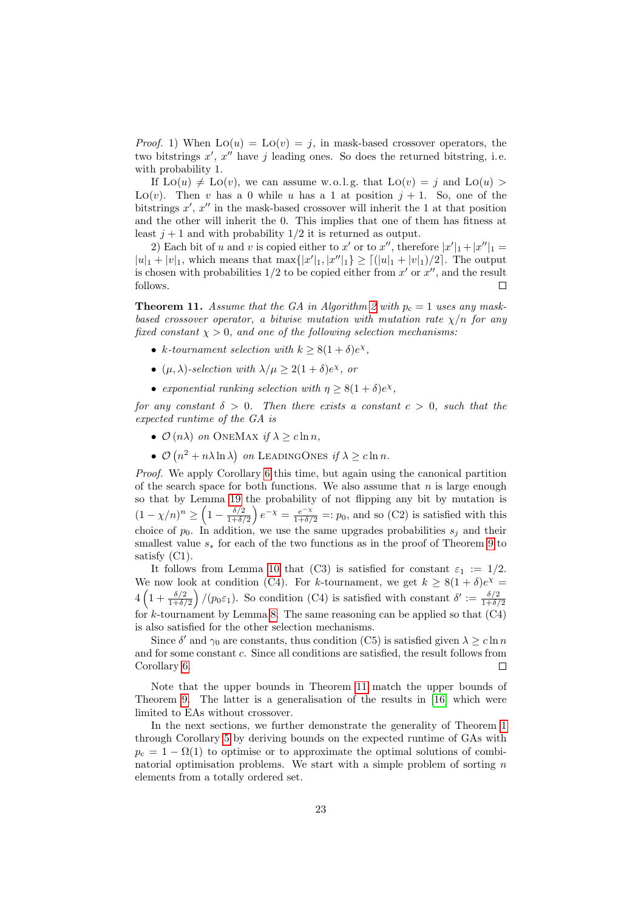*Proof.* 1) When $\text{Lo}(u) = \text{Lo}(v) = j$, in mask-based crossover operators, the two bitstrings $x'$, $x''$ have $j$ leading ones. So does the returned bitstring, i.e. with probability 1.

If $\text{Lo}(u) \neq \text{Lo}(v)$, we can assume w.o.l.g. that $\text{Lo}(v) = j$ and $\text{Lo}(u) > \text{Lo}(v)$. Then $v$ has a 0 while $u$ has a 1 at position $j + 1$. So, one of the bitstrings $x'$, $x''$ in the mask-based crossover will inherit the 1 at that position and the other will inherit the 0. This implies that one of them has fitness at least $j + 1$ and with probability $1/2$ it is returned as output.

2) Each bit of $u$ and $v$ is copied either to $x'$ or to $x''$, therefore $|x'|_1 + |x''|_1 = |u|_1 + |v|_1$, which means that $\max\{|x'|_1, |x''|_1\} \geq \lceil (|u|_1 + |v|_1)/2 \rceil$. The output is chosen with probabilities $1/2$ to be copied either from $x'$ or $x''$, and the result follows. □

**Theorem 11.** *Assume that the GA in Algorithm 2 with $p_c = 1$ uses any mask-based crossover operator, a bitwise mutation with mutation rate $\chi/n$ for any fixed constant $\chi > 0$, and one of the following selection mechanisms:*

- *$k$-tournament selection with $k \geq 8(1 + \delta)e^{\chi}$,*
- *$(\mu, \lambda)$-selection with $\lambda/\mu \geq 2(1 + \delta)e^{\chi}$, or*
- *exponential ranking selection with $\eta \geq 8(1 + \delta)e^{\chi}$,*

*for any constant $\delta > 0$. Then there exists a constant $c > 0$, such that the expected runtime of the GA is*

- *$\mathcal{O}(n\lambda)$ on OneMax if $\lambda \geq c \ln n$,*
- *$\mathcal{O}(n^2 + n\lambda \ln \lambda)$ on LeadingOnes if $\lambda \geq c \ln n$.*

*Proof.* We apply Corollary 6 this time, but again using the canonical partition of the search space for both functions. We also assume that $n$ is large enough so that by Lemma 19 the probability of not flipping any bit by mutation is $(1 - \chi/n)^n \geq \left(1 - \frac{\delta/2}{1+\delta/2}\right) e^{-\chi} = \frac{e^{-\chi}}{1+\delta/2} =: p_0$, and so (C2) is satisfied with this choice of $p_0$. In addition, we use the same upgrades probabilities $s_j$ and their smallest value $s_*$ for each of the two functions as in the proof of Theorem 9 to satisfy (C1).

It follows from Lemma 10 that (C3) is satisfied for constant $\varepsilon_1 := 1/2$. We now look at condition (C4). For $k$-tournament, we get $k \geq 8(1 + \delta)e^{\chi} = 4\left(1 + \frac{\delta/2}{1+\delta/2}\right)/(p_0\varepsilon_1)$. So condition (C4) is satisfied with constant $\delta' := \frac{\delta/2}{1+\delta/2}$ for $k$-tournament by Lemma 8. The same reasoning can be applied so that (C4) is also satisfied for the other selection mechanisms.

Since $\delta'$ and $\gamma_0$ are constants, thus condition (C5) is satisfied given $\lambda \geq c \ln n$ and for some constant $c$. Since all conditions are satisfied, the result follows from Corollary 6. □

Note that the upper bounds in Theorem 11 match the upper bounds of Theorem 9. The latter is a generalisation of the results in [16] which were limited to EAs without crossover.

In the next sections, we further demonstrate the generality of Theorem 1 through Corollary 5 by deriving bounds on the expected runtime of GAs with $p_c = 1 - \Omega(1)$ to optimise or to approximate the optimal solutions of combinatorial optimisation problems. We start with a simple problem of sorting $n$ elements from a totally ordered set.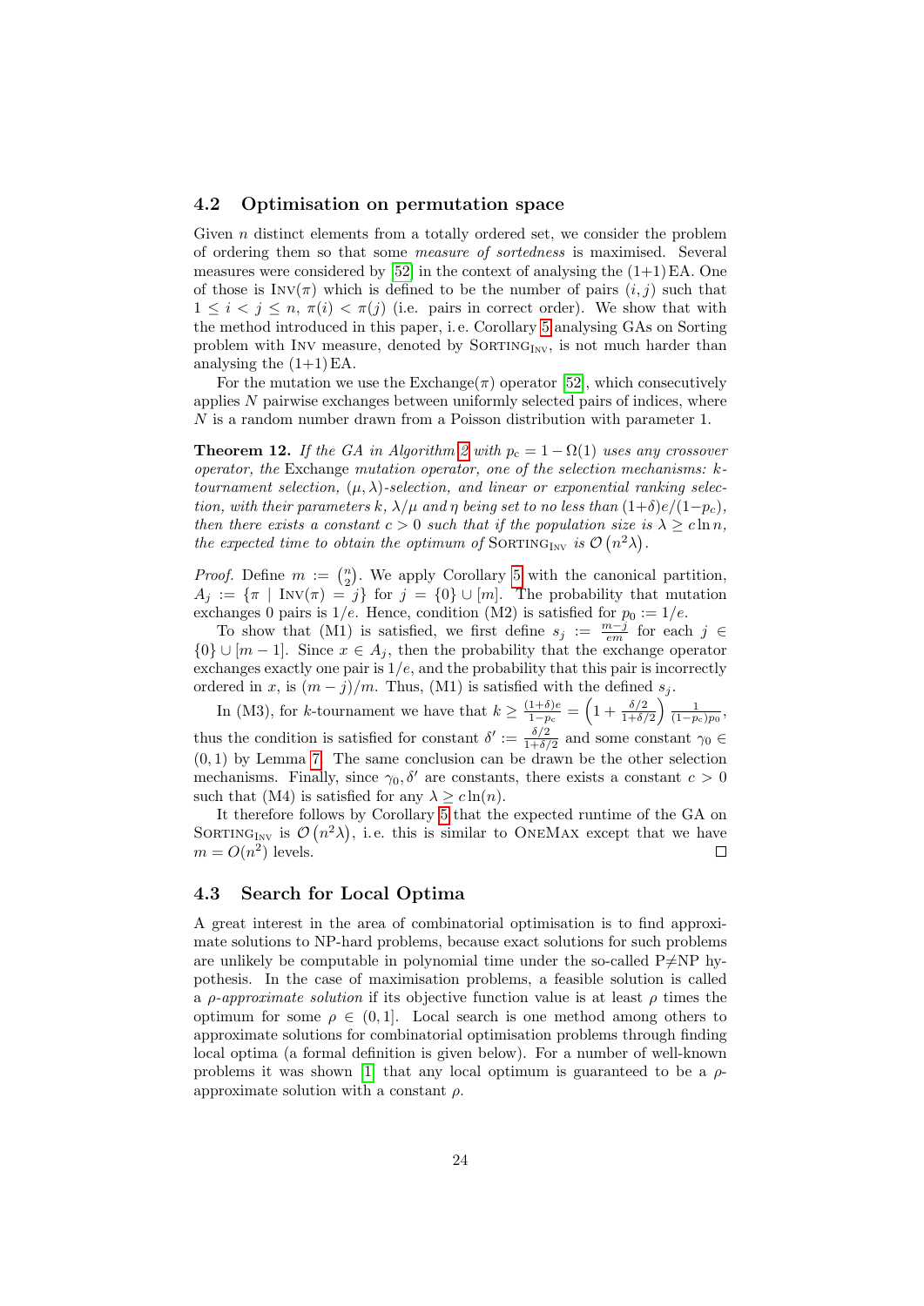### 4.2 Optimisation on permutation space

Given $n$ distinct elements from a totally ordered set, we consider the problem of ordering them so that some *measure of sortedness* is maximised. Several measures were considered by [52] in the context of analysing the (1+1) EA. One of those is $\text{Inv}(\pi)$ which is defined to be the number of pairs $(i,j)$ such that $1 \le i < j \le n$, $\pi(i) < \pi(j)$ (i.e. pairs in correct order). We show that with the method introduced in this paper, i.e. Corollary 5 analysing GAs on Sorting problem with Inv measure, denoted by $\text{Sorting}_{\text{Inv}}$, is not much harder than analysing the (1+1) EA.

For the mutation we use the Exchange($\pi$) operator [52], which consecutively applies $N$ pairwise exchanges between uniformly selected pairs of indices, where $N$ is a random number drawn from a Poisson distribution with parameter 1.

**Theorem 12.** *If the GA in Algorithm 2 with $p_c = 1 - \Omega(1)$ uses any crossover operator, the* Exchange *mutation operator, one of the selection mechanisms: $k$-tournament selection, $(\mu, \lambda)$-selection, and linear or exponential ranking selection, with their parameters $k$, $\lambda/\mu$ and $\eta$ being set to no less than $(1+\delta)e/(1-p_c)$, then there exists a constant $c > 0$ such that if the population size is $\lambda \ge c \ln n$, the expected time to obtain the optimum of $\text{Sorting}_{\text{Inv}}$ is $\mathcal{O}(n^2\lambda)$.*

*Proof.* Define $m := \binom{n}{2}$. We apply Corollary 5 with the canonical partition, $A_j := \{\pi \mid \text{Inv}(\pi) = j\}$ for $j = \{0\} \cup [m]$. The probability that mutation exchanges 0 pairs is $1/e$. Hence, condition (M2) is satisfied for $p_0 := 1/e$.

To show that (M1) is satisfied, we first define $s_j := \frac{m-j}{em}$ for each $j \in \{0\} \cup [m-1]$. Since $x \in A_j$, then the probability that the exchange operator exchanges exactly one pair is $1/e$, and the probability that this pair is incorrectly ordered in $x$, is $(m-j)/m$. Thus, (M1) is satisfied with the defined $s_j$.

In (M3), for $k$-tournament we have that $k \ge \frac{(1+\delta)e}{1-p_c} = \left(1 + \frac{\delta/2}{1+\delta/2}\right)\frac{1}{(1-p_c)p_0}$, thus the condition is satisfied for constant $\delta' := \frac{\delta/2}{1+\delta/2}$ and some constant $\gamma_0 \in (0,1)$ by Lemma 7. The same conclusion can be drawn be the other selection mechanisms. Finally, since $\gamma_0, \delta'$ are constants, there exists a constant $c > 0$ such that (M4) is satisfied for any $\lambda \ge c\ln(n)$.

It therefore follows by Corollary 5 that the expected runtime of the GA on $\text{Sorting}_{\text{Inv}}$ is $\mathcal{O}(n^2\lambda)$, i.e. this is similar to OneMax except that we have $m = O(n^2)$ levels. $\square$

### 4.3 Search for Local Optima

A great interest in the area of combinatorial optimisation is to find approximate solutions to NP-hard problems, because exact solutions for such problems are unlikely be computable in polynomial time under the so-called P≠NP hypothesis. In the case of maximisation problems, a feasible solution is called a *$\rho$-approximate solution* if its objective function value is at least $\rho$ times the optimum for some $\rho \in (0,1]$. Local search is one method among others to approximate solutions for combinatorial optimisation problems through finding local optima (a formal definition is given below). For a number of well-known problems it was shown [1] that any local optimum is guaranteed to be a $\rho$-approximate solution with a constant $\rho$.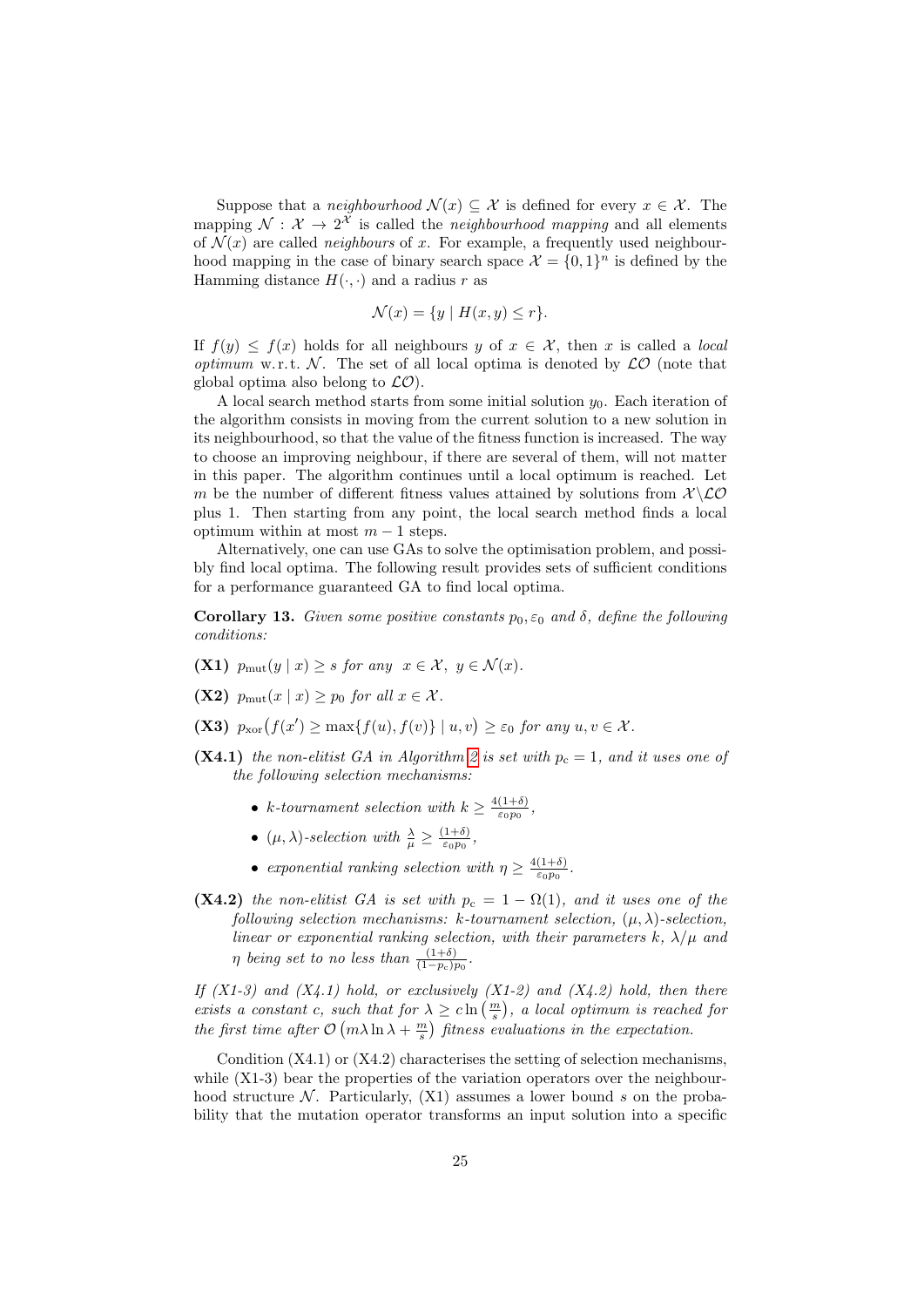Suppose that a *neighbourhood* $\mathcal{N}(x) \subseteq \mathcal{X}$ is defined for every $x \in \mathcal{X}$. The mapping $\mathcal{N} : \mathcal{X} \to 2^{\mathcal{X}}$ is called the *neighbourhood mapping* and all elements of $\mathcal{N}(x)$ are called *neighbours* of $x$. For example, a frequently used neighbourhood mapping in the case of binary search space $\mathcal{X} = \{0,1\}^n$ is defined by the Hamming distance $H(\cdot,\cdot)$ and a radius $r$ as

$$\mathcal{N}(x) = \{y \mid H(x,y) \le r\}.$$

If $f(y) \le f(x)$ holds for all neighbours $y$ of $x \in \mathcal{X}$, then $x$ is called a *local optimum* w.r.t. $\mathcal{N}$. The set of all local optima is denoted by $\mathcal{LO}$ (note that global optima also belong to $\mathcal{LO}$).

A local search method starts from some initial solution $y_0$. Each iteration of the algorithm consists in moving from the current solution to a new solution in its neighbourhood, so that the value of the fitness function is increased. The way to choose an improving neighbour, if there are several of them, will not matter in this paper. The algorithm continues until a local optimum is reached. Let $m$ be the number of different fitness values attained by solutions from $\mathcal{X} \backslash \mathcal{LO}$ plus 1. Then starting from any point, the local search method finds a local optimum within at most $m-1$ steps.

Alternatively, one can use GAs to solve the optimisation problem, and possibly find local optima. The following result provides sets of sufficient conditions for a performance guaranteed GA to find local optima.

**Corollary 13.** *Given some positive constants $p_0, \varepsilon_0$ and $\delta$, define the following conditions:*

**(X1)** $p_{\text{mut}}(y \mid x) \ge s$ *for any* $x \in \mathcal{X},\ y \in \mathcal{N}(x)$.

**(X2)** $p_{\text{mut}}(x \mid x) \ge p_0$ *for all* $x \in \mathcal{X}$.

**(X3)** $p_{\text{xor}}\big(f(x') \ge \max\{f(u), f(v)\} \mid u, v\big) \ge \varepsilon_0$ *for any* $u, v \in \mathcal{X}$.

**(X4.1)** *the non-elitist GA in Algorithm 2 is set with $p_c = 1$, and it uses one of the following selection mechanisms:*

- *$k$-tournament selection with $k \ge \frac{4(1+\delta)}{\varepsilon_0 p_0}$,*
- *$(\mu, \lambda)$-selection with $\frac{\lambda}{\mu} \ge \frac{(1+\delta)}{\varepsilon_0 p_0}$,*
- *exponential ranking selection with $\eta \ge \frac{4(1+\delta)}{\varepsilon_0 p_0}$.*

**(X4.2)** *the non-elitist GA is set with $p_c = 1 - \Omega(1)$, and it uses one of the following selection mechanisms: $k$-tournament selection, $(\mu, \lambda)$-selection, linear or exponential ranking selection, with their parameters $k$, $\lambda/\mu$ and $\eta$ being set to no less than $\frac{(1+\delta)}{(1-p_c)p_0}$.*

*If (X1-3) and (X4.1) hold, or exclusively (X1-2) and (X4.2) hold, then there exists a constant $c$, such that for $\lambda \ge c \ln\left(\frac{m}{s}\right)$, a local optimum is reached for the first time after $\mathcal{O}\left(m\lambda \ln \lambda + \frac{m}{s}\right)$ fitness evaluations in the expectation.*

Condition (X4.1) or (X4.2) characterises the setting of selection mechanisms, while (X1-3) bear the properties of the variation operators over the neighbourhood structure $\mathcal{N}$. Particularly, (X1) assumes a lower bound $s$ on the probability that the mutation operator transforms an input solution into a specific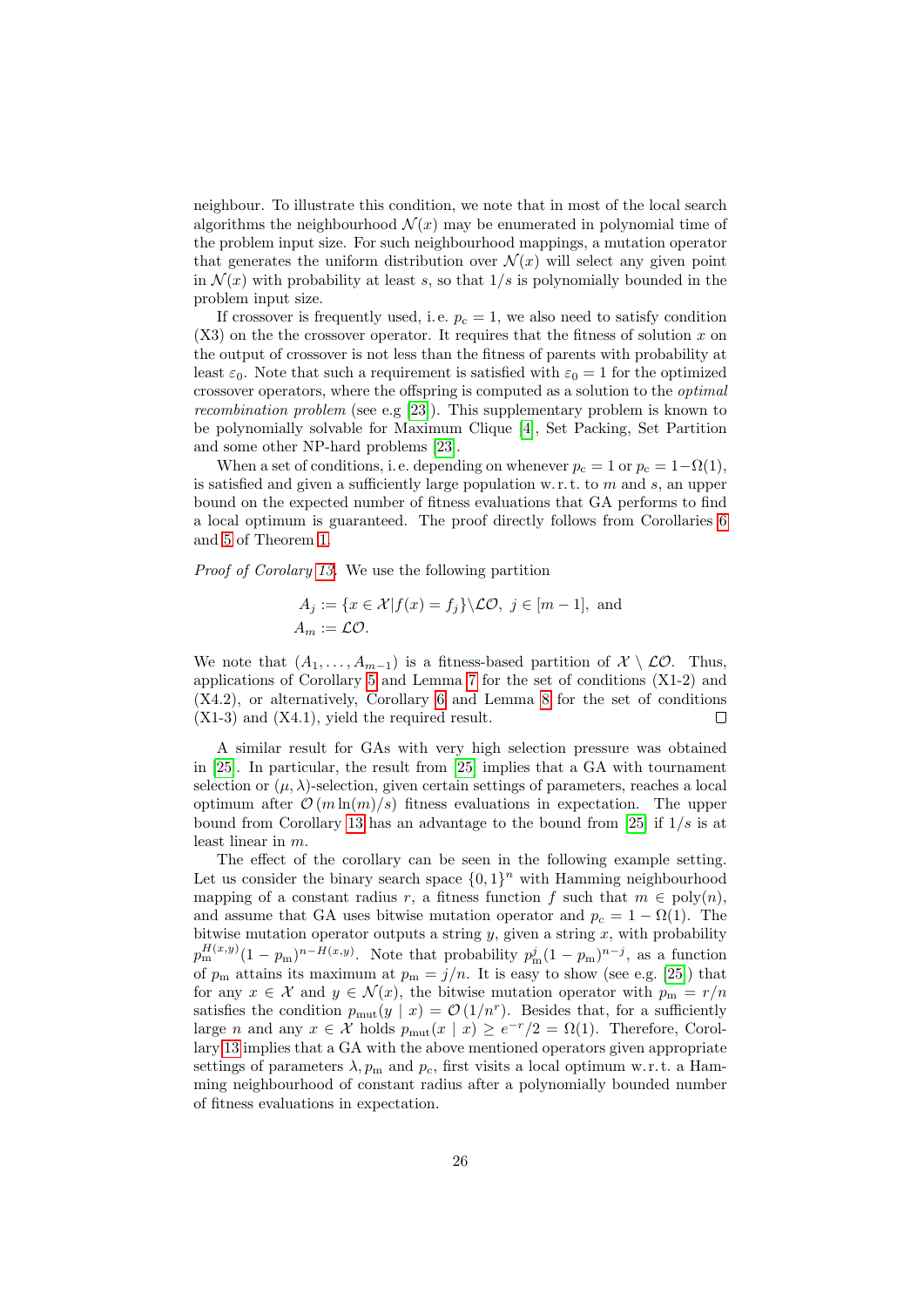neighbour. To illustrate this condition, we note that in most of the local search algorithms the neighbourhood $\mathcal{N}(x)$ may be enumerated in polynomial time of the problem input size. For such neighbourhood mappings, a mutation operator that generates the uniform distribution over $\mathcal{N}(x)$ will select any given point in $\mathcal{N}(x)$ with probability at least $s$, so that $1/s$ is polynomially bounded in the problem input size.

If crossover is frequently used, i. e. $p_c = 1$, we also need to satisfy condition (X3) on the the crossover operator. It requires that the fitness of solution $x$ on the output of crossover is not less than the fitness of parents with probability at least $\varepsilon_0$. Note that such a requirement is satisfied with $\varepsilon_0 = 1$ for the optimized crossover operators, where the offspring is computed as a solution to the *optimal recombination problem* (see e.g [23]). This supplementary problem is known to be polynomially solvable for Maximum Clique [4], Set Packing, Set Partition and some other NP-hard problems [23].

When a set of conditions, i. e. depending on whenever $p_c = 1$ or $p_c = 1-\Omega(1)$, is satisfied and given a sufficiently large population w. r. t. to $m$ and $s$, an upper bound on the expected number of fitness evaluations that GA performs to find a local optimum is guaranteed. The proof directly follows from Corollaries 6 and 5 of Theorem 1.

*Proof of Corolary 13.* We use the following partition

$$
\begin{aligned}
A_j &:= \{x \in \mathcal{X} | f(x) = f_j\} \setminus \mathcal{LO},\ j \in [m-1], \text{ and} \\
A_m &:= \mathcal{LO}.
\end{aligned}
$$

We note that $(A_1, \ldots, A_{m-1})$ is a fitness-based partition of $\mathcal{X} \setminus \mathcal{LO}$. Thus, applications of Corollary 5 and Lemma 7 for the set of conditions (X1-2) and (X4.2), or alternatively, Corollary 6 and Lemma 8 for the set of conditions (X1-3) and (X4.1), yield the required result. □

A similar result for GAs with very high selection pressure was obtained in [25]. In particular, the result from [25] implies that a GA with tournament selection or $(\mu, \lambda)$-selection, given certain settings of parameters, reaches a local optimum after $\mathcal{O}\left(m \ln(m)/s\right)$ fitness evaluations in expectation. The upper bound from Corollary 13 has an advantage to the bound from [25] if $1/s$ is at least linear in $m$.

The effect of the corollary can be seen in the following example setting. Let us consider the binary search space $\{0,1\}^n$ with Hamming neighbourhood mapping of a constant radius $r$, a fitness function $f$ such that $m \in \text{poly}(n)$, and assume that GA uses bitwise mutation operator and $p_c = 1 - \Omega(1)$. The bitwise mutation operator outputs a string $y$, given a string $x$, with probability $p_{\text{m}}^{H(x,y)}(1-p_{\text{m}})^{n-H(x,y)}$. Note that probability $p_{\text{m}}^{j}(1-p_{\text{m}})^{n-j}$, as a function of $p_{\text{m}}$ attains its maximum at $p_{\text{m}} = j/n$. It is easy to show (see e.g. [25]) that for any $x \in \mathcal{X}$ and $y \in \mathcal{N}(x)$, the bitwise mutation operator with $p_{\text{m}} = r/n$ satisfies the condition $p_{\text{mut}}(y \mid x) = \mathcal{O}\left(1/n^r\right)$. Besides that, for a sufficiently large $n$ and any $x \in \mathcal{X}$ holds $p_{\text{mut}}(x \mid x) \geq e^{-r}/2 = \Omega(1)$. Therefore, Corollary 13 implies that a GA with the above mentioned operators given appropriate settings of parameters $\lambda, p_{\text{m}}$ and $p_c$, first visits a local optimum w.r.t. a Hamming neighbourhood of constant radius after a polynomially bounded number of fitness evaluations in expectation.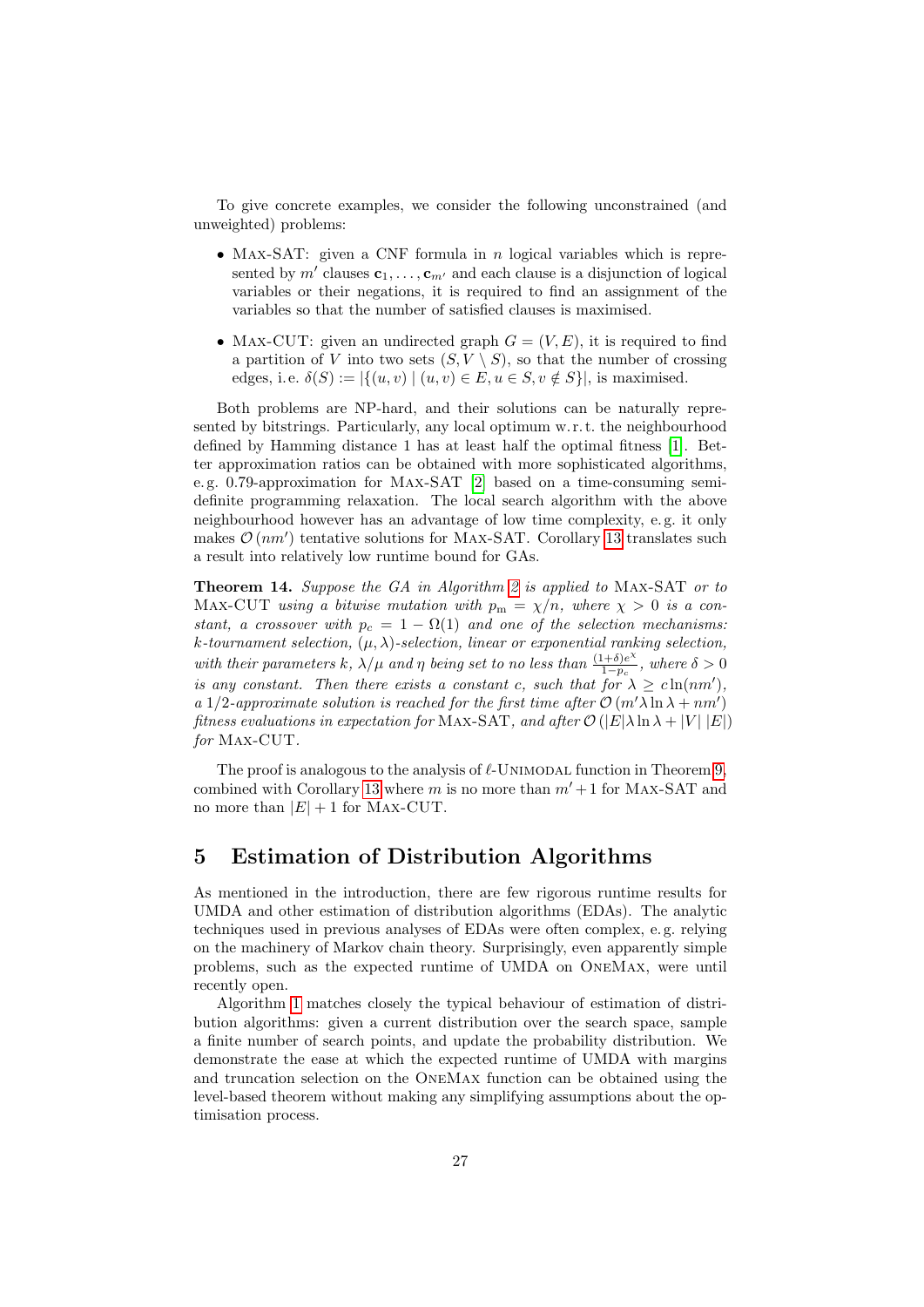To give concrete examples, we consider the following unconstrained (and unweighted) problems:

- Max-SAT: given a CNF formula in $n$ logical variables which is represented by $m'$ clauses $\mathbf{c}_1, \dots, \mathbf{c}_{m'}$ and each clause is a disjunction of logical variables or their negations, it is required to find an assignment of the variables so that the number of satisfied clauses is maximised.
- Max-CUT: given an undirected graph $G = (V, E)$, it is required to find a partition of $V$ into two sets $(S, V \setminus S)$, so that the number of crossing edges, i.e. $\delta(S) := |\{(u, v) \mid (u, v) \in E, u \in S, v \notin S\}|$, is maximised.

Both problems are NP-hard, and their solutions can be naturally represented by bitstrings. Particularly, any local optimum w. r. t. the neighbourhood defined by Hamming distance 1 has at least half the optimal fitness [1]. Better approximation ratios can be obtained with more sophisticated algorithms, e.g. 0.79-approximation for Max-SAT [2] based on a time-consuming semi-definite programming relaxation. The local search algorithm with the above neighbourhood however has an advantage of low time complexity, e.g. it only makes $\mathcal{O}(nm')$ tentative solutions for Max-SAT. Corollary 13 translates such a result into relatively low runtime bound for GAs.

**Theorem 14.** *Suppose the GA in Algorithm 2 is applied to* Max-SAT *or to* Max-CUT *using a bitwise mutation with $p_{\mathrm{m}} = \chi/n$, where $\chi > 0$ is a constant, a crossover with $p_c = 1 - \Omega(1)$ and one of the selection mechanisms: $k$-tournament selection, $(\mu, \lambda)$-selection, linear or exponential ranking selection, with their parameters $k$, $\lambda/\mu$ and $\eta$ being set to no less than $\frac{(1+\delta)e^{\chi}}{1-p_c}$, where $\delta > 0$ is any constant. Then there exists a constant $c$, such that for $\lambda \geq c\ln(nm')$, a $1/2$-approximate solution is reached for the first time after $\mathcal{O}(m'\lambda \ln \lambda + nm')$ fitness evaluations in expectation for* Max-SAT*, and after $\mathcal{O}(|E|\lambda \ln \lambda + |V|\,|E|)$ for* Max-CUT.

The proof is analogous to the analysis of $\ell$-Unimodal function in Theorem 9, combined with Corollary 13 where $m$ is no more than $m' + 1$ for Max-SAT and no more than $|E| + 1$ for Max-CUT.

## 5 Estimation of Distribution Algorithms

As mentioned in the introduction, there are few rigorous runtime results for UMDA and other estimation of distribution algorithms (EDAs). The analytic techniques used in previous analyses of EDAs were often complex, e.g. relying on the machinery of Markov chain theory. Surprisingly, even apparently simple problems, such as the expected runtime of UMDA on OneMax, were until recently open.

Algorithm 1 matches closely the typical behaviour of estimation of distribution algorithms: given a current distribution over the search space, sample a finite number of search points, and update the probability distribution. We demonstrate the ease at which the expected runtime of UMDA with margins and truncation selection on the OneMax function can be obtained using the level-based theorem without making any simplifying assumptions about the optimisation process.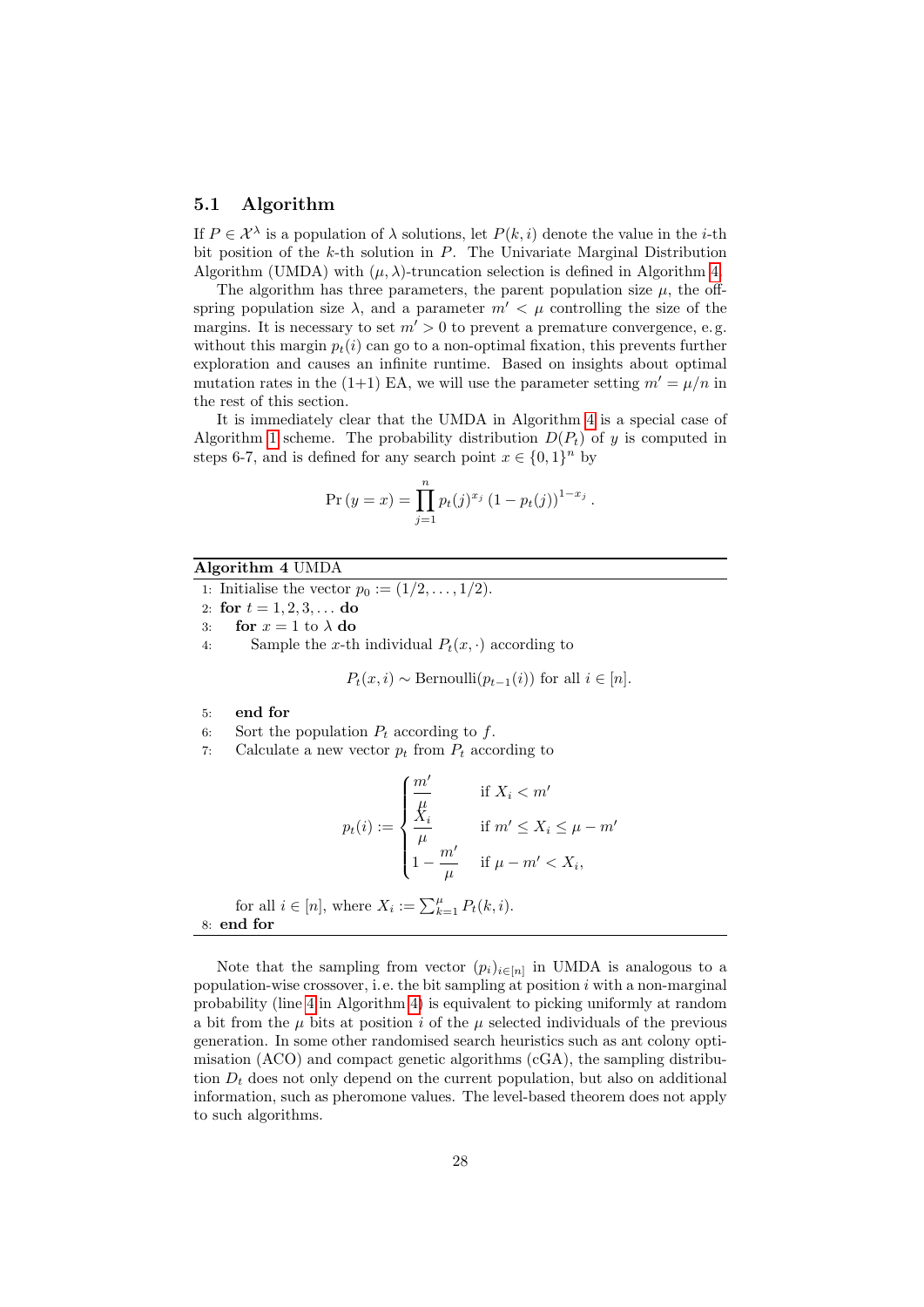### 5.1 Algorithm

If $P \in \mathcal{X}^\lambda$ is a population of $\lambda$ solutions, let $P(k,i)$ denote the value in the $i$-th bit position of the $k$-th solution in $P$. The Univariate Marginal Distribution Algorithm (UMDA) with $(\mu,\lambda)$-truncation selection is defined in Algorithm 4.

The algorithm has three parameters, the parent population size $\mu$, the offspring population size $\lambda$, and a parameter $m' < \mu$ controlling the size of the margins. It is necessary to set $m' > 0$ to prevent a premature convergence, e. g. without this margin $p_t(i)$ can go to a non-optimal fixation, this prevents further exploration and causes an infinite runtime. Based on insights about optimal mutation rates in the (1+1) EA, we will use the parameter setting $m' = \mu/n$ in the rest of this section.

It is immediately clear that the UMDA in Algorithm 4 is a special case of Algorithm 1 scheme. The probability distribution $D(P_t)$ of $y$ is computed in steps 6-7, and is defined for any search point $x \in \{0,1\}^n$ by

$$\Pr(y = x) = \prod_{j=1}^{n} p_t(j)^{x_j} \left(1 - p_t(j)\right)^{1-x_j}.$$

**Algorithm 4** UMDA

1: Initialise the vector $p_0 := (1/2, \ldots, 1/2)$.
2: **for** $t = 1, 2, 3, \ldots$ **do**
3: &nbsp;&nbsp;&nbsp;&nbsp;**for** $x = 1$ to $\lambda$ **do**
4: &nbsp;&nbsp;&nbsp;&nbsp;&nbsp;&nbsp;&nbsp;&nbsp;Sample the $x$-th individual $P_t(x,\cdot)$ according to

$$P_t(x,i) \sim \text{Bernoulli}(p_{t-1}(i)) \text{ for all } i \in [n].$$

5: &nbsp;&nbsp;&nbsp;&nbsp;**end for**
6: &nbsp;&nbsp;&nbsp;&nbsp;Sort the population $P_t$ according to $f$.
7: &nbsp;&nbsp;&nbsp;&nbsp;Calculate a new vector $p_t$ from $P_t$ according to

$$p_t(i) := \begin{cases} \dfrac{m'}{\mu} & \text{if } X_i < m' \\ \dfrac{X_i}{\mu} & \text{if } m' \leq X_i \leq \mu - m' \\ 1 - \dfrac{m'}{\mu} & \text{if } \mu - m' < X_i, \end{cases}$$

&nbsp;&nbsp;&nbsp;&nbsp;for all $i \in [n]$, where $X_i := \sum_{k=1}^{\mu} P_t(k,i)$.
8: **end for**

Note that the sampling from vector $(p_i)_{i \in [n]}$ in UMDA is analogous to a population-wise crossover, i. e. the bit sampling at position $i$ with a non-marginal probability (line 4 in Algorithm 4) is equivalent to picking uniformly at random a bit from the $\mu$ bits at position $i$ of the $\mu$ selected individuals of the previous generation. In some other randomised search heuristics such as ant colony optimisation (ACO) and compact genetic algorithms (cGA), the sampling distribution $D_t$ does not only depend on the current population, but also on additional information, such as pheromone values. The level-based theorem does not apply to such algorithms.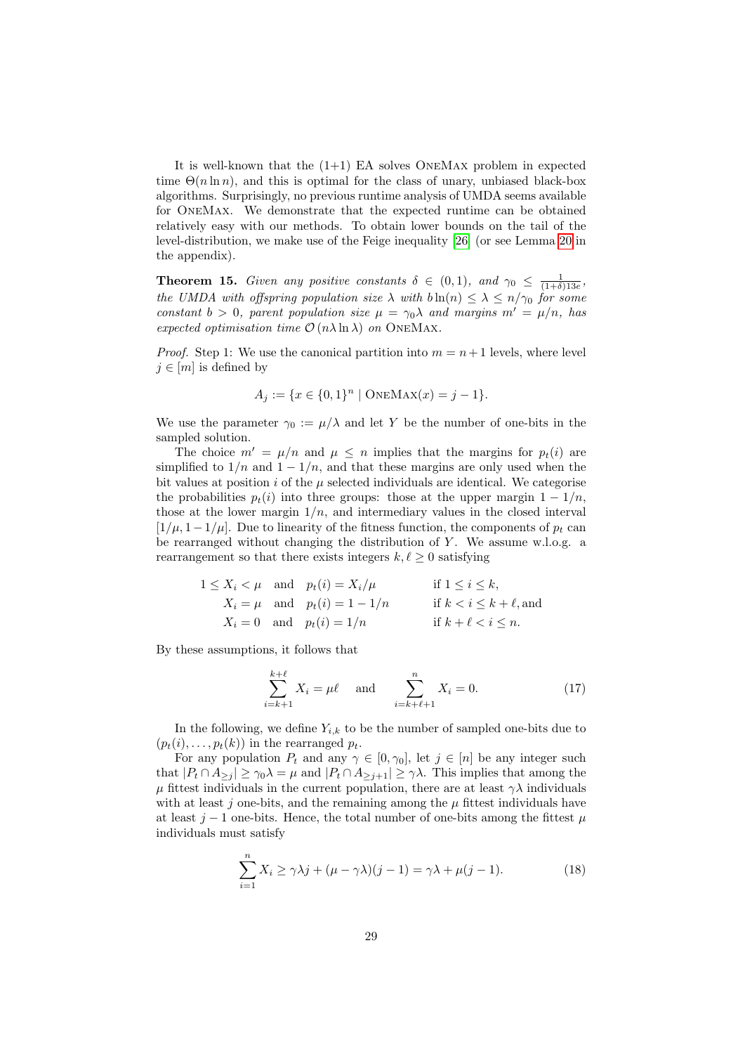It is well-known that the (1+1) EA solves OneMax problem in expected time $\Theta(n \ln n)$, and this is optimal for the class of unary, unbiased black-box algorithms. Surprisingly, no previous runtime analysis of UMDA seems available for OneMax. We demonstrate that the expected runtime can be obtained relatively easy with our methods. To obtain lower bounds on the tail of the level-distribution, we make use of the Feige inequality [26] (or see Lemma 20 in the appendix).

**Theorem 15.** *Given any positive constants $\delta \in (0,1)$, and $\gamma_0 \leq \frac{1}{(1+\delta)13e}$, the UMDA with offspring population size $\lambda$ with $b\ln(n) \leq \lambda \leq n/\gamma_0$ for some constant $b > 0$, parent population size $\mu = \gamma_0\lambda$ and margins $m' = \mu/n$, has expected optimisation time $\mathcal{O}(n\lambda \ln \lambda)$ on* OneMax.

*Proof.* Step 1: We use the canonical partition into $m = n+1$ levels, where level $j \in [m]$ is defined by

$$A_j := \{x \in \{0,1\}^n \mid \textsc{OneMax}(x) = j-1\}.$$

We use the parameter $\gamma_0 := \mu/\lambda$ and let $Y$ be the number of one-bits in the sampled solution.

The choice $m' = \mu/n$ and $\mu \leq n$ implies that the margins for $p_t(i)$ are simplified to $1/n$ and $1-1/n$, and that these margins are only used when the bit values at position $i$ of the $\mu$ selected individuals are identical. We categorise the probabilities $p_t(i)$ into three groups: those at the upper margin $1-1/n$, those at the lower margin $1/n$, and intermediary values in the closed interval $[1/\mu, 1-1/\mu]$. Due to linearity of the fitness function, the components of $p_t$ can be rearranged without changing the distribution of $Y$. We assume w.l.o.g. a rearrangement so that there exists integers $k, \ell \geq 0$ satisfying

$$\begin{aligned}
1 \leq X_i < \mu \quad &\text{and} \quad p_t(i) = X_i/\mu \qquad &&\text{if } 1 \leq i \leq k,\\
X_i = \mu \quad &\text{and} \quad p_t(i) = 1 - 1/n &&\text{if } k < i \leq k+\ell, \text{and}\\
X_i = 0 \quad &\text{and} \quad p_t(i) = 1/n &&\text{if } k+\ell < i \leq n.
\end{aligned}$$

By these assumptions, it follows that

$$\sum_{i=k+1}^{k+\ell} X_i = \mu\ell \quad \text{and} \quad \sum_{i=k+\ell+1}^{n} X_i = 0. \tag{17}$$

In the following, we define $Y_{i,k}$ to be the number of sampled one-bits due to $(p_t(i), \ldots, p_t(k))$ in the rearranged $p_t$.

For any population $P_t$ and any $\gamma \in [0, \gamma_0]$, let $j \in [n]$ be any integer such that $|P_t \cap A_{\geq j}| \geq \gamma_0\lambda = \mu$ and $|P_t \cap A_{\geq j+1}| \geq \gamma\lambda$. This implies that among the $\mu$ fittest individuals in the current population, there are at least $\gamma\lambda$ individuals with at least $j$ one-bits, and the remaining among the $\mu$ fittest individuals have at least $j-1$ one-bits. Hence, the total number of one-bits among the fittest $\mu$ individuals must satisfy

$$\sum_{i=1}^{n} X_i \geq \gamma\lambda j + (\mu - \gamma\lambda)(j-1) = \gamma\lambda + \mu(j-1). \tag{18}$$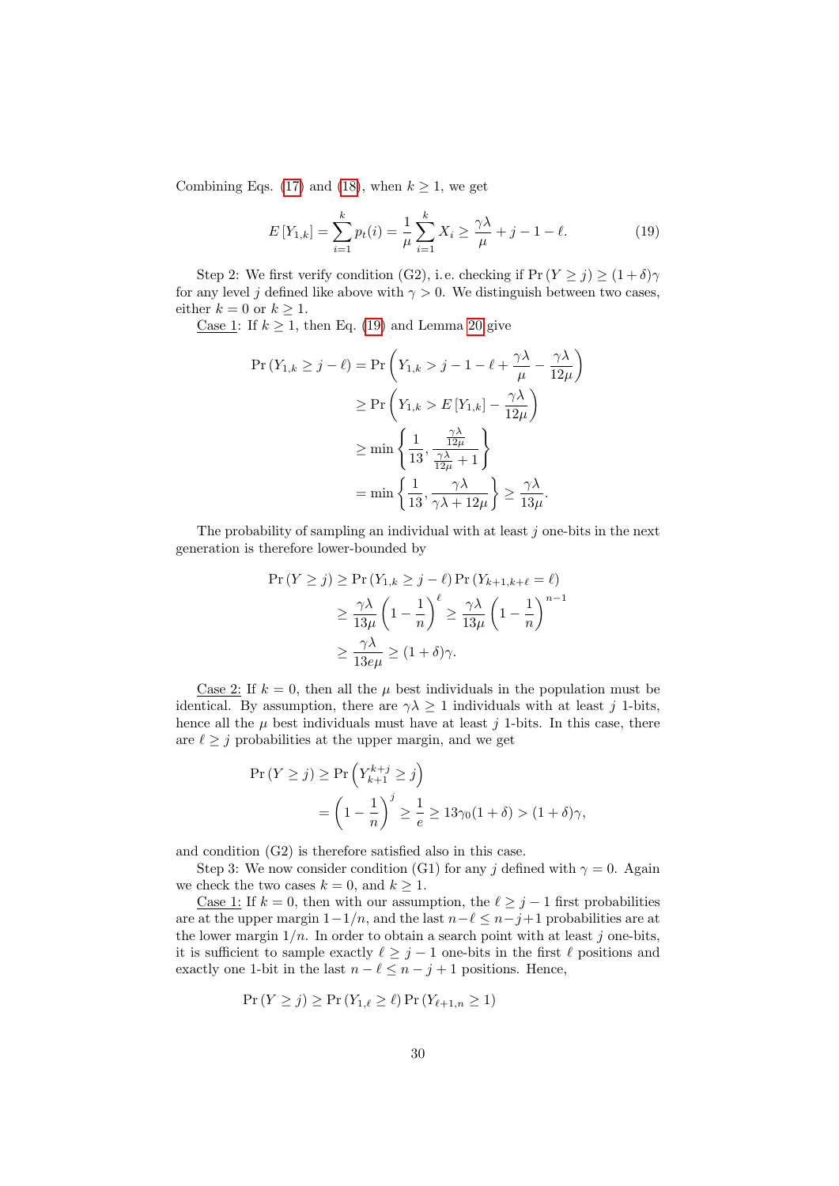Combining Eqs. (17) and (18), when $k \geq 1$, we get

$$E\left[Y_{1,k}\right] = \sum_{i=1}^{k} p_t(i) = \frac{1}{\mu}\sum_{i=1}^{k} X_i \geq \frac{\gamma\lambda}{\mu} + j - 1 - \ell. \tag{19}$$

Step 2: We first verify condition (G2), i.e. checking if $\Pr\left(Y \geq j\right) \geq (1+\delta)\gamma$ for any level $j$ defined like above with $\gamma > 0$. We distinguish between two cases, either $k = 0$ or $k \geq 1$.

<u>Case 1:</u> If $k \geq 1$, then Eq. (19) and Lemma 20 give

$$\begin{aligned}
\Pr\left(Y_{1,k} \geq j - \ell\right) &= \Pr\left(Y_{1,k} > j - 1 - \ell + \frac{\gamma\lambda}{\mu} - \frac{\gamma\lambda}{12\mu}\right) \\
&\geq \Pr\left(Y_{1,k} > E\left[Y_{1,k}\right] - \frac{\gamma\lambda}{12\mu}\right) \\
&\geq \min\left\{\frac{1}{13}, \frac{\frac{\gamma\lambda}{12\mu}}{\frac{\gamma\lambda}{12\mu}+1}\right\} \\
&= \min\left\{\frac{1}{13}, \frac{\gamma\lambda}{\gamma\lambda + 12\mu}\right\} \geq \frac{\gamma\lambda}{13\mu}.
\end{aligned}$$

The probability of sampling an individual with at least $j$ one-bits in the next generation is therefore lower-bounded by

$$\begin{aligned}
\Pr\left(Y \geq j\right) &\geq \Pr\left(Y_{1,k} \geq j - \ell\right)\Pr\left(Y_{k+1,k+\ell} = \ell\right) \\
&\geq \frac{\gamma\lambda}{13\mu}\left(1 - \frac{1}{n}\right)^{\ell} \geq \frac{\gamma\lambda}{13\mu}\left(1 - \frac{1}{n}\right)^{n-1} \\
&\geq \frac{\gamma\lambda}{13e\mu} \geq (1+\delta)\gamma.
\end{aligned}$$

<u>Case 2:</u> If $k = 0$, then all the $\mu$ best individuals in the population must be identical. By assumption, there are $\gamma\lambda \geq 1$ individuals with at least $j$ 1-bits, hence all the $\mu$ best individuals must have at least $j$ 1-bits. In this case, there are $\ell \geq j$ probabilities at the upper margin, and we get

$$\begin{aligned}
\Pr\left(Y \geq j\right) &\geq \Pr\left(Y_{k+1}^{k+j} \geq j\right) \\
&= \left(1 - \frac{1}{n}\right)^{j} \geq \frac{1}{e} \geq 13\gamma_0(1+\delta) > (1+\delta)\gamma,
\end{aligned}$$

and condition (G2) is therefore satisfied also in this case.

Step 3: We now consider condition (G1) for any $j$ defined with $\gamma = 0$. Again we check the two cases $k = 0$, and $k \geq 1$.

<u>Case 1:</u> If $k = 0$, then with our assumption, the $\ell \geq j - 1$ first probabilities are at the upper margin $1 - 1/n$, and the last $n - \ell \leq n - j + 1$ probabilities are at the lower margin $1/n$. In order to obtain a search point with at least $j$ one-bits, it is sufficient to sample exactly $\ell \geq j - 1$ one-bits in the first $\ell$ positions and exactly one 1-bit in the last $n - \ell \leq n - j + 1$ positions. Hence,

$$\Pr\left(Y \geq j\right) \geq \Pr\left(Y_{1,\ell} \geq \ell\right)\Pr\left(Y_{\ell+1,n} \geq 1\right)$$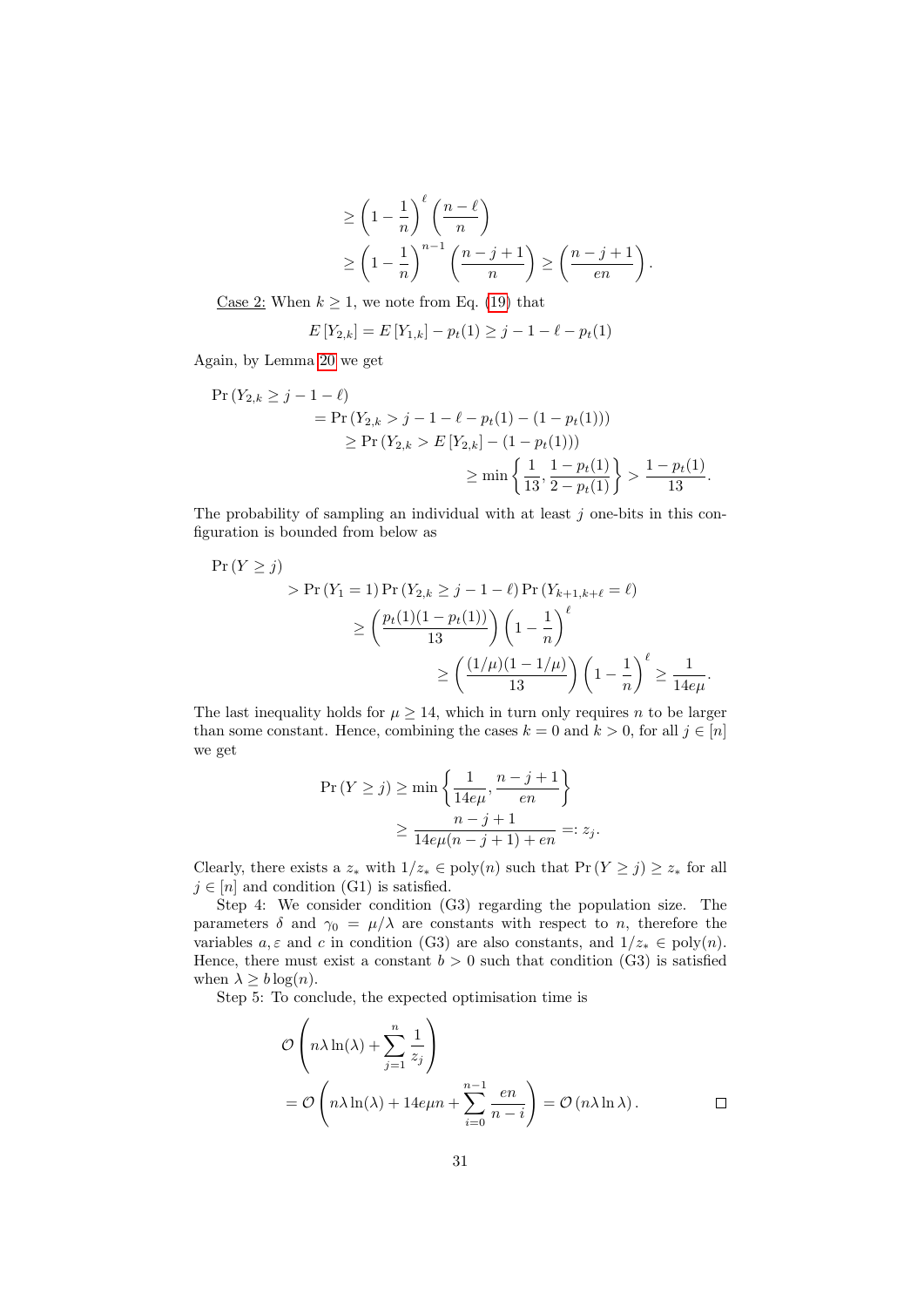$$
\begin{aligned}
&\geq \left(1-\frac{1}{n}\right)^{\ell}\left(\frac{n-\ell}{n}\right) \\
&\geq \left(1-\frac{1}{n}\right)^{n-1}\left(\frac{n-j+1}{n}\right) \geq \left(\frac{n-j+1}{en}\right).
\end{aligned}
$$

Case 2: When $k \geq 1$, we note from Eq. (19) that

$$
E\left[Y_{2,k}\right] = E\left[Y_{1,k}\right] - p_t(1) \geq j - 1 - \ell - p_t(1)
$$

Again, by Lemma 20 we get

$$
\begin{aligned}
&\Pr\left(Y_{2,k} \geq j - 1 - \ell\right) \\
&\quad = \Pr\left(Y_{2,k} > j - 1 - \ell - p_t(1) - (1 - p_t(1))\right) \\
&\quad\geq \Pr\left(Y_{2,k} > E\left[Y_{2,k}\right] - (1 - p_t(1))\right) \\
&\quad\geq \min\left\{\frac{1}{13}, \frac{1 - p_t(1)}{2 - p_t(1)}\right\} > \frac{1 - p_t(1)}{13}.
\end{aligned}
$$

The probability of sampling an individual with at least $j$ one-bits in this configuration is bounded from below as

$$
\begin{aligned}
&\Pr\left(Y \geq j\right) \\
&\quad > \Pr\left(Y_1 = 1\right)\Pr\left(Y_{2,k} \geq j - 1 - \ell\right)\Pr\left(Y_{k+1,k+\ell} = \ell\right) \\
&\quad\geq \left(\frac{p_t(1)(1 - p_t(1))}{13}\right)\left(1 - \frac{1}{n}\right)^{\ell} \\
&\quad\geq \left(\frac{(1/\mu)(1 - 1/\mu)}{13}\right)\left(1 - \frac{1}{n}\right)^{\ell} \geq \frac{1}{14e\mu}.
\end{aligned}
$$

The last inequality holds for $\mu \geq 14$, which in turn only requires $n$ to be larger than some constant. Hence, combining the cases $k = 0$ and $k > 0$, for all $j \in [n]$ we get

$$
\begin{aligned}
\Pr\left(Y \geq j\right) &\geq \min\left\{\frac{1}{14e\mu}, \frac{n - j + 1}{en}\right\} \\
&\geq \frac{n - j + 1}{14e\mu(n - j + 1) + en} =: z_j.
\end{aligned}
$$

Clearly, there exists a $z_*$ with $1/z_* \in \text{poly}(n)$ such that $\Pr\left(Y \geq j\right) \geq z_*$ for all $j \in [n]$ and condition (G1) is satisfied.

Step 4: We consider condition (G3) regarding the population size. The parameters $\delta$ and $\gamma_0 = \mu/\lambda$ are constants with respect to $n$, therefore the variables $a, \varepsilon$ and $c$ in condition (G3) are also constants, and $1/z_* \in \text{poly}(n)$. Hence, there must exist a constant $b > 0$ such that condition (G3) is satisfied when $\lambda \geq b\log(n)$.

Step 5: To conclude, the expected optimisation time is

$$
\begin{aligned}
&\mathcal{O}\left(n\lambda\ln(\lambda) + \sum_{j=1}^{n}\frac{1}{z_j}\right) \\
&= \mathcal{O}\left(n\lambda\ln(\lambda) + 14e\mu n + \sum_{i=0}^{n-1}\frac{en}{n-i}\right) = \mathcal{O}\left(n\lambda\ln\lambda\right). \qquad \square
\end{aligned}
$$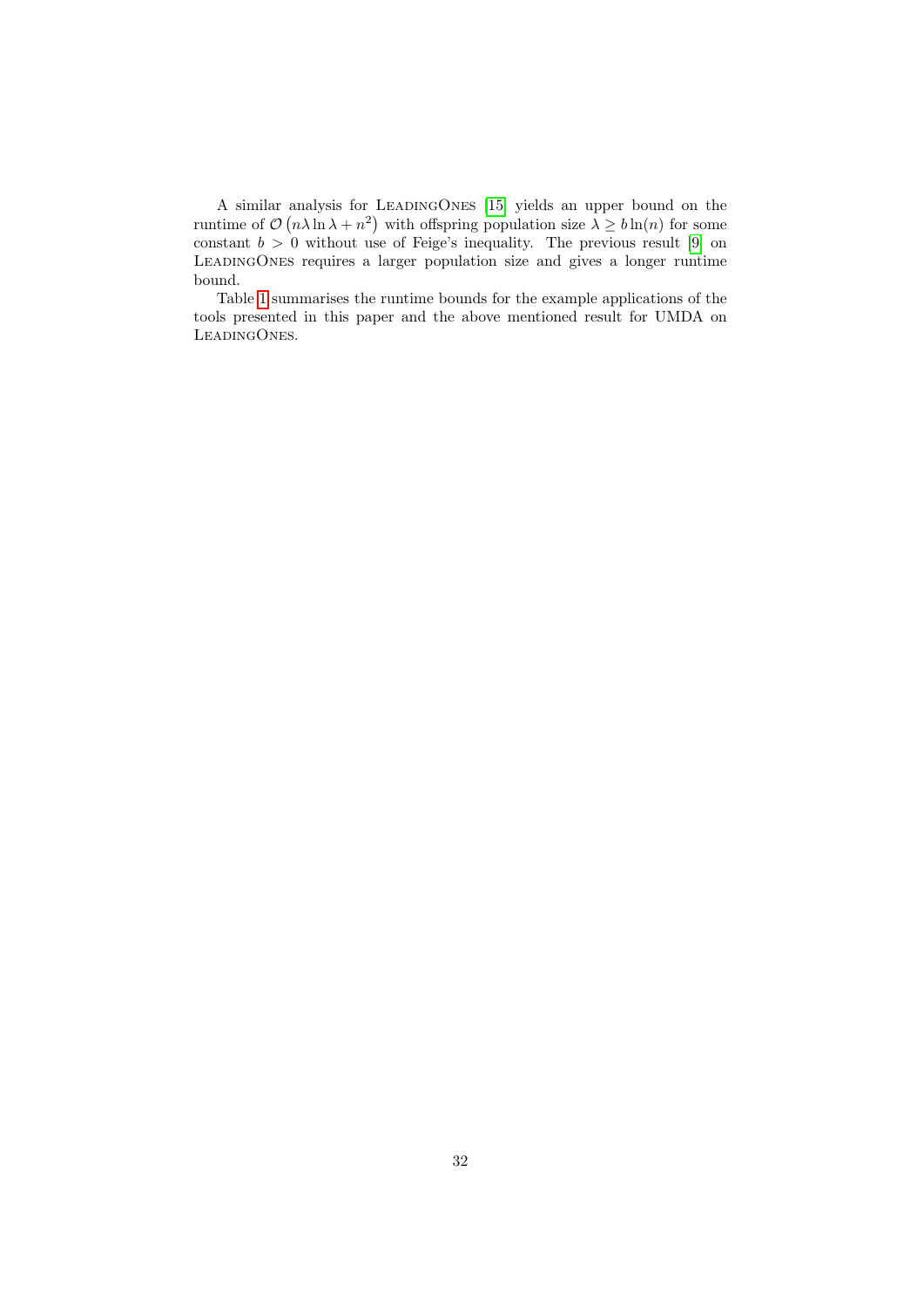A similar analysis for LeadingOnes [15] yields an upper bound on the runtime of $\mathcal{O}\left(n\lambda\ln\lambda + n^2\right)$ with offspring population size $\lambda \geq b\ln(n)$ for some constant $b > 0$ without use of Feige's inequality. The previous result [9] on LeadingOnes requires a larger population size and gives a longer runtime bound.

Table 1 summarises the runtime bounds for the example applications of the tools presented in this paper and the above mentioned result for UMDA on LeadingOnes.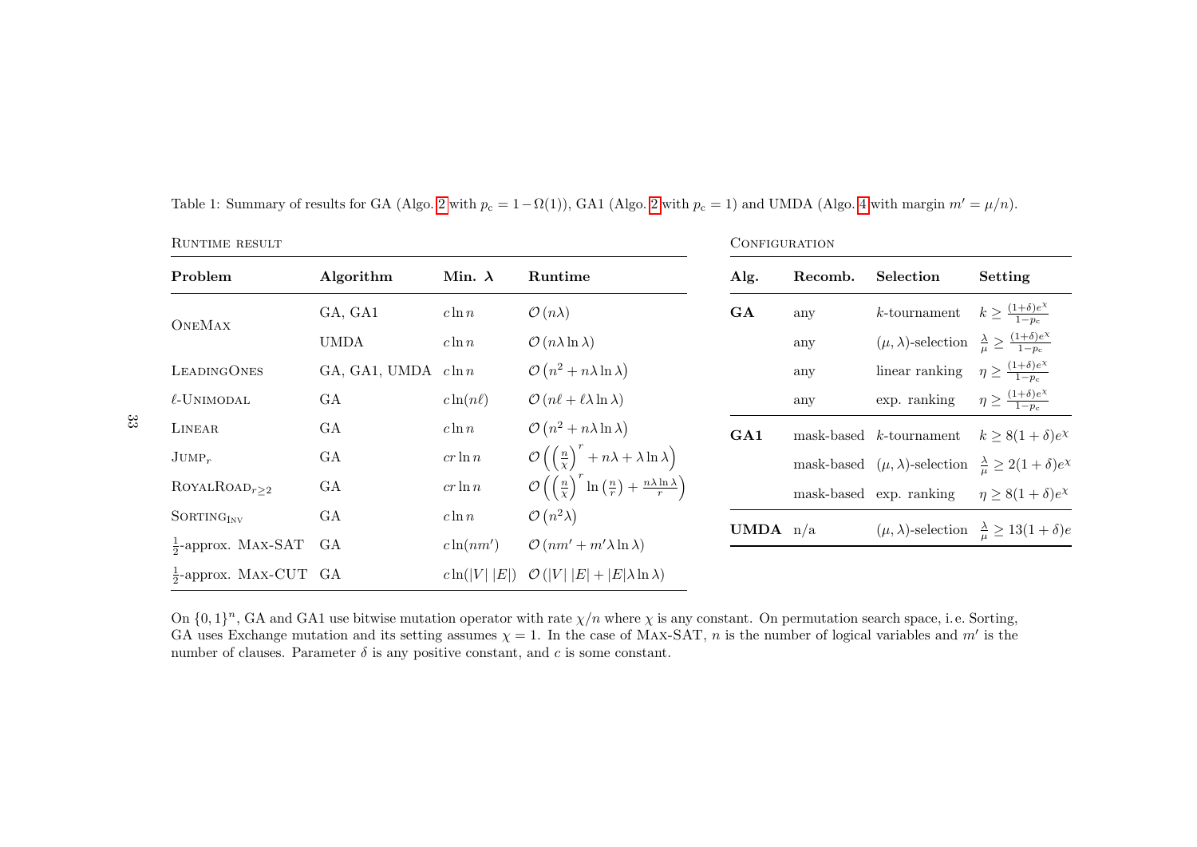Table 1: Summary of results for GA (Algo. 2 with $p_c = 1 - \Omega(1)$), GA1 (Algo. 2 with $p_c = 1$) and UMDA (Algo. 4 with margin $m' = \mu/n$).

RUNTIME RESULT

| Problem | Algorithm | Min. $\lambda$ | Runtime |
|---|---|---|---|
| OneMax | GA, GA1 | $c \ln n$ | $\mathcal{O}(n\lambda)$ |
| | UMDA | $c \ln n$ | $\mathcal{O}(n\lambda \ln \lambda)$ |
| LeadingOnes | GA, GA1, UMDA | $c \ln n$ | $\mathcal{O}\left(n^2 + n\lambda \ln \lambda\right)$ |
| $\ell$-Unimodal | GA | $c \ln(n\ell)$ | $\mathcal{O}(n\ell + \ell\lambda \ln \lambda)$ |
| Linear | GA | $c \ln n$ | $\mathcal{O}\left(n^2 + n\lambda \ln \lambda\right)$ |
| $\text{Jump}_r$ | GA | $cr \ln n$ | $\mathcal{O}\left(\left(\frac{n}{\chi}\right)^r + n\lambda + \lambda \ln \lambda\right)$ |
| $\text{RoyalRoad}_{r\geq 2}$ | GA | $cr \ln n$ | $\mathcal{O}\left(\left(\frac{n}{\chi}\right)^r \ln\left(\frac{n}{r}\right) + \frac{n\lambda \ln \lambda}{r}\right)$ |
| $\text{Sorting}_{\text{Inv}}$ | GA | $c \ln n$ | $\mathcal{O}\left(n^2\lambda\right)$ |
| $\frac{1}{2}$-approx. Max-SAT | GA | $c \ln(nm')$ | $\mathcal{O}(nm' + m'\lambda \ln \lambda)$ |
| $\frac{1}{2}$-approx. Max-CUT | GA | $c \ln(\lvert V \rvert \lvert E \rvert)$ | $\mathcal{O}(\lvert V \rvert \lvert E \rvert + \lvert E \rvert \lambda \ln \lambda)$ |

CONFIGURATION

| Alg. | Recomb. | Selection | Setting |
|---|---|---|---|
| **GA** | any | $k$-tournament | $k \geq \frac{(1+\delta)e^\chi}{1-p_c}$ |
| | any | $(\mu, \lambda)$-selection | $\frac{\lambda}{\mu} \geq \frac{(1+\delta)e^\chi}{1-p_c}$ |
| | any | linear ranking | $\eta \geq \frac{(1+\delta)e^\chi}{1-p_c}$ |
| | any | exp. ranking | $\eta \geq \frac{(1+\delta)e^\chi}{1-p_c}$ |
| **GA1** | mask-based | $k$-tournament | $k \geq 8(1+\delta)e^\chi$ |
| | mask-based | $(\mu, \lambda)$-selection | $\frac{\lambda}{\mu} \geq 2(1+\delta)e^\chi$ |
| | mask-based | exp. ranking | $\eta \geq 8(1+\delta)e^\chi$ |
| **UMDA** | n/a | $(\mu, \lambda)$-selection | $\frac{\lambda}{\mu} \geq 13(1+\delta)e$ |

On $\{0,1\}^n$, GA and GA1 use bitwise mutation operator with rate $\chi/n$ where $\chi$ is any constant. On permutation search space, i.e. Sorting, GA uses Exchange mutation and its setting assumes $\chi = 1$. In the case of Max-SAT, $n$ is the number of logical variables and $m'$ is the number of clauses. Parameter $\delta$ is any positive constant, and $c$ is some constant.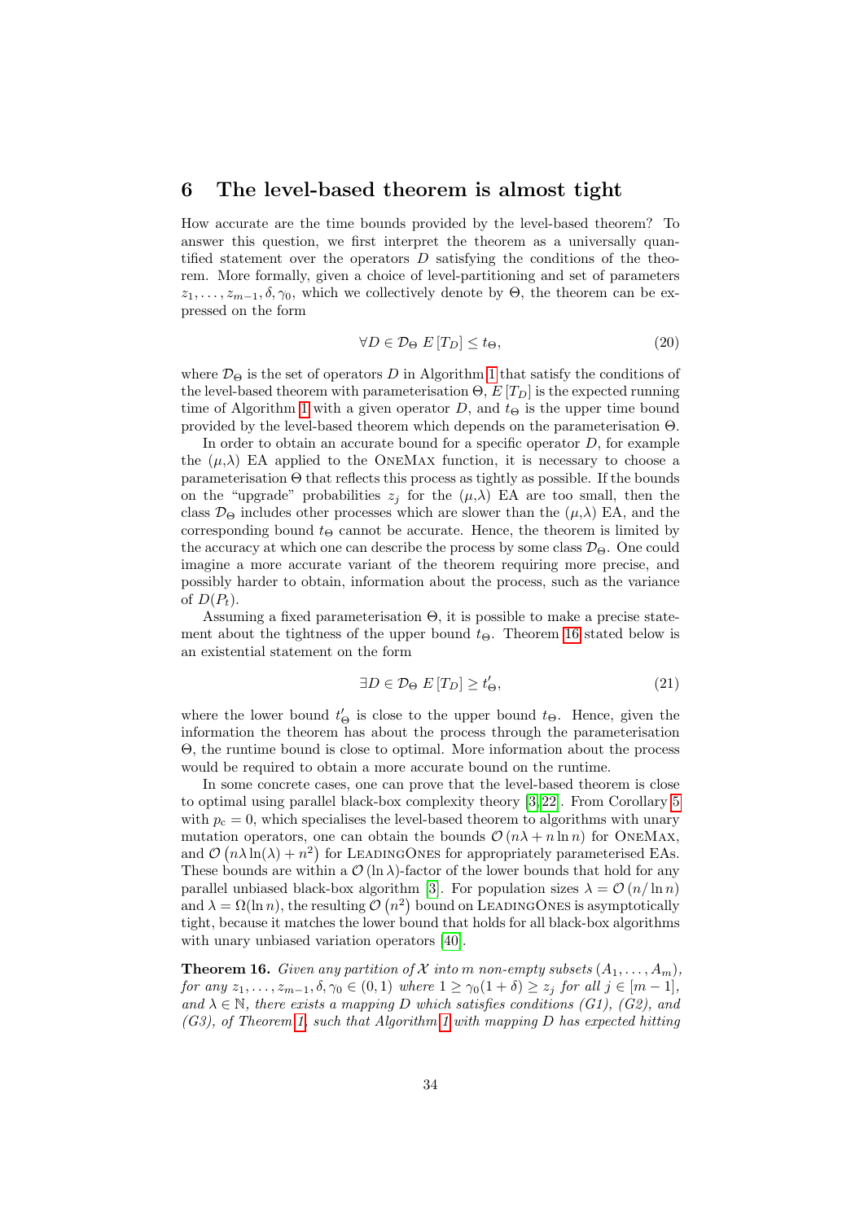## 6 The level-based theorem is almost tight

How accurate are the time bounds provided by the level-based theorem? To answer this question, we first interpret the theorem as a universally quantified statement over the operators $D$ satisfying the conditions of the theorem. More formally, given a choice of level-partitioning and set of parameters $z_1, \dots, z_{m-1}, \delta, \gamma_0$, which we collectively denote by $\Theta$, the theorem can be expressed on the form

$$\forall D \in \mathcal{D}_\Theta \; E\left[T_D\right] \leq t_\Theta, \tag{20}$$

where $\mathcal{D}_\Theta$ is the set of operators $D$ in Algorithm 1 that satisfy the conditions of the level-based theorem with parameterisation $\Theta$, $E\left[T_D\right]$ is the expected running time of Algorithm 1 with a given operator $D$, and $t_\Theta$ is the upper time bound provided by the level-based theorem which depends on the parameterisation $\Theta$.

In order to obtain an accurate bound for a specific operator $D$, for example the ($\mu$,$\lambda$) EA applied to the OneMax function, it is necessary to choose a parameterisation $\Theta$ that reflects this process as tightly as possible. If the bounds on the "upgrade" probabilities $z_j$ for the ($\mu$,$\lambda$) EA are too small, then the class $\mathcal{D}_\Theta$ includes other processes which are slower than the ($\mu$,$\lambda$) EA, and the corresponding bound $t_\Theta$ cannot be accurate. Hence, the theorem is limited by the accuracy at which one can describe the process by some class $\mathcal{D}_\Theta$. One could imagine a more accurate variant of the theorem requiring more precise, and possibly harder to obtain, information about the process, such as the variance of $D(P_t)$.

Assuming a fixed parameterisation $\Theta$, it is possible to make a precise statement about the tightness of the upper bound $t_\Theta$. Theorem 16 stated below is an existential statement on the form

$$\exists D \in \mathcal{D}_\Theta \; E\left[T_D\right] \geq t'_\Theta, \tag{21}$$

where the lower bound $t'_\Theta$ is close to the upper bound $t_\Theta$. Hence, given the information the theorem has about the process through the parameterisation $\Theta$, the runtime bound is close to optimal. More information about the process would be required to obtain a more accurate bound on the runtime.

In some concrete cases, one can prove that the level-based theorem is close to optimal using parallel black-box complexity theory [3, 22]. From Corollary 5 with $p_c = 0$, which specialises the level-based theorem to algorithms with unary mutation operators, one can obtain the bounds $\mathcal{O}\left(n\lambda + n \ln n\right)$ for OneMax, and $\mathcal{O}\left(n\lambda \ln(\lambda) + n^2\right)$ for LeadingOnes for appropriately parameterised EAs. These bounds are within a $\mathcal{O}\left(\ln \lambda\right)$-factor of the lower bounds that hold for any parallel unbiased black-box algorithm [3]. For population sizes $\lambda = \mathcal{O}\left(n/\ln n\right)$ and $\lambda = \Omega(\ln n)$, the resulting $\mathcal{O}\left(n^2\right)$ bound on LeadingOnes is asymptotically tight, because it matches the lower bound that holds for all black-box algorithms with unary unbiased variation operators [40].

**Theorem 16.** *Given any partition of $\mathcal{X}$ into $m$ non-empty subsets $(A_1, \dots, A_m)$, for any $z_1, \dots, z_{m-1}, \delta, \gamma_0 \in (0, 1)$ where $1 \geq \gamma_0(1 + \delta) \geq z_j$ for all $j \in [m-1]$, and $\lambda \in \mathbb{N}$, there exists a mapping $D$ which satisfies conditions (G1), (G2), and (G3), of Theorem 1, such that Algorithm 1 with mapping $D$ has expected hitting*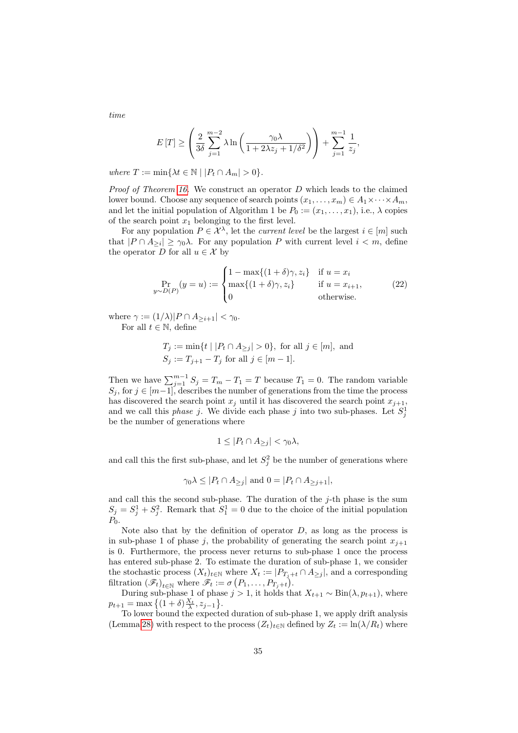*time*

$$E[T] \geq \left( \frac{2}{3\delta} \sum_{j=1}^{m-2} \lambda \ln \left( \frac{\gamma_0 \lambda}{1 + 2\lambda z_j + 1/\delta^2} \right) \right) + \sum_{j=1}^{m-1} \frac{1}{z_j},$$

*where* $T := \min\{\lambda t \in \mathbb{N} \mid |P_t \cap A_m| > 0\}$.

*Proof of Theorem 16.* We construct an operator $D$ which leads to the claimed lower bound. Choose any sequence of search points $(x_1, \ldots, x_m) \in A_1 \times \cdots \times A_m$, and let the initial population of Algorithm 1 be $P_0 := (x_1, \ldots, x_1)$, i.e., $\lambda$ copies of the search point $x_1$ belonging to the first level.

For any population $P \in \mathcal{X}^\lambda$, let the *current level* be the largest $i \in [m]$ such that $|P \cap A_{\geq i}| \geq \gamma_0 \lambda$. For any population $P$ with current level $i < m$, define the operator $D$ for all $u \in \mathcal{X}$ by

$$\Pr_{y \sim D(P)}(y = u) := \begin{cases} 1 - \max\{(1+\delta)\gamma, z_i\} & \text{if } u = x_i \\ \max\{(1+\delta)\gamma, z_i\} & \text{if } u = x_{i+1}, \\ 0 & \text{otherwise.} \end{cases} \tag{22}$$

where $\gamma := (1/\lambda)|P \cap A_{\geq i+1}| < \gamma_0$.

For all $t \in \mathbb{N}$, define

$$T_j := \min\{t \mid |P_t \cap A_{\geq j}| > 0\}, \text{ for all } j \in [m], \text{ and}$$
$$S_j := T_{j+1} - T_j \text{ for all } j \in [m-1].$$

Then we have $\sum_{j=1}^{m-1} S_j = T_m - T_1 = T$ because $T_1 = 0$. The random variable $S_j$, for $j \in [m-1]$, describes the number of generations from the time the process has discovered the search point $x_j$ until it has discovered the search point $x_{j+1}$, and we call this *phase* $j$. We divide each phase $j$ into two sub-phases. Let $S_j^1$ be the number of generations where

$$1 \leq |P_t \cap A_{\geq j}| < \gamma_0 \lambda,$$

and call this the first sub-phase, and let $S_j^2$ be the number of generations where

$$\gamma_0 \lambda \leq |P_t \cap A_{\geq j}| \text{ and } 0 = |P_t \cap A_{\geq j+1}|,$$

and call this the second sub-phase. The duration of the $j$-th phase is the sum $S_j = S_j^1 + S_j^2$. Remark that $S_1^1 = 0$ due to the choice of the initial population $P_0$.

Note also that by the definition of operator $D$, as long as the process is in sub-phase 1 of phase $j$, the probability of generating the search point $x_{j+1}$ is 0. Furthermore, the process never returns to sub-phase 1 once the process has entered sub-phase 2. To estimate the duration of sub-phase 1, we consider the stochastic process $(X_t)_{t \in \mathbb{N}}$ where $X_t := |P_{T_j + t} \cap A_{\geq j}|$, and a corresponding filtration $(\mathscr{F}_t)_{t \in \mathbb{N}}$ where $\mathscr{F}_t := \sigma(P_1, \ldots, P_{T_j + t})$.

During sub-phase 1 of phase $j > 1$, it holds that $X_{t+1} \sim \text{Bin}(\lambda, p_{t+1})$, where $p_{t+1} = \max\left\{(1+\delta)\frac{X_t}{\lambda}, z_{j-1}\right\}$.

To lower bound the expected duration of sub-phase 1, we apply drift analysis (Lemma 28) with respect to the process $(Z_t)_{t \in \mathbb{N}}$ defined by $Z_t := \ln(\lambda / R_t)$ where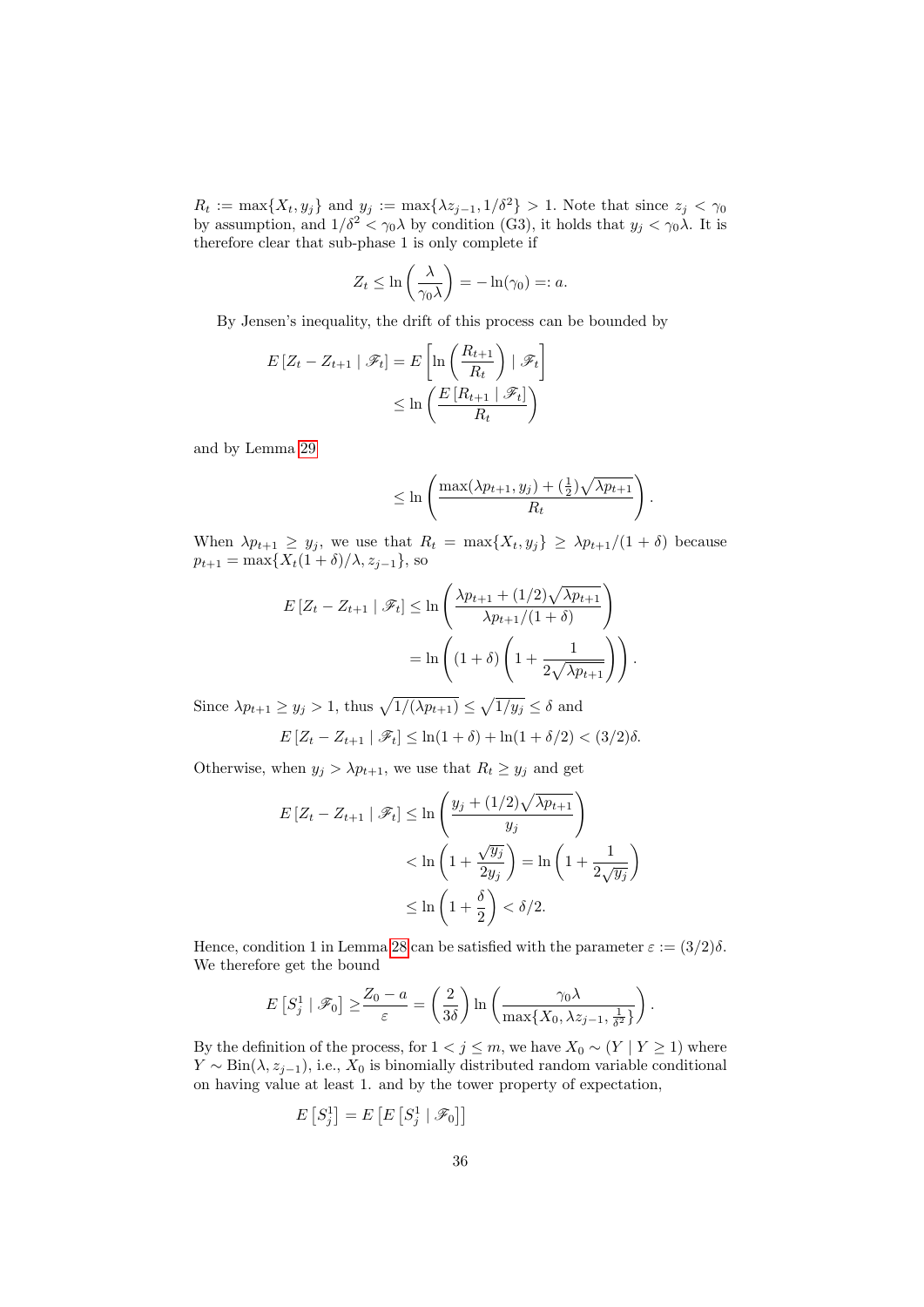$R_t := \max\{X_t, y_j\}$ and $y_j := \max\{\lambda z_{j-1}, 1/\delta^2\} > 1$. Note that since $z_j < \gamma_0$ by assumption, and $1/\delta^2 < \gamma_0\lambda$ by condition (G3), it holds that $y_j < \gamma_0\lambda$. It is therefore clear that sub-phase 1 is only complete if

$$Z_t \leq \ln\left(\frac{\lambda}{\gamma_0\lambda}\right) = -\ln(\gamma_0) =: a.$$

By Jensen's inequality, the drift of this process can be bounded by

$$\begin{aligned}
E\left[Z_t - Z_{t+1} \mid \mathscr{F}_t\right] &= E\left[\ln\left(\frac{R_{t+1}}{R_t}\right) \mid \mathscr{F}_t\right] \\
&\leq \ln\left(\frac{E\left[R_{t+1} \mid \mathscr{F}_t\right]}{R_t}\right)
\end{aligned}$$

and by Lemma 29

$$\leq \ln\left(\frac{\max(\lambda p_{t+1}, y_j) + (\frac{1}{2})\sqrt{\lambda p_{t+1}}}{R_t}\right).$$

When $\lambda p_{t+1} \geq y_j$, we use that $R_t = \max\{X_t, y_j\} \geq \lambda p_{t+1}/(1+\delta)$ because $p_{t+1} = \max\{X_t(1+\delta)/\lambda, z_{j-1}\}$, so

$$\begin{aligned}
E\left[Z_t - Z_{t+1} \mid \mathscr{F}_t\right] &\leq \ln\left(\frac{\lambda p_{t+1} + (1/2)\sqrt{\lambda p_{t+1}}}{\lambda p_{t+1}/(1+\delta)}\right) \\
&= \ln\left((1+\delta)\left(1 + \frac{1}{2\sqrt{\lambda p_{t+1}}}\right)\right).
\end{aligned}$$

Since $\lambda p_{t+1} \geq y_j > 1$, thus $\sqrt{1/(\lambda p_{t+1})} \leq \sqrt{1/y_j} \leq \delta$ and

$$E\left[Z_t - Z_{t+1} \mid \mathscr{F}_t\right] \leq \ln(1+\delta) + \ln(1+\delta/2) < (3/2)\delta.$$

Otherwise, when $y_j > \lambda p_{t+1}$, we use that $R_t \geq y_j$ and get

$$\begin{aligned}
E\left[Z_t - Z_{t+1} \mid \mathscr{F}_t\right] &\leq \ln\left(\frac{y_j + (1/2)\sqrt{\lambda p_{t+1}}}{y_j}\right) \\
&< \ln\left(1 + \frac{\sqrt{y_j}}{2y_j}\right) = \ln\left(1 + \frac{1}{2\sqrt{y_j}}\right) \\
&\leq \ln\left(1 + \frac{\delta}{2}\right) < \delta/2.
\end{aligned}$$

Hence, condition 1 in Lemma 28 can be satisfied with the parameter $\varepsilon := (3/2)\delta$. We therefore get the bound

$$E\left[S_j^1 \mid \mathscr{F}_0\right] \geq \frac{Z_0 - a}{\varepsilon} = \left(\frac{2}{3\delta}\right)\ln\left(\frac{\gamma_0\lambda}{\max\{X_0, \lambda z_{j-1}, \frac{1}{\delta^2}\}}\right).$$

By the definition of the process, for $1 < j \leq m$, we have $X_0 \sim (Y \mid Y \geq 1)$ where $Y \sim \text{Bin}(\lambda, z_{j-1})$, i.e., $X_0$ is binomially distributed random variable conditional on having value at least 1. and by the tower property of expectation,

$$E\left[S_j^1\right] = E\left[E\left[S_j^1 \mid \mathscr{F}_0\right]\right]$$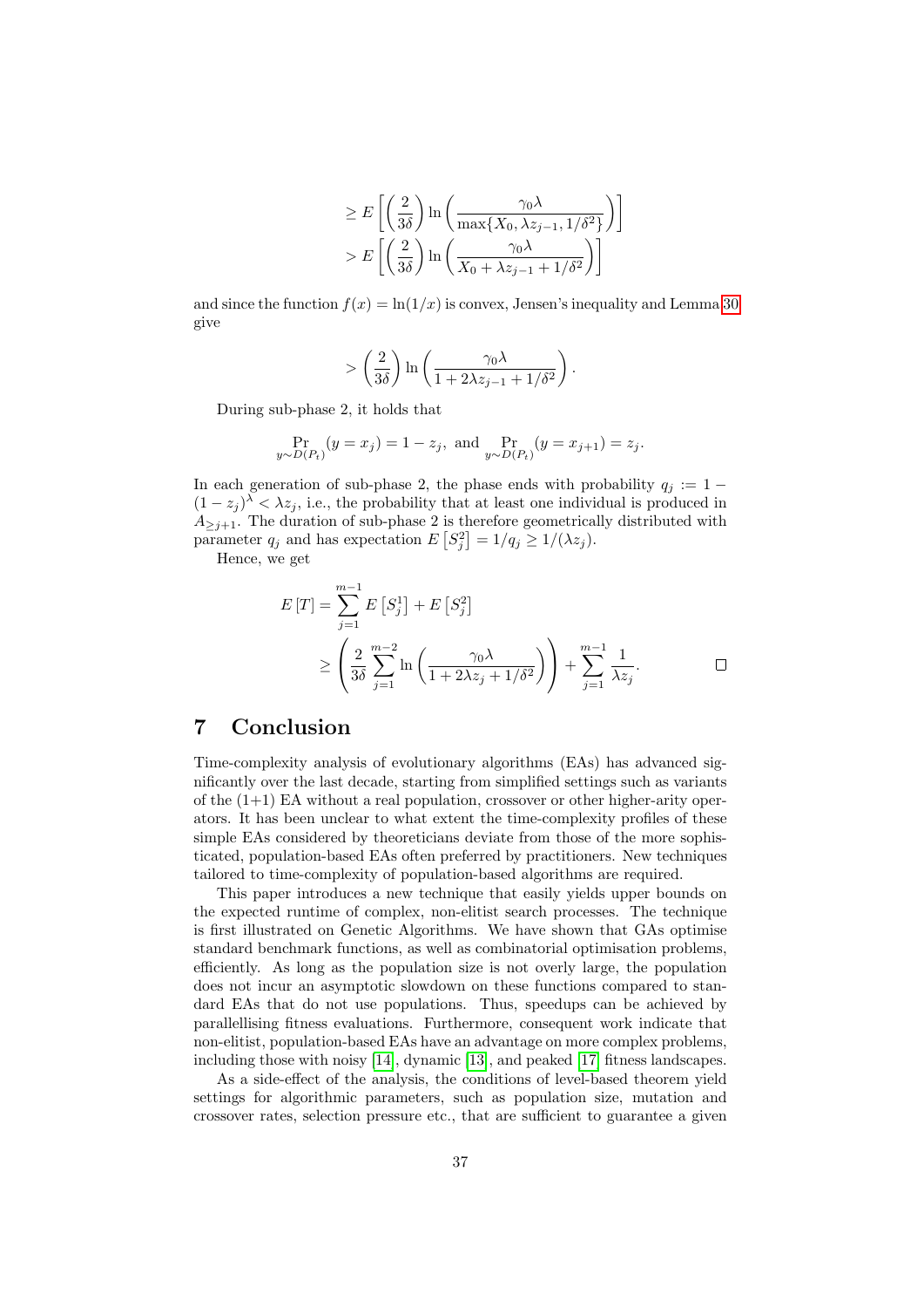$$
\begin{aligned}
&\geq E\left[\left(\frac{2}{3\delta}\right)\ln\left(\frac{\gamma_0\lambda}{\max\{X_0, \lambda z_{j-1}, 1/\delta^2\}}\right)\right] \\
&> E\left[\left(\frac{2}{3\delta}\right)\ln\left(\frac{\gamma_0\lambda}{X_0 + \lambda z_{j-1} + 1/\delta^2}\right)\right]
\end{aligned}
$$

and since the function $f(x) = \ln(1/x)$ is convex, Jensen's inequality and Lemma 30 give

$$
> \left(\frac{2}{3\delta}\right)\ln\left(\frac{\gamma_0\lambda}{1 + 2\lambda z_{j-1} + 1/\delta^2}\right).
$$

During sub-phase 2, it holds that

$$
\Pr_{y\sim D(P_t)}(y = x_j) = 1 - z_j, \text{ and } \Pr_{y\sim D(P_t)}(y = x_{j+1}) = z_j.
$$

In each generation of sub-phase 2, the phase ends with probability $q_j := 1 - (1 - z_j)^\lambda < \lambda z_j$, i.e., the probability that at least one individual is produced in $A_{\geq j+1}$. The duration of sub-phase 2 is therefore geometrically distributed with parameter $q_j$ and has expectation $E\left[S_j^2\right] = 1/q_j \geq 1/(\lambda z_j)$.

Hence, we get

$$
\begin{aligned}
E\left[T\right] &= \sum_{j=1}^{m-1} E\left[S_j^1\right] + E\left[S_j^2\right] \\
&\geq \left(\frac{2}{3\delta}\sum_{j=1}^{m-2}\ln\left(\frac{\gamma_0\lambda}{1 + 2\lambda z_j + 1/\delta^2}\right)\right) + \sum_{j=1}^{m-1}\frac{1}{\lambda z_j}.
\end{aligned}
$$

□

## 7 Conclusion

Time-complexity analysis of evolutionary algorithms (EAs) has advanced significantly over the last decade, starting from simplified settings such as variants of the (1+1) EA without a real population, crossover or other higher-arity operators. It has been unclear to what extent the time-complexity profiles of these simple EAs considered by theoreticians deviate from those of the more sophisticated, population-based EAs often preferred by practitioners. New techniques tailored to time-complexity of population-based algorithms are required.

This paper introduces a new technique that easily yields upper bounds on the expected runtime of complex, non-elitist search processes. The technique is first illustrated on Genetic Algorithms. We have shown that GAs optimise standard benchmark functions, as well as combinatorial optimisation problems, efficiently. As long as the population size is not overly large, the population does not incur an asymptotic slowdown on these functions compared to standard EAs that do not use populations. Thus, speedups can be achieved by parallellising fitness evaluations. Furthermore, consequent work indicate that non-elitist, population-based EAs have an advantage on more complex problems, including those with noisy [14], dynamic [13], and peaked [17] fitness landscapes.

As a side-effect of the analysis, the conditions of level-based theorem yield settings for algorithmic parameters, such as population size, mutation and crossover rates, selection pressure etc., that are sufficient to guarantee a given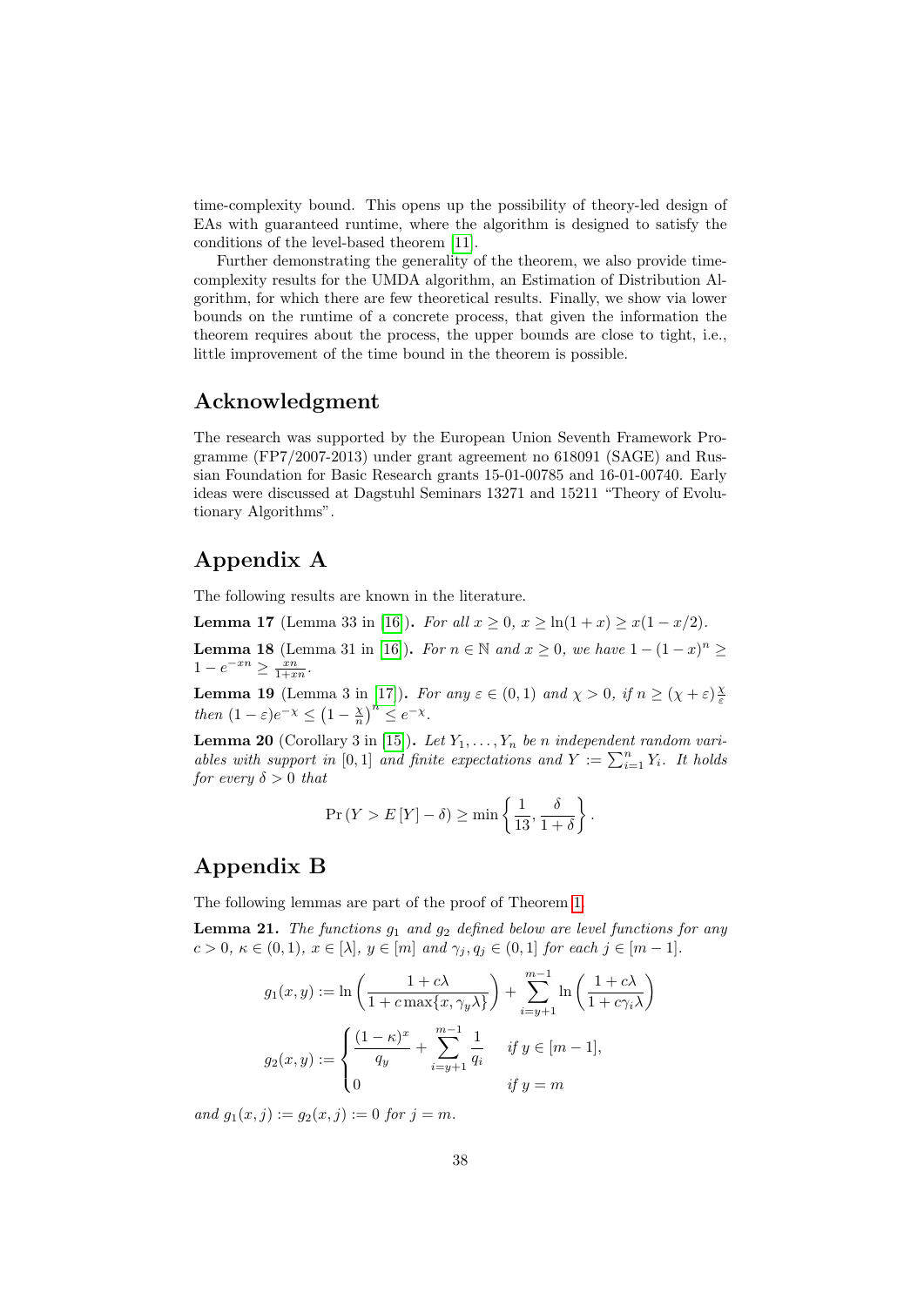time-complexity bound. This opens up the possibility of theory-led design of EAs with guaranteed runtime, where the algorithm is designed to satisfy the conditions of the level-based theorem [11].

Further demonstrating the generality of the theorem, we also provide time-complexity results for the UMDA algorithm, an Estimation of Distribution Algorithm, for which there are few theoretical results. Finally, we show via lower bounds on the runtime of a concrete process, that given the information the theorem requires about the process, the upper bounds are close to tight, i.e., little improvement of the time bound in the theorem is possible.

## Acknowledgment

The research was supported by the European Union Seventh Framework Programme (FP7/2007-2013) under grant agreement no 618091 (SAGE) and Russian Foundation for Basic Research grants 15-01-00785 and 16-01-00740. Early ideas were discussed at Dagstuhl Seminars 13271 and 15211 "Theory of Evolutionary Algorithms".

## Appendix A

The following results are known in the literature.

**Lemma 17** (Lemma 33 in [16]). *For all $x \geq 0$, $x \geq \ln(1+x) \geq x(1-x/2)$.*

**Lemma 18** (Lemma 31 in [16]). *For $n \in \mathbb{N}$ and $x \geq 0$, we have $1-(1-x)^n \geq 1-e^{-xn} \geq \frac{xn}{1+xn}$.*

**Lemma 19** (Lemma 3 in [17]). *For any $\varepsilon \in (0,1)$ and $\chi > 0$, if $n \geq (\chi+\varepsilon)\frac{\chi}{\varepsilon}$ then $(1-\varepsilon)e^{-\chi} \leq \left(1-\frac{\chi}{n}\right)^n \leq e^{-\chi}$.*

**Lemma 20** (Corollary 3 in [15]). *Let $Y_1, \ldots, Y_n$ be $n$ independent random variables with support in $[0,1]$ and finite expectations and $Y := \sum_{i=1}^{n} Y_i$. It holds for every $\delta > 0$ that*

$$\Pr\left(Y > E\left[Y\right] - \delta\right) \geq \min\left\{\frac{1}{13}, \frac{\delta}{1+\delta}\right\}.$$

## Appendix B

The following lemmas are part of the proof of Theorem 1.

**Lemma 21.** *The functions $g_1$ and $g_2$ defined below are level functions for any $c > 0$, $\kappa \in (0,1)$, $x \in [\lambda]$, $y \in [m]$ and $\gamma_j, q_j \in (0,1]$ for each $j \in [m-1]$.*

$$g_1(x,y) := \ln\left(\frac{1+c\lambda}{1+c\max\{x, \gamma_y\lambda\}}\right) + \sum_{i=y+1}^{m-1} \ln\left(\frac{1+c\lambda}{1+c\gamma_i\lambda}\right)$$

$$g_2(x,y) := \begin{cases} \dfrac{(1-\kappa)^x}{q_y} + \displaystyle\sum_{i=y+1}^{m-1} \frac{1}{q_i} & \text{if } y \in [m-1], \\ 0 & \text{if } y = m \end{cases}$$

*and $g_1(x,j) := g_2(x,j) := 0$ for $j = m$.*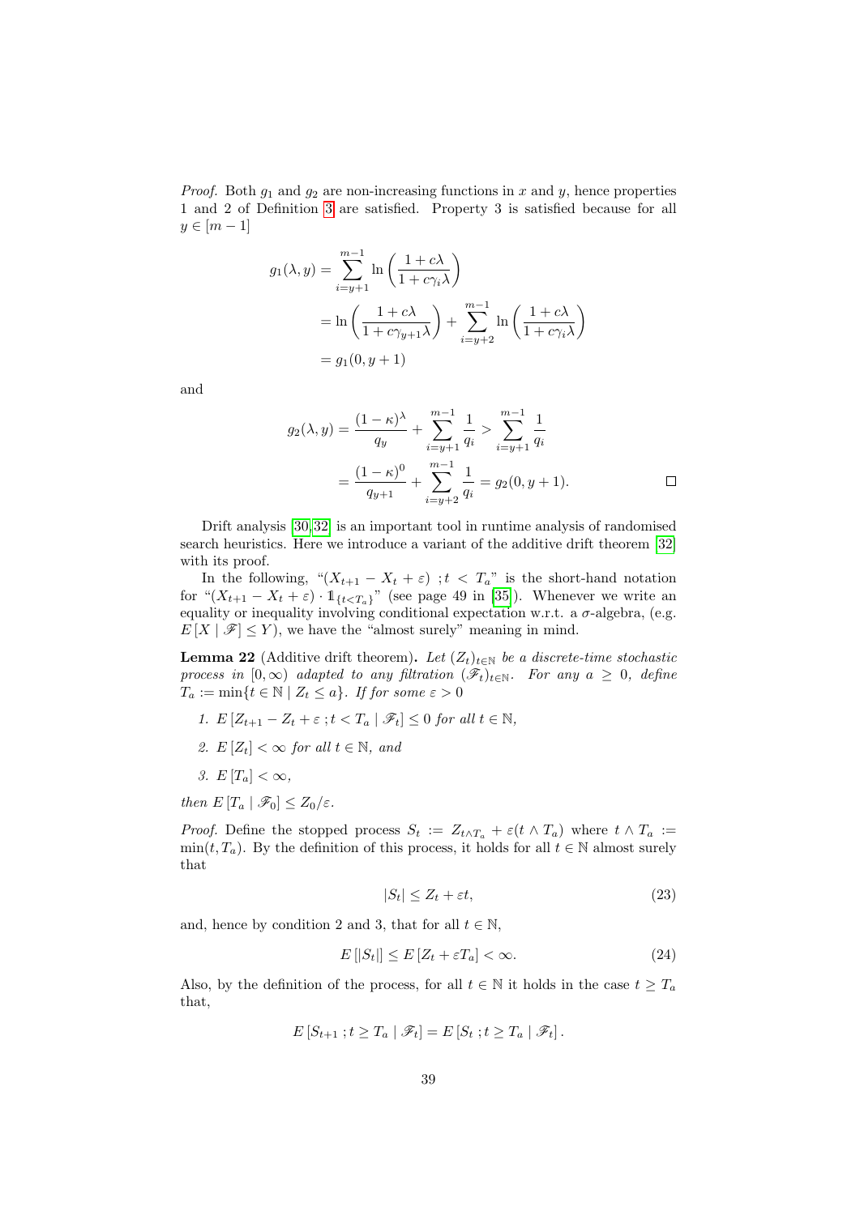*Proof.* Both $g_1$ and $g_2$ are non-increasing functions in $x$ and $y$, hence properties 1 and 2 of Definition 3 are satisfied. Property 3 is satisfied because for all $y \in [m-1]$

$$
\begin{aligned}
g_1(\lambda, y) &= \sum_{i=y+1}^{m-1} \ln\left(\frac{1+c\lambda}{1+c\gamma_i\lambda}\right) \\
&= \ln\left(\frac{1+c\lambda}{1+c\gamma_{y+1}\lambda}\right) + \sum_{i=y+2}^{m-1} \ln\left(\frac{1+c\lambda}{1+c\gamma_i\lambda}\right) \\
&= g_1(0, y+1)
\end{aligned}
$$

and

$$
\begin{aligned}
g_2(\lambda, y) &= \frac{(1-\kappa)^\lambda}{q_y} + \sum_{i=y+1}^{m-1} \frac{1}{q_i} > \sum_{i=y+1}^{m-1} \frac{1}{q_i} \\
&= \frac{(1-\kappa)^0}{q_{y+1}} + \sum_{i=y+2}^{m-1} \frac{1}{q_i} = g_2(0, y+1).
\end{aligned}
$$

□

Drift analysis [30,32] is an important tool in runtime analysis of randomised search heuristics. Here we introduce a variant of the additive drift theorem [32] with its proof.

In the following, "$(X_{t+1} - X_t + \varepsilon)\ ; t < T_a$" is the short-hand notation for "$(X_{t+1} - X_t + \varepsilon) \cdot \mathbb{1}_{\{t<T_a\}}$" (see page 49 in [35]). Whenever we write an equality or inequality involving conditional expectation w.r.t. a $\sigma$-algebra, (e.g. $E[X \mid \mathscr{F}] \leq Y$), we have the "almost surely" meaning in mind.

**Lemma 22** (Additive drift theorem)**.** *Let $(Z_t)_{t\in\mathbb{N}}$ be a discrete-time stochastic process in $[0, \infty)$ adapted to any filtration $(\mathscr{F}_t)_{t\in\mathbb{N}}$. For any $a \geq 0$, define $T_a := \min\{t \in \mathbb{N} \mid Z_t \leq a\}$. If for some $\varepsilon > 0$*

1. *$E[Z_{t+1} - Z_t + \varepsilon\ ; t < T_a \mid \mathscr{F}_t] \leq 0$ for all $t \in \mathbb{N}$,*
2. *$E[Z_t] < \infty$ for all $t \in \mathbb{N}$, and*
3. *$E[T_a] < \infty$,*

*then $E[T_a \mid \mathscr{F}_0] \leq Z_0/\varepsilon$.*

*Proof.* Define the stopped process $S_t := Z_{t\wedge T_a} + \varepsilon(t \wedge T_a)$ where $t \wedge T_a := \min(t, T_a)$. By the definition of this process, it holds for all $t \in \mathbb{N}$ almost surely that

$$
|S_t| \leq Z_t + \varepsilon t, \tag{23}
$$

and, hence by condition 2 and 3, that for all $t \in \mathbb{N}$,

$$
E[|S_t|] \leq E[Z_t + \varepsilon T_a] < \infty. \tag{24}
$$

Also, by the definition of the process, for all $t \in \mathbb{N}$ it holds in the case $t \geq T_a$ that,

$$
E[S_{t+1}\ ; t \geq T_a \mid \mathscr{F}_t] = E[S_t\ ; t \geq T_a \mid \mathscr{F}_t].
$$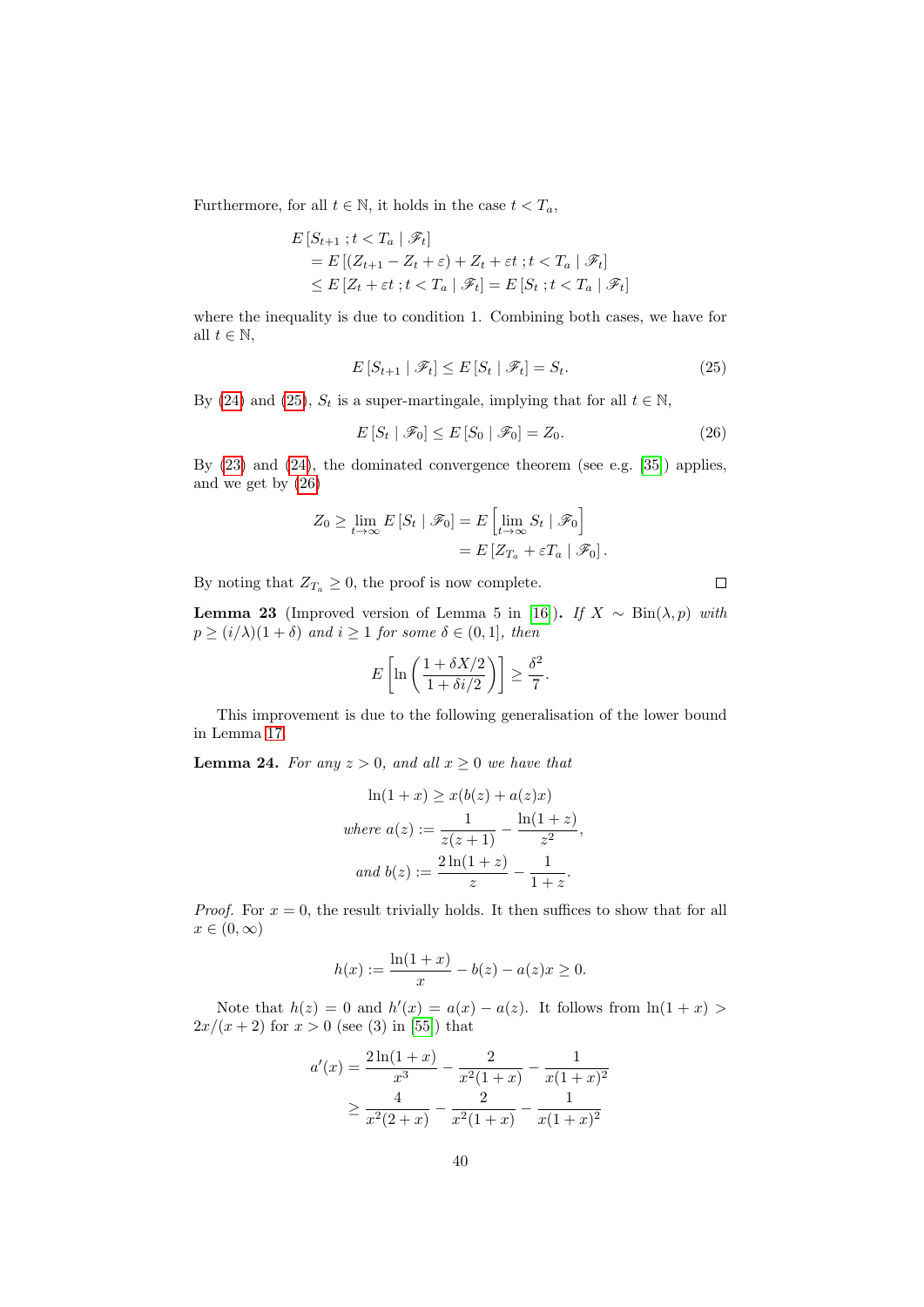Furthermore, for all $t \in \mathbb{N}$, it holds in the case $t < T_a$,

$$
\begin{aligned}
&E\left[S_{t+1} \,; t < T_a \mid \mathscr{F}_t\right] \\
&= E\left[(Z_{t+1} - Z_t + \varepsilon) + Z_t + \varepsilon t \,; t < T_a \mid \mathscr{F}_t\right] \\
&\leq E\left[Z_t + \varepsilon t \,; t < T_a \mid \mathscr{F}_t\right] = E\left[S_t \,; t < T_a \mid \mathscr{F}_t\right]
\end{aligned}
$$

where the inequality is due to condition 1. Combining both cases, we have for all $t \in \mathbb{N}$,

$$
E\left[S_{t+1} \mid \mathscr{F}_t\right] \leq E\left[S_t \mid \mathscr{F}_t\right] = S_t. \tag{25}
$$

By (24) and (25), $S_t$ is a super-martingale, implying that for all $t \in \mathbb{N}$,

$$
E\left[S_t \mid \mathscr{F}_0\right] \leq E\left[S_0 \mid \mathscr{F}_0\right] = Z_0. \tag{26}
$$

By (23) and (24), the dominated convergence theorem (see e.g. [35]) applies, and we get by (26)

$$
\begin{aligned}
Z_0 \geq \lim_{t\to\infty} E\left[S_t \mid \mathscr{F}_0\right] &= E\left[\lim_{t\to\infty} S_t \mid \mathscr{F}_0\right] \\
&= E\left[Z_{T_a} + \varepsilon T_a \mid \mathscr{F}_0\right].
\end{aligned}
$$

By noting that $Z_{T_a} \geq 0$, the proof is now complete. □

**Lemma 23** (Improved version of Lemma 5 in [16])**.** *If $X \sim \text{Bin}(\lambda, p)$ with $p \geq (i/\lambda)(1+\delta)$ and $i \geq 1$ for some $\delta \in (0,1]$, then*

$$
E\left[\ln\left(\frac{1+\delta X/2}{1+\delta i/2}\right)\right] \geq \frac{\delta^2}{7}.
$$

This improvement is due to the following generalisation of the lower bound in Lemma 17.

**Lemma 24.** *For any $z > 0$, and all $x \geq 0$ we have that*

$$
\begin{aligned}
\ln(1+x) &\geq x(b(z) + a(z)x) \\
\text{where } a(z) &:= \frac{1}{z(z+1)} - \frac{\ln(1+z)}{z^2}, \\
\text{and } b(z) &:= \frac{2\ln(1+z)}{z} - \frac{1}{1+z}.
\end{aligned}
$$

*Proof.* For $x = 0$, the result trivially holds. It then suffices to show that for all $x \in (0, \infty)$

$$
h(x) := \frac{\ln(1+x)}{x} - b(z) - a(z)x \geq 0.
$$

Note that $h(z) = 0$ and $h'(x) = a(x) - a(z)$. It follows from $\ln(1+x) > 2x/(x+2)$ for $x > 0$ (see (3) in [55]) that

$$
\begin{aligned}
a'(x) &= \frac{2\ln(1+x)}{x^3} - \frac{2}{x^2(1+x)} - \frac{1}{x(1+x)^2} \\
&\geq \frac{4}{x^2(2+x)} - \frac{2}{x^2(1+x)} - \frac{1}{x(1+x)^2}
\end{aligned}
$$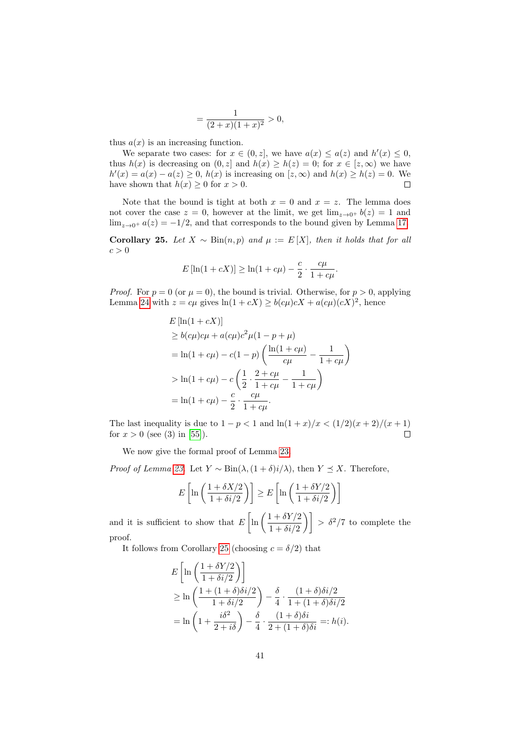$$= \frac{1}{(2+x)(1+x)^2} > 0,$$

thus $a(x)$ is an increasing function.

We separate two cases: for $x \in (0, z]$, we have $a(x) \le a(z)$ and $h'(x) \le 0$, thus $h(x)$ is decreasing on $(0, z]$ and $h(x) \ge h(z) = 0$; for $x \in [z, \infty)$ we have $h'(x) = a(x) - a(z) \ge 0$, $h(x)$ is increasing on $[z, \infty)$ and $h(x) \ge h(z) = 0$. We have shown that $h(x) \ge 0$ for $x > 0$. □

Note that the bound is tight at both $x = 0$ and $x = z$. The lemma does not cover the case $z = 0$, however at the limit, we get $\lim_{z \to 0^+} b(z) = 1$ and $\lim_{z \to 0^+} a(z) = -1/2$, and that corresponds to the bound given by Lemma 17.

**Corollary 25.** *Let $X \sim \mathrm{Bin}(n, p)$ and $\mu := E[X]$, then it holds that for all $c > 0$*

$$E[\ln(1 + cX)] \ge \ln(1 + c\mu) - \frac{c}{2} \cdot \frac{c\mu}{1 + c\mu}.$$

*Proof.* For $p = 0$ (or $\mu = 0$), the bound is trivial. Otherwise, for $p > 0$, applying Lemma 24 with $z = c\mu$ gives $\ln(1 + cX) \ge b(c\mu)cX + a(c\mu)(cX)^2$, hence

$$\begin{aligned}
&E[\ln(1 + cX)] \\
&\ge b(c\mu)c\mu + a(c\mu)c^2\mu(1 - p + \mu) \\
&= \ln(1 + c\mu) - c(1 - p)\left(\frac{\ln(1 + c\mu)}{c\mu} - \frac{1}{1 + c\mu}\right) \\
&> \ln(1 + c\mu) - c\left(\frac{1}{2} \cdot \frac{2 + c\mu}{1 + c\mu} - \frac{1}{1 + c\mu}\right) \\
&= \ln(1 + c\mu) - \frac{c}{2} \cdot \frac{c\mu}{1 + c\mu}.
\end{aligned}$$

The last inequality is due to $1 - p < 1$ and $\ln(1 + x)/x < (1/2)(x + 2)/(x + 1)$ for $x > 0$ (see (3) in [55]). □

We now give the formal proof of Lemma 23.

*Proof of Lemma 23.* Let $Y \sim \mathrm{Bin}(\lambda, (1 + \delta)i/\lambda)$, then $Y \preceq X$. Therefore,

$$E\left[\ln\left(\frac{1 + \delta X/2}{1 + \delta i/2}\right)\right] \ge E\left[\ln\left(\frac{1 + \delta Y/2}{1 + \delta i/2}\right)\right]$$

and it is sufficient to show that $E\left[\ln\left(\frac{1 + \delta Y/2}{1 + \delta i/2}\right)\right] > \delta^2/7$ to complete the proof.

It follows from Corollary 25 (choosing $c = \delta/2$) that

$$\begin{aligned}
&E\left[\ln\left(\frac{1 + \delta Y/2}{1 + \delta i/2}\right)\right] \\
&\ge \ln\left(\frac{1 + (1 + \delta)\delta i/2}{1 + \delta i/2}\right) - \frac{\delta}{4} \cdot \frac{(1 + \delta)\delta i/2}{1 + (1 + \delta)\delta i/2} \\
&= \ln\left(1 + \frac{i\delta^2}{2 + i\delta}\right) - \frac{\delta}{4} \cdot \frac{(1 + \delta)\delta i}{2 + (1 + \delta)\delta i} =: h(i).
\end{aligned}$$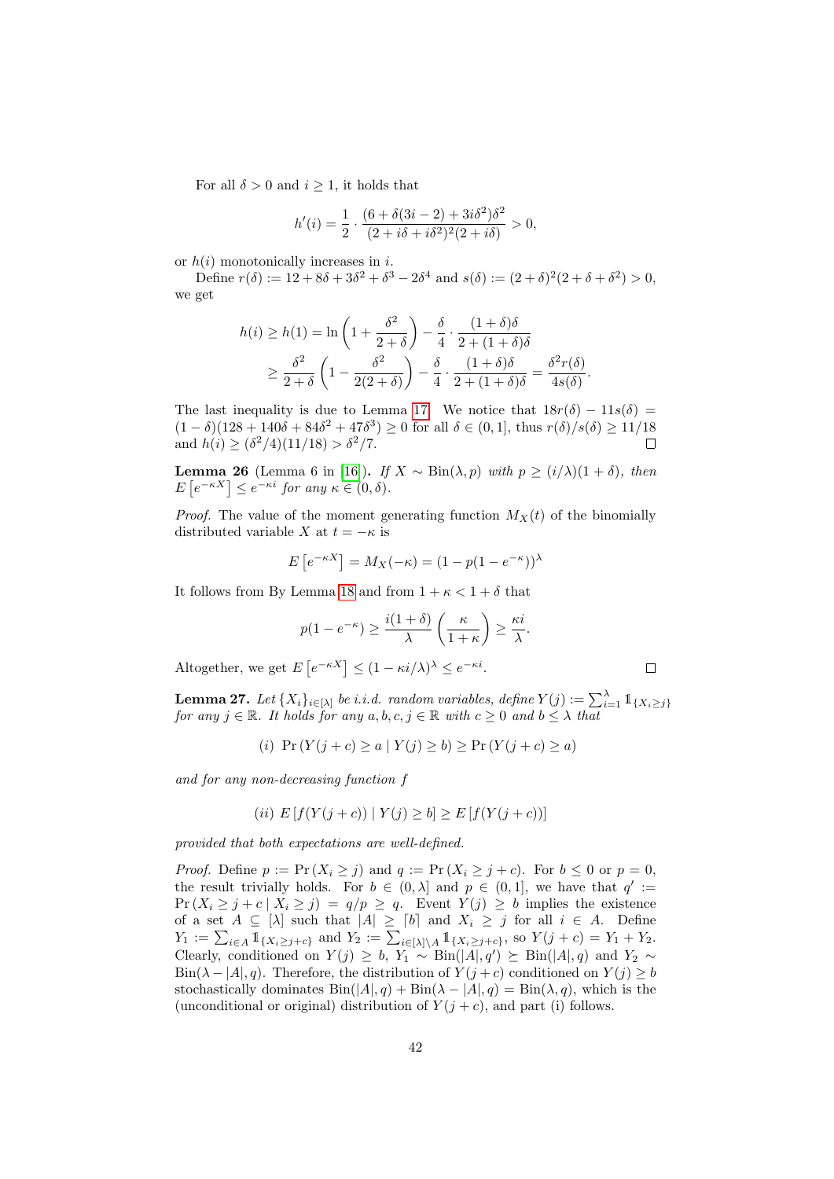For all $\delta > 0$ and $i \geq 1$, it holds that

$$h'(i) = \frac{1}{2} \cdot \frac{(6 + \delta(3i-2) + 3i\delta^2)\delta^2}{(2 + i\delta + i\delta^2)^2(2 + i\delta)} > 0,$$

or $h(i)$ monotonically increases in $i$.

Define $r(\delta) := 12 + 8\delta + 3\delta^2 + \delta^3 - 2\delta^4$ and $s(\delta) := (2+\delta)^2(2 + \delta + \delta^2) > 0$, we get

$$\begin{aligned} h(i) \geq h(1) &= \ln\left(1 + \frac{\delta^2}{2+\delta}\right) - \frac{\delta}{4} \cdot \frac{(1+\delta)\delta}{2 + (1+\delta)\delta} \\ &\geq \frac{\delta^2}{2+\delta}\left(1 - \frac{\delta^2}{2(2+\delta)}\right) - \frac{\delta}{4} \cdot \frac{(1+\delta)\delta}{2 + (1+\delta)\delta} = \frac{\delta^2 r(\delta)}{4s(\delta)}. \end{aligned}$$

The last inequality is due to Lemma 17. We notice that $18r(\delta) - 11s(\delta) = (1-\delta)(128 + 140\delta + 84\delta^2 + 47\delta^3) \geq 0$ for all $\delta \in (0,1]$, thus $r(\delta)/s(\delta) \geq 11/18$ and $h(i) \geq (\delta^2/4)(11/18) > \delta^2/7$. $\square$

**Lemma 26** (Lemma 6 in [16]). *If $X \sim \text{Bin}(\lambda, p)$ with $p \geq (i/\lambda)(1+\delta)$, then $E\left[e^{-\kappa X}\right] \leq e^{-\kappa i}$ for any $\kappa \in (0, \delta)$.*

*Proof.* The value of the moment generating function $M_X(t)$ of the binomially distributed variable $X$ at $t = -\kappa$ is

$$E\left[e^{-\kappa X}\right] = M_X(-\kappa) = (1 - p(1 - e^{-\kappa}))^\lambda$$

It follows from By Lemma 18 and from $1 + \kappa < 1 + \delta$ that

$$p(1 - e^{-\kappa}) \geq \frac{i(1+\delta)}{\lambda}\left(\frac{\kappa}{1+\kappa}\right) \geq \frac{\kappa i}{\lambda}.$$

Altogether, we get $E\left[e^{-\kappa X}\right] \leq (1 - \kappa i/\lambda)^\lambda \leq e^{-\kappa i}$. $\square$

**Lemma 27.** *Let $\{X_i\}_{i \in [\lambda]}$ be i.i.d. random variables, define $Y(j) := \sum_{i=1}^{\lambda} \mathbb{1}_{\{X_i \geq j\}}$ for any $j \in \mathbb{R}$. It holds for any $a, b, c, j \in \mathbb{R}$ with $c \geq 0$ and $b \leq \lambda$ that*

$$(i)\ \Pr\left(Y(j+c) \geq a \mid Y(j) \geq b\right) \geq \Pr\left(Y(j+c) \geq a\right)$$

*and for any non-decreasing function $f$*

$$(ii)\ E\left[f(Y(j+c)) \mid Y(j) \geq b\right] \geq E\left[f(Y(j+c))\right]$$

*provided that both expectations are well-defined.*

*Proof.* Define $p := \Pr(X_i \geq j)$ and $q := \Pr(X_i \geq j + c)$. For $b \leq 0$ or $p = 0$, the result trivially holds. For $b \in (0, \lambda]$ and $p \in (0,1]$, we have that $q' := \Pr(X_i \geq j + c \mid X_i \geq j) = q/p \geq q$. Event $Y(j) \geq b$ implies the existence of a set $A \subseteq [\lambda]$ such that $|A| \geq \lceil b \rceil$ and $X_i \geq j$ for all $i \in A$. Define $Y_1 := \sum_{i \in A} \mathbb{1}_{\{X_i \geq j+c\}}$ and $Y_2 := \sum_{i \in [\lambda] \setminus A} \mathbb{1}_{\{X_i \geq j+c\}}$, so $Y(j+c) = Y_1 + Y_2$. Clearly, conditioned on $Y(j) \geq b$, $Y_1 \sim \text{Bin}(|A|, q') \succeq \text{Bin}(|A|, q)$ and $Y_2 \sim \text{Bin}(\lambda - |A|, q)$. Therefore, the distribution of $Y(j+c)$ conditioned on $Y(j) \geq b$ stochastically dominates $\text{Bin}(|A|, q) + \text{Bin}(\lambda - |A|, q) = \text{Bin}(\lambda, q)$, which is the (unconditional or original) distribution of $Y(j+c)$, and part (i) follows.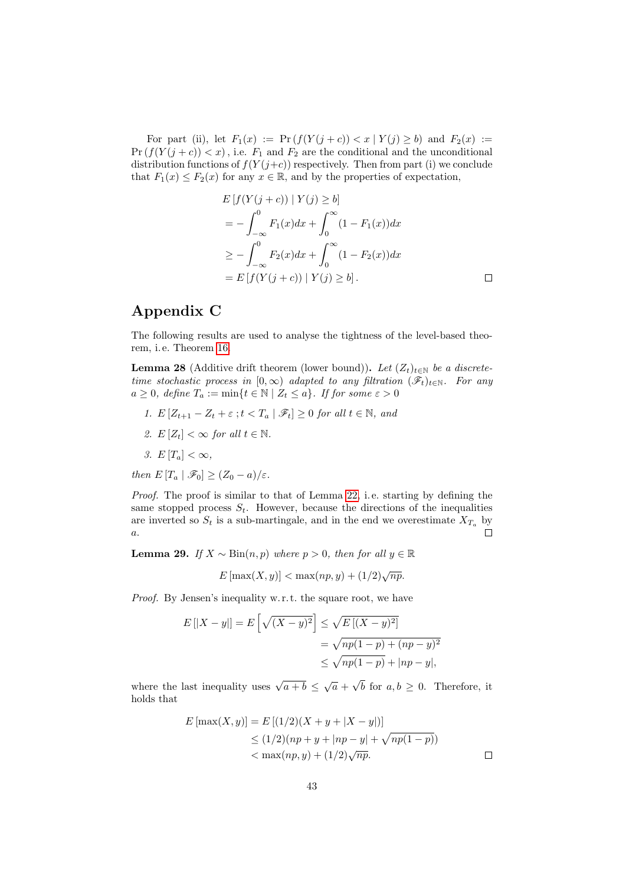For part (ii), let $F_1(x) := \Pr(f(Y(j+c)) < x \mid Y(j) \geq b)$ and $F_2(x) := \Pr(f(Y(j+c)) < x)$, i.e. $F_1$ and $F_2$ are the conditional and the unconditional distribution functions of $f(Y(j+c))$ respectively. Then from part (i) we conclude that $F_1(x) \leq F_2(x)$ for any $x \in \mathbb{R}$, and by the properties of expectation,

$$
\begin{aligned}
&E[f(Y(j+c)) \mid Y(j) \geq b] \\
&= -\int_{-\infty}^{0} F_1(x)dx + \int_{0}^{\infty} (1 - F_1(x))dx \\
&\geq -\int_{-\infty}^{0} F_2(x)dx + \int_{0}^{\infty} (1 - F_2(x))dx \\
&= E[f(Y(j+c)) \mid Y(j) \geq b].
\end{aligned}
$$

□

# Appendix C

The following results are used to analyse the tightness of the level-based theorem, i.e. Theorem 16.

**Lemma 28** (Additive drift theorem (lower bound))**.** *Let $(Z_t)_{t\in\mathbb{N}}$ be a discrete-time stochastic process in $[0, \infty)$ adapted to any filtration $(\mathscr{F}_t)_{t\in\mathbb{N}}$. For any $a \geq 0$, define $T_a := \min\{t \in \mathbb{N} \mid Z_t \leq a\}$. If for some $\varepsilon > 0$*

1. *$E[Z_{t+1} - Z_t + \varepsilon \,; t < T_a \mid \mathscr{F}_t] \geq 0$ for all $t \in \mathbb{N}$, and*
2. *$E[Z_t] < \infty$ for all $t \in \mathbb{N}$.*
3. *$E[T_a] < \infty$,*

*then $E[T_a \mid \mathscr{F}_0] \geq (Z_0 - a)/\varepsilon$.*

*Proof.* The proof is similar to that of Lemma 22, i.e. starting by defining the same stopped process $S_t$. However, because the directions of the inequalities are inverted so $S_t$ is a sub-martingale, and in the end we overestimate $X_{T_a}$ by $a$. □

**Lemma 29.** *If $X \sim \mathrm{Bin}(n, p)$ where $p > 0$, then for all $y \in \mathbb{R}$*

$$E[\max(X, y)] < \max(np, y) + (1/2)\sqrt{np}.$$

*Proof.* By Jensen's inequality w.r.t. the square root, we have

$$
\begin{aligned}
E[|X - y|] = E\left[\sqrt{(X - y)^2}\right] &\leq \sqrt{E[(X - y)^2]} \\
&= \sqrt{np(1-p) + (np - y)^2} \\
&\leq \sqrt{np(1-p)} + |np - y|,
\end{aligned}
$$

where the last inequality uses $\sqrt{a+b} \leq \sqrt{a} + \sqrt{b}$ for $a, b \geq 0$. Therefore, it holds that

$$
\begin{aligned}
E[\max(X, y)] &= E[(1/2)(X + y + |X - y|)] \\
&\leq (1/2)(np + y + |np - y| + \sqrt{np(1-p)}) \\
&< \max(np, y) + (1/2)\sqrt{np}.
\end{aligned}
$$

□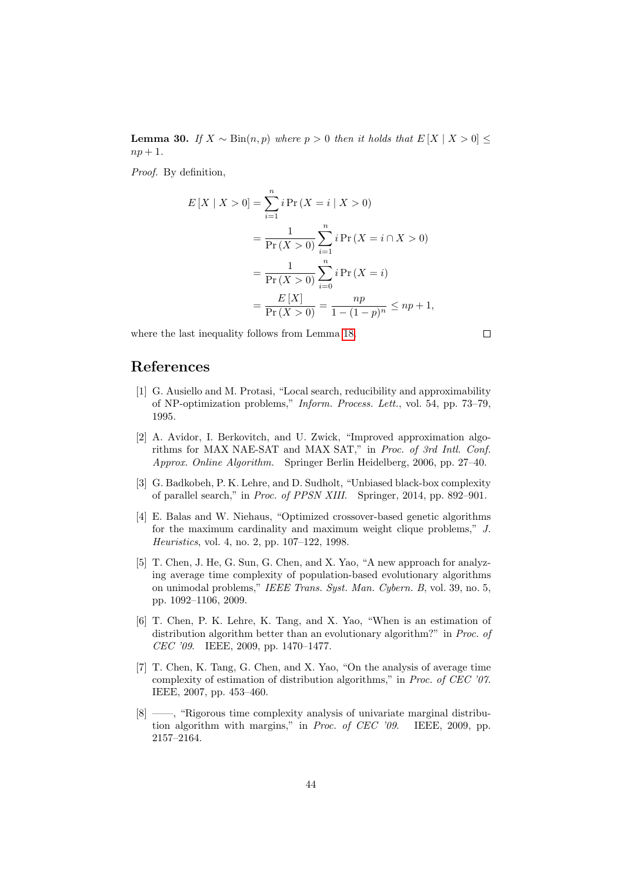**Lemma 30.** *If $X \sim \mathrm{Bin}(n, p)$ where $p > 0$ then it holds that $E[X \mid X > 0] \leq np + 1$.*

*Proof.* By definition,

$$
\begin{aligned}
E[X \mid X > 0] &= \sum_{i=1}^{n} i \Pr(X = i \mid X > 0) \\
&= \frac{1}{\Pr(X > 0)} \sum_{i=1}^{n} i \Pr(X = i \cap X > 0) \\
&= \frac{1}{\Pr(X > 0)} \sum_{i=0}^{n} i \Pr(X = i) \\
&= \frac{E[X]}{\Pr(X > 0)} = \frac{np}{1 - (1-p)^n} \leq np + 1,
\end{aligned}
$$

where the last inequality follows from Lemma 18. □

## References

[1] G. Ausiello and M. Protasi, "Local search, reducibility and approximability of NP-optimization problems," *Inform. Process. Lett.*, vol. 54, pp. 73–79, 1995.

[2] A. Avidor, I. Berkovitch, and U. Zwick, "Improved approximation algorithms for MAX NAE-SAT and MAX SAT," in *Proc. of 3rd Intl. Conf. Approx. Online Algorithm.* Springer Berlin Heidelberg, 2006, pp. 27–40.

[3] G. Badkobeh, P. K. Lehre, and D. Sudholt, "Unbiased black-box complexity of parallel search," in *Proc. of PPSN XIII.* Springer, 2014, pp. 892–901.

[4] E. Balas and W. Niehaus, "Optimized crossover-based genetic algorithms for the maximum cardinality and maximum weight clique problems," *J. Heuristics*, vol. 4, no. 2, pp. 107–122, 1998.

[5] T. Chen, J. He, G. Sun, G. Chen, and X. Yao, "A new approach for analyzing average time complexity of population-based evolutionary algorithms on unimodal problems," *IEEE Trans. Syst. Man. Cybern. B*, vol. 39, no. 5, pp. 1092–1106, 2009.

[6] T. Chen, P. K. Lehre, K. Tang, and X. Yao, "When is an estimation of distribution algorithm better than an evolutionary algorithm?" in *Proc. of CEC '09.* IEEE, 2009, pp. 1470–1477.

[7] T. Chen, K. Tang, G. Chen, and X. Yao, "On the analysis of average time complexity of estimation of distribution algorithms," in *Proc. of CEC '07.* IEEE, 2007, pp. 453–460.

[8] ——, "Rigorous time complexity analysis of univariate marginal distribution algorithm with margins," in *Proc. of CEC '09.* IEEE, 2009, pp. 2157–2164.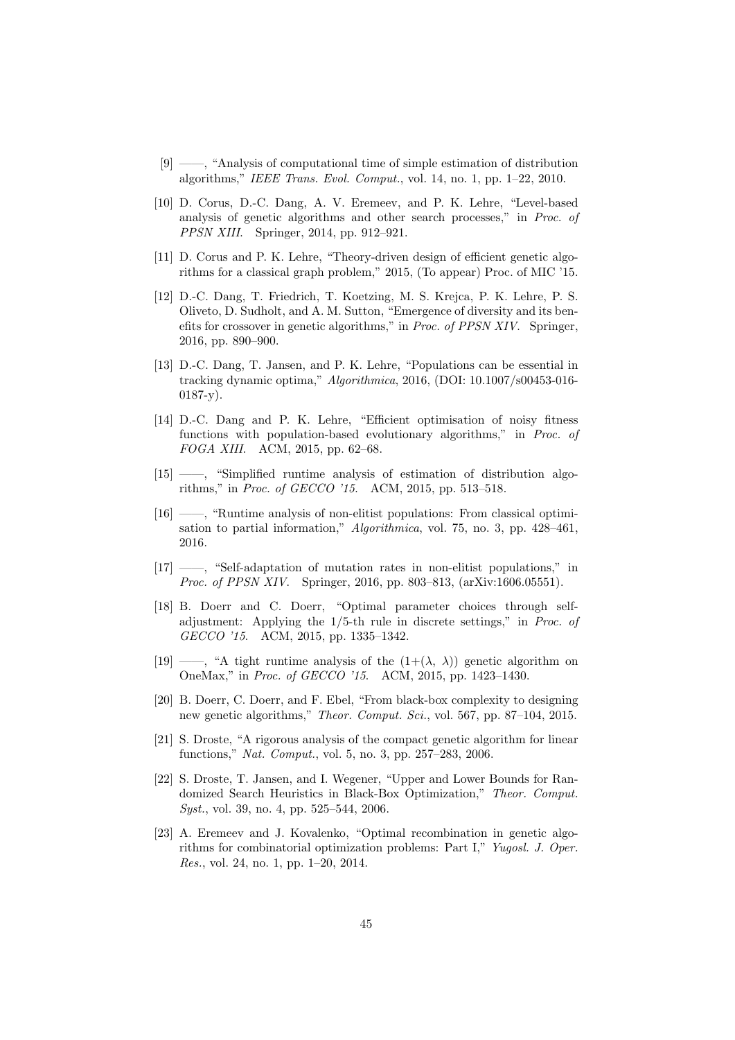[9] ——, "Analysis of computational time of simple estimation of distribution algorithms," *IEEE Trans. Evol. Comput.*, vol. 14, no. 1, pp. 1–22, 2010.

[10] D. Corus, D.-C. Dang, A. V. Eremeev, and P. K. Lehre, "Level-based analysis of genetic algorithms and other search processes," in *Proc. of PPSN XIII*. Springer, 2014, pp. 912–921.

[11] D. Corus and P. K. Lehre, "Theory-driven design of efficient genetic algorithms for a classical graph problem," 2015, (To appear) Proc. of MIC '15.

[12] D.-C. Dang, T. Friedrich, T. Koetzing, M. S. Krejca, P. K. Lehre, P. S. Oliveto, D. Sudholt, and A. M. Sutton, "Emergence of diversity and its benefits for crossover in genetic algorithms," in *Proc. of PPSN XIV*. Springer, 2016, pp. 890–900.

[13] D.-C. Dang, T. Jansen, and P. K. Lehre, "Populations can be essential in tracking dynamic optima," *Algorithmica*, 2016, (DOI: 10.1007/s00453-016-0187-y).

[14] D.-C. Dang and P. K. Lehre, "Efficient optimisation of noisy fitness functions with population-based evolutionary algorithms," in *Proc. of FOGA XIII*. ACM, 2015, pp. 62–68.

[15] ——, "Simplified runtime analysis of estimation of distribution algorithms," in *Proc. of GECCO '15*. ACM, 2015, pp. 513–518.

[16] ——, "Runtime analysis of non-elitist populations: From classical optimisation to partial information," *Algorithmica*, vol. 75, no. 3, pp. 428–461, 2016.

[17] ——, "Self-adaptation of mutation rates in non-elitist populations," in *Proc. of PPSN XIV*. Springer, 2016, pp. 803–813, (arXiv:1606.05551).

[18] B. Doerr and C. Doerr, "Optimal parameter choices through self-adjustment: Applying the 1/5-th rule in discrete settings," in *Proc. of GECCO '15*. ACM, 2015, pp. 1335–1342.

[19] ——, "A tight runtime analysis of the $(1+(\lambda,\ \lambda))$ genetic algorithm on OneMax," in *Proc. of GECCO '15*. ACM, 2015, pp. 1423–1430.

[20] B. Doerr, C. Doerr, and F. Ebel, "From black-box complexity to designing new genetic algorithms," *Theor. Comput. Sci.*, vol. 567, pp. 87–104, 2015.

[21] S. Droste, "A rigorous analysis of the compact genetic algorithm for linear functions," *Nat. Comput.*, vol. 5, no. 3, pp. 257–283, 2006.

[22] S. Droste, T. Jansen, and I. Wegener, "Upper and Lower Bounds for Randomized Search Heuristics in Black-Box Optimization," *Theor. Comput. Syst.*, vol. 39, no. 4, pp. 525–544, 2006.

[23] A. Eremeev and J. Kovalenko, "Optimal recombination in genetic algorithms for combinatorial optimization problems: Part I," *Yugosl. J. Oper. Res.*, vol. 24, no. 1, pp. 1–20, 2014.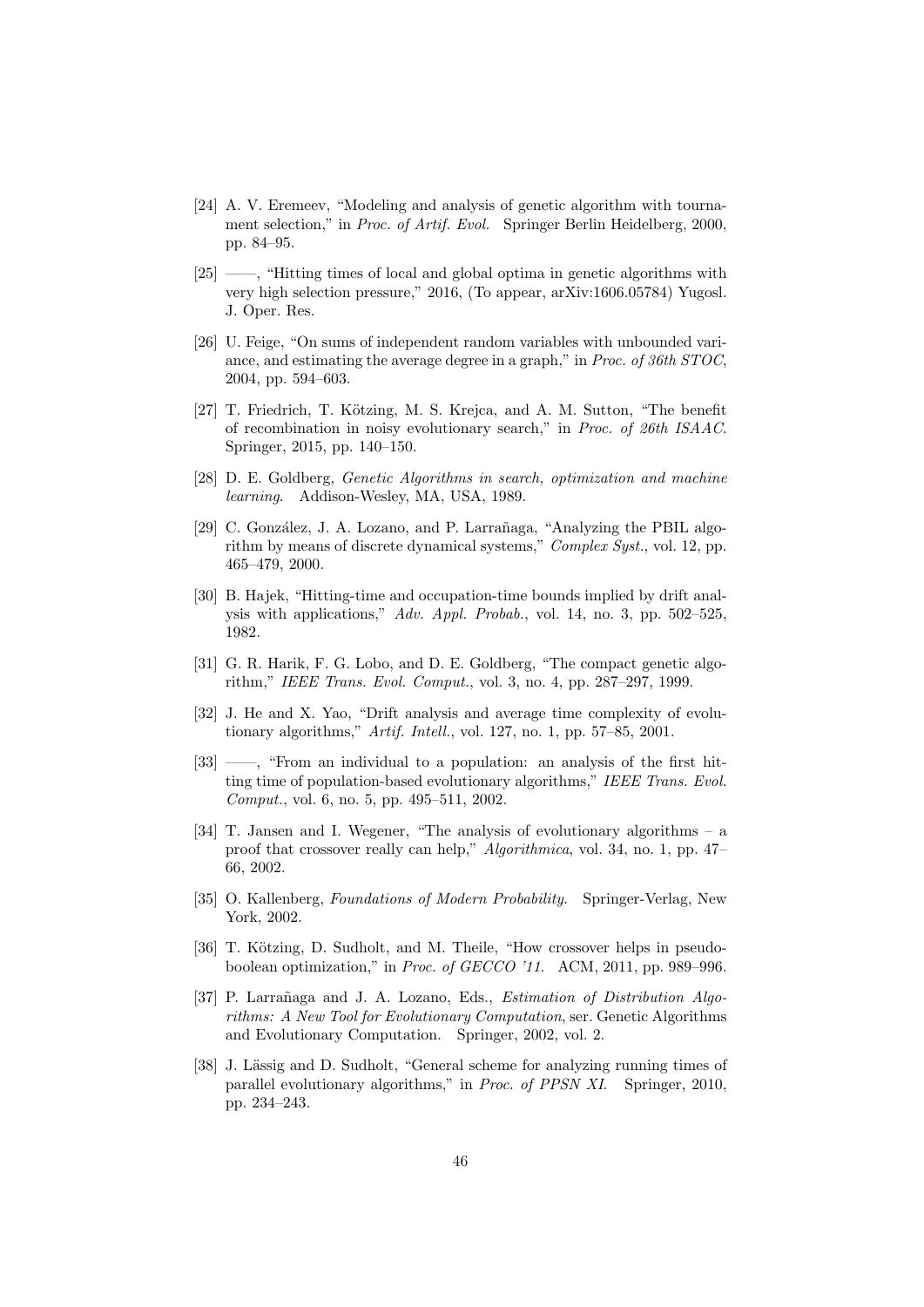[24] A. V. Eremeev, "Modeling and analysis of genetic algorithm with tournament selection," in *Proc. of Artif. Evol.* Springer Berlin Heidelberg, 2000, pp. 84–95.

[25] ——, "Hitting times of local and global optima in genetic algorithms with very high selection pressure," 2016, (To appear, arXiv:1606.05784) Yugosl. J. Oper. Res.

[26] U. Feige, "On sums of independent random variables with unbounded variance, and estimating the average degree in a graph," in *Proc. of 36th STOC*, 2004, pp. 594–603.

[27] T. Friedrich, T. Kötzing, M. S. Krejca, and A. M. Sutton, "The benefit of recombination in noisy evolutionary search," in *Proc. of 26th ISAAC*. Springer, 2015, pp. 140–150.

[28] D. E. Goldberg, *Genetic Algorithms in search, optimization and machine learning*. Addison-Wesley, MA, USA, 1989.

[29] C. González, J. A. Lozano, and P. Larrañaga, "Analyzing the PBIL algorithm by means of discrete dynamical systems," *Complex Syst.*, vol. 12, pp. 465–479, 2000.

[30] B. Hajek, "Hitting-time and occupation-time bounds implied by drift analysis with applications," *Adv. Appl. Probab.*, vol. 14, no. 3, pp. 502–525, 1982.

[31] G. R. Harik, F. G. Lobo, and D. E. Goldberg, "The compact genetic algorithm," *IEEE Trans. Evol. Comput.*, vol. 3, no. 4, pp. 287–297, 1999.

[32] J. He and X. Yao, "Drift analysis and average time complexity of evolutionary algorithms," *Artif. Intell.*, vol. 127, no. 1, pp. 57–85, 2001.

[33] ——, "From an individual to a population: an analysis of the first hitting time of population-based evolutionary algorithms," *IEEE Trans. Evol. Comput.*, vol. 6, no. 5, pp. 495–511, 2002.

[34] T. Jansen and I. Wegener, "The analysis of evolutionary algorithms – a proof that crossover really can help," *Algorithmica*, vol. 34, no. 1, pp. 47–66, 2002.

[35] O. Kallenberg, *Foundations of Modern Probability*. Springer-Verlag, New York, 2002.

[36] T. Kötzing, D. Sudholt, and M. Theile, "How crossover helps in pseudo-boolean optimization," in *Proc. of GECCO '11*. ACM, 2011, pp. 989–996.

[37] P. Larrañaga and J. A. Lozano, Eds., *Estimation of Distribution Algorithms: A New Tool for Evolutionary Computation*, ser. Genetic Algorithms and Evolutionary Computation. Springer, 2002, vol. 2.

[38] J. Lässig and D. Sudholt, "General scheme for analyzing running times of parallel evolutionary algorithms," in *Proc. of PPSN XI*. Springer, 2010, pp. 234–243.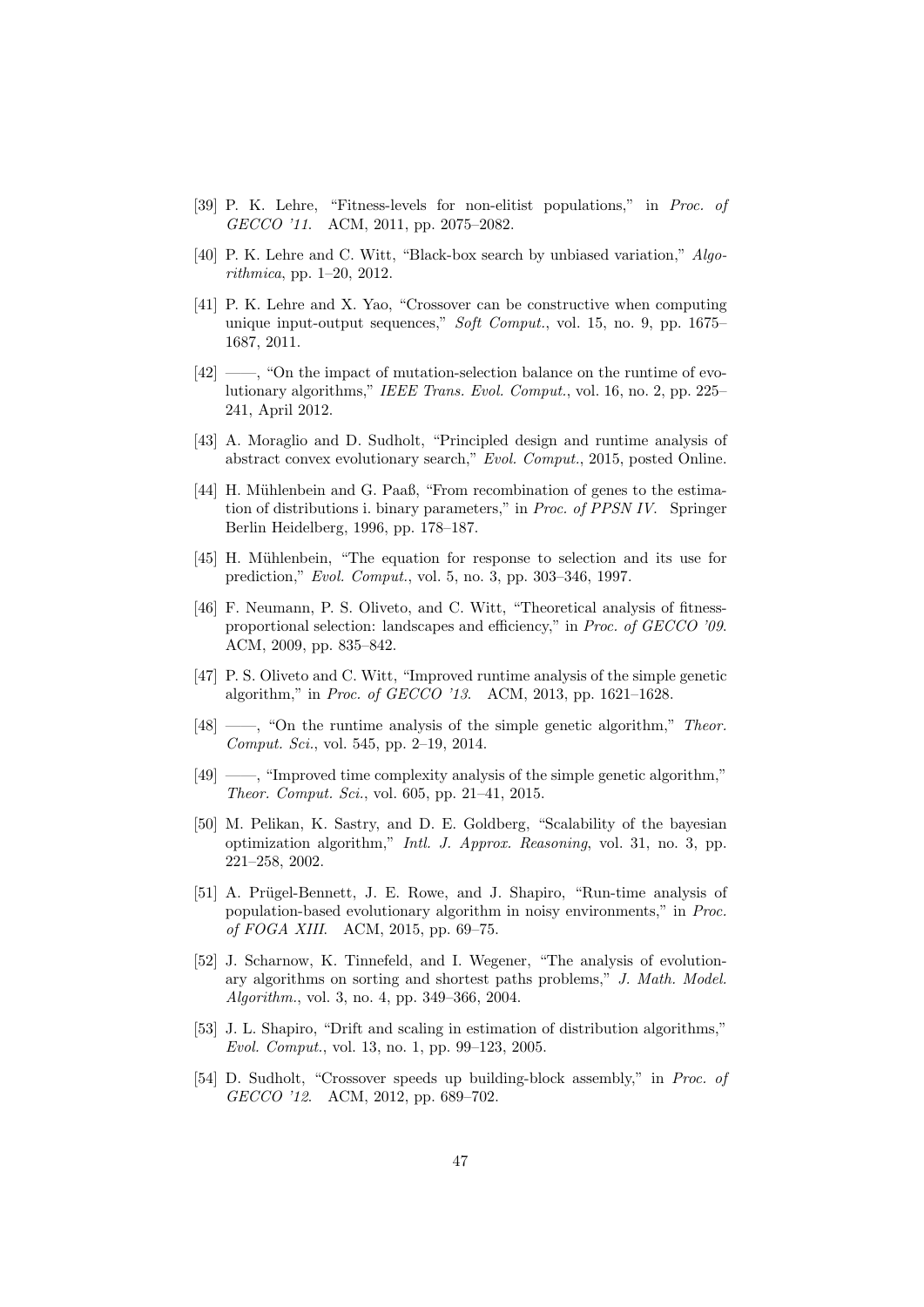[39] P. K. Lehre, "Fitness-levels for non-elitist populations," in *Proc. of GECCO '11*. ACM, 2011, pp. 2075–2082.

[40] P. K. Lehre and C. Witt, "Black-box search by unbiased variation," *Algorithmica*, pp. 1–20, 2012.

[41] P. K. Lehre and X. Yao, "Crossover can be constructive when computing unique input-output sequences," *Soft Comput.*, vol. 15, no. 9, pp. 1675–1687, 2011.

[42] ——, "On the impact of mutation-selection balance on the runtime of evolutionary algorithms," *IEEE Trans. Evol. Comput.*, vol. 16, no. 2, pp. 225–241, April 2012.

[43] A. Moraglio and D. Sudholt, "Principled design and runtime analysis of abstract convex evolutionary search," *Evol. Comput.*, 2015, posted Online.

[44] H. Mühlenbein and G. Paaß, "From recombination of genes to the estimation of distributions i. binary parameters," in *Proc. of PPSN IV*. Springer Berlin Heidelberg, 1996, pp. 178–187.

[45] H. Mühlenbein, "The equation for response to selection and its use for prediction," *Evol. Comput.*, vol. 5, no. 3, pp. 303–346, 1997.

[46] F. Neumann, P. S. Oliveto, and C. Witt, "Theoretical analysis of fitness-proportional selection: landscapes and efficiency," in *Proc. of GECCO '09*. ACM, 2009, pp. 835–842.

[47] P. S. Oliveto and C. Witt, "Improved runtime analysis of the simple genetic algorithm," in *Proc. of GECCO '13*. ACM, 2013, pp. 1621–1628.

[48] ——, "On the runtime analysis of the simple genetic algorithm," *Theor. Comput. Sci.*, vol. 545, pp. 2–19, 2014.

[49] ——, "Improved time complexity analysis of the simple genetic algorithm," *Theor. Comput. Sci.*, vol. 605, pp. 21–41, 2015.

[50] M. Pelikan, K. Sastry, and D. E. Goldberg, "Scalability of the bayesian optimization algorithm," *Intl. J. Approx. Reasoning*, vol. 31, no. 3, pp. 221–258, 2002.

[51] A. Prügel-Bennett, J. E. Rowe, and J. Shapiro, "Run-time analysis of population-based evolutionary algorithm in noisy environments," in *Proc. of FOGA XIII*. ACM, 2015, pp. 69–75.

[52] J. Scharnow, K. Tinnefeld, and I. Wegener, "The analysis of evolutionary algorithms on sorting and shortest paths problems," *J. Math. Model. Algorithm.*, vol. 3, no. 4, pp. 349–366, 2004.

[53] J. L. Shapiro, "Drift and scaling in estimation of distribution algorithms," *Evol. Comput.*, vol. 13, no. 1, pp. 99–123, 2005.

[54] D. Sudholt, "Crossover speeds up building-block assembly," in *Proc. of GECCO '12*. ACM, 2012, pp. 689–702.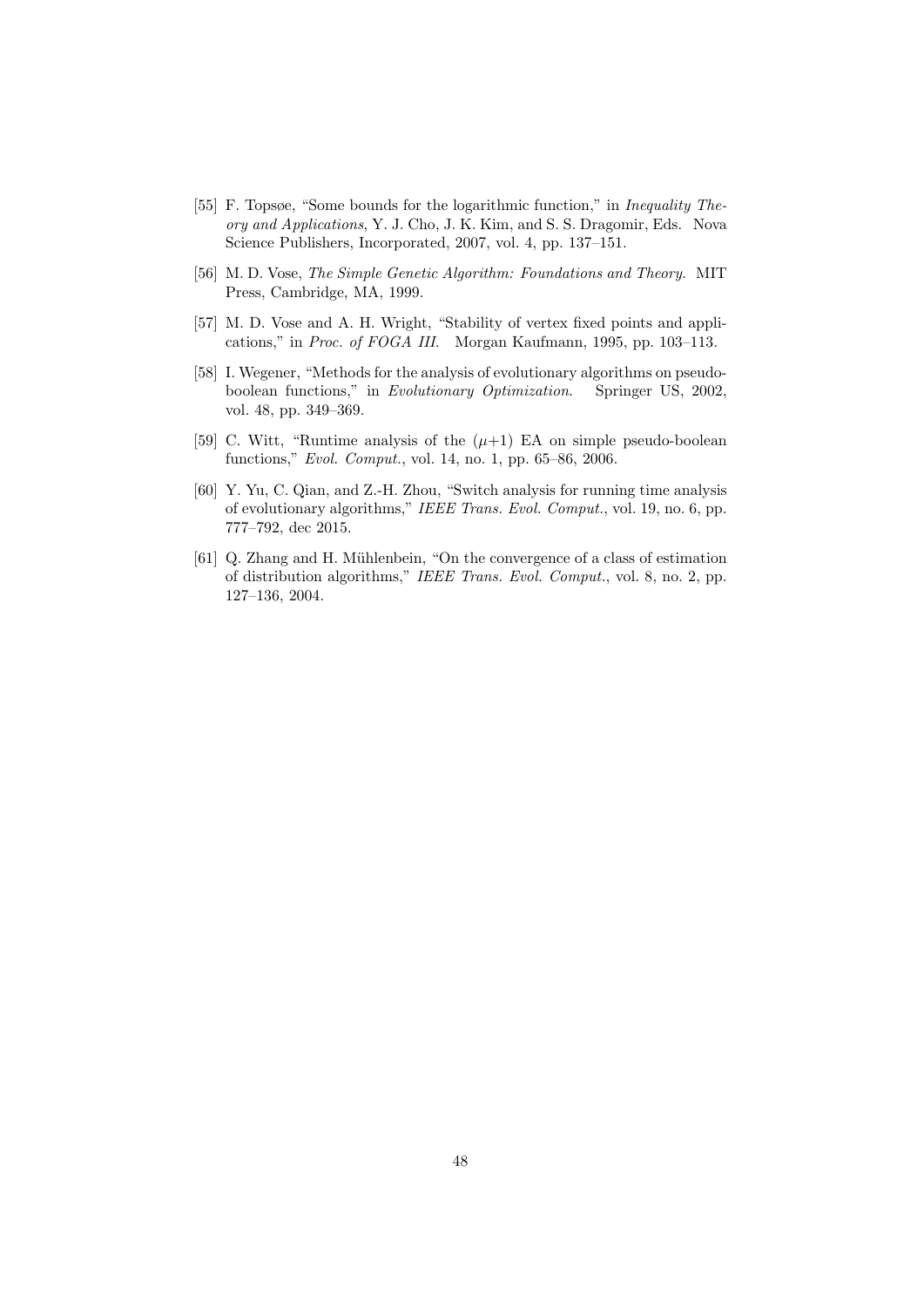[55] F. Topsøe, "Some bounds for the logarithmic function," in *Inequality Theory and Applications*, Y. J. Cho, J. K. Kim, and S. S. Dragomir, Eds. Nova Science Publishers, Incorporated, 2007, vol. 4, pp. 137–151.

[56] M. D. Vose, *The Simple Genetic Algorithm: Foundations and Theory*. MIT Press, Cambridge, MA, 1999.

[57] M. D. Vose and A. H. Wright, "Stability of vertex fixed points and applications," in *Proc. of FOGA III*. Morgan Kaufmann, 1995, pp. 103–113.

[58] I. Wegener, "Methods for the analysis of evolutionary algorithms on pseudo-boolean functions," in *Evolutionary Optimization*. Springer US, 2002, vol. 48, pp. 349–369.

[59] C. Witt, "Runtime analysis of the $(\mu{+}1)$ EA on simple pseudo-boolean functions," *Evol. Comput.*, vol. 14, no. 1, pp. 65–86, 2006.

[60] Y. Yu, C. Qian, and Z.-H. Zhou, "Switch analysis for running time analysis of evolutionary algorithms," *IEEE Trans. Evol. Comput.*, vol. 19, no. 6, pp. 777–792, dec 2015.

[61] Q. Zhang and H. Mühlenbein, "On the convergence of a class of estimation of distribution algorithms," *IEEE Trans. Evol. Comput.*, vol. 8, no. 2, pp. 127–136, 2004.